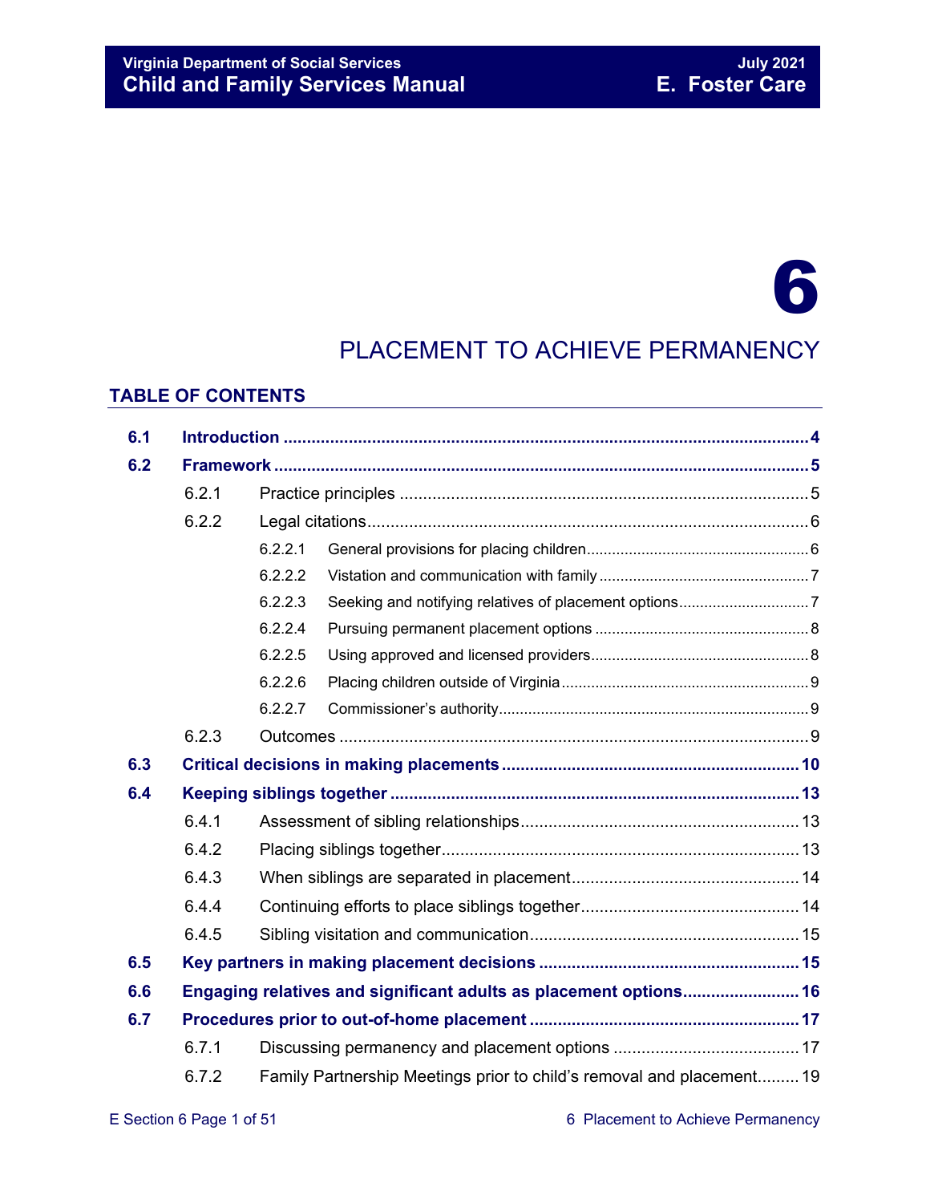# 6

# PLACEMENT TO ACHIEVE PERMANENCY

## TABLE OF CONTENTS

| | | | |
|---|---|---|---|
| **6.1** | **Introduction** | | **4** |
| **6.2** | **Framework** | | **5** |
| | 6.2.1 | Practice principles | 5 |
| | 6.2.2 | Legal citations | 6 |
| | 6.2.2.1 | General provisions for placing children | 6 |
| | 6.2.2.2 | Vistation and communication with family | 7 |
| | 6.2.2.3 | Seeking and notifying relatives of placement options | 7 |
| | 6.2.2.4 | Pursuing permanent placement options | 8 |
| | 6.2.2.5 | Using approved and licensed providers | 8 |
| | 6.2.2.6 | Placing children outside of Virginia | 9 |
| | 6.2.2.7 | Commissioner's authority | 9 |
| | 6.2.3 | Outcomes | 9 |
| **6.3** | **Critical decisions in making placements** | | **10** |
| **6.4** | **Keeping siblings together** | | **13** |
| | 6.4.1 | Assessment of sibling relationships | 13 |
| | 6.4.2 | Placing siblings together | 13 |
| | 6.4.3 | When siblings are separated in placement | 14 |
| | 6.4.4 | Continuing efforts to place siblings together | 14 |
| | 6.4.5 | Sibling visitation and communication | 15 |
| **6.5** | **Key partners in making placement decisions** | | **15** |
| **6.6** | **Engaging relatives and significant adults as placement options** | | **16** |
| **6.7** | **Procedures prior to out-of-home placement** | | **17** |
| | 6.7.1 | Discussing permanency and placement options | 17 |
| | 6.7.2 | Family Partnership Meetings prior to child's removal and placement | 19 |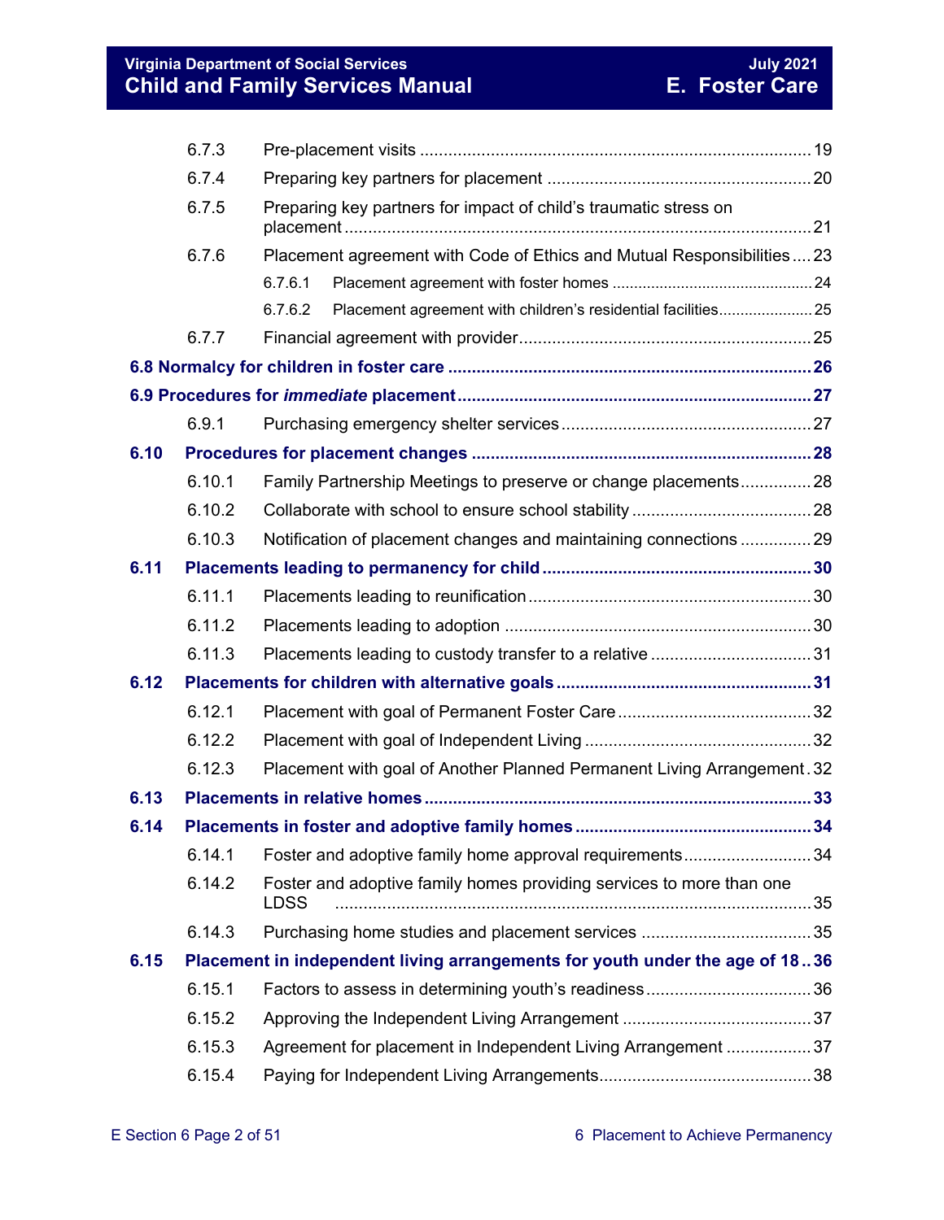| | | |
|---|---|---|
| 6.7.3 | Pre-placement visits | 19 |
| 6.7.4 | Preparing key partners for placement | 20 |
| 6.7.5 | Preparing key partners for impact of child's traumatic stress on placement | 21 |
| 6.7.6 | Placement agreement with Code of Ethics and Mutual Responsibilities | 23 |
| 6.7.6.1 | Placement agreement with foster homes | 24 |
| 6.7.6.2 | Placement agreement with children's residential facilities | 25 |
| 6.7.7 | Financial agreement with provider | 25 |
| **6.8** | **Normalcy for children in foster care** | **26** |
| **6.9** | **Procedures for *immediate* placement** | **27** |
| 6.9.1 | Purchasing emergency shelter services | 27 |
| **6.10** | **Procedures for placement changes** | **28** |
| 6.10.1 | Family Partnership Meetings to preserve or change placements | 28 |
| 6.10.2 | Collaborate with school to ensure school stability | 28 |
| 6.10.3 | Notification of placement changes and maintaining connections | 29 |
| **6.11** | **Placements leading to permanency for child** | **30** |
| 6.11.1 | Placements leading to reunification | 30 |
| 6.11.2 | Placements leading to adoption | 30 |
| 6.11.3 | Placements leading to custody transfer to a relative | 31 |
| **6.12** | **Placements for children with alternative goals** | **31** |
| 6.12.1 | Placement with goal of Permanent Foster Care | 32 |
| 6.12.2 | Placement with goal of Independent Living | 32 |
| 6.12.3 | Placement with goal of Another Planned Permanent Living Arrangement | 32 |
| **6.13** | **Placements in relative homes** | **33** |
| **6.14** | **Placements in foster and adoptive family homes** | **34** |
| 6.14.1 | Foster and adoptive family home approval requirements | 34 |
| 6.14.2 | Foster and adoptive family homes providing services to more than one LDSS | 35 |
| 6.14.3 | Purchasing home studies and placement services | 35 |
| **6.15** | **Placement in independent living arrangements for youth under the age of 18** | **36** |
| 6.15.1 | Factors to assess in determining youth's readiness | 36 |
| 6.15.2 | Approving the Independent Living Arrangement | 37 |
| 6.15.3 | Agreement for placement in Independent Living Arrangement | 37 |
| 6.15.4 | Paying for Independent Living Arrangements | 38 |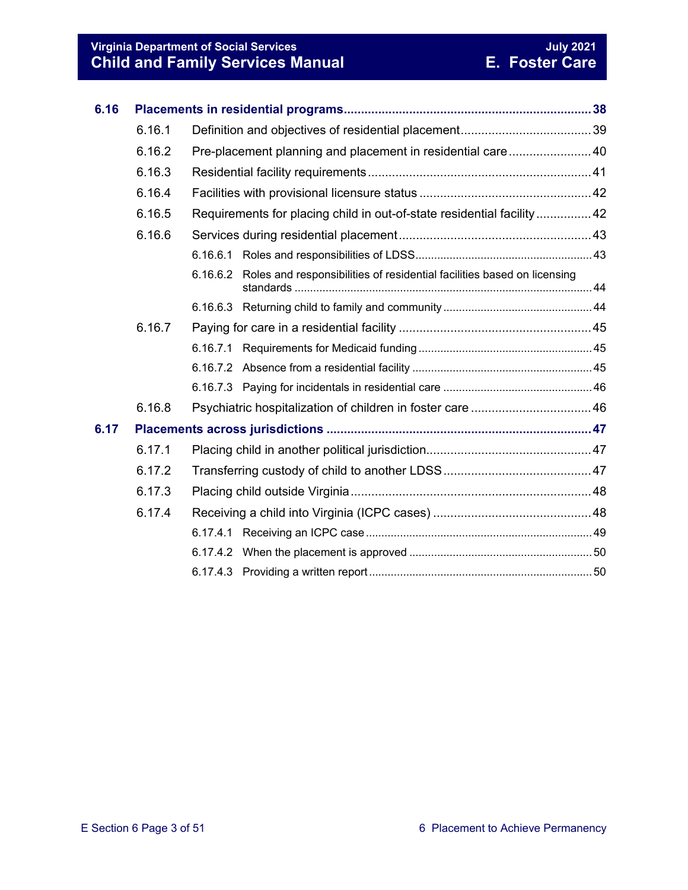**6.16 Placements in residential programs** ........ 38

- 6.16.1 Definition and objectives of residential placement ........ 39
- 6.16.2 Pre-placement planning and placement in residential care ........ 40
- 6.16.3 Residential facility requirements ........ 41
- 6.16.4 Facilities with provisional licensure status ........ 42
- 6.16.5 Requirements for placing child in out-of-state residential facility ........ 42
- 6.16.6 Services during residential placement ........ 43
  - 6.16.6.1 Roles and responsibilities of LDSS ........ 43
  - 6.16.6.2 Roles and responsibilities of residential facilities based on licensing standards ........ 44
  - 6.16.6.3 Returning child to family and community ........ 44
- 6.16.7 Paying for care in a residential facility ........ 45
  - 6.16.7.1 Requirements for Medicaid funding ........ 45
  - 6.16.7.2 Absence from a residential facility ........ 45
  - 6.16.7.3 Paying for incidentals in residential care ........ 46
- 6.16.8 Psychiatric hospitalization of children in foster care ........ 46

**6.17 Placements across jurisdictions** ........ 47

- 6.17.1 Placing child in another political jurisdiction ........ 47
- 6.17.2 Transferring custody of child to another LDSS ........ 47
- 6.17.3 Placing child outside Virginia ........ 48
- 6.17.4 Receiving a child into Virginia (ICPC cases) ........ 48
  - 6.17.4.1 Receiving an ICPC case ........ 49
  - 6.17.4.2 When the placement is approved ........ 50
  - 6.17.4.3 Providing a written report ........ 50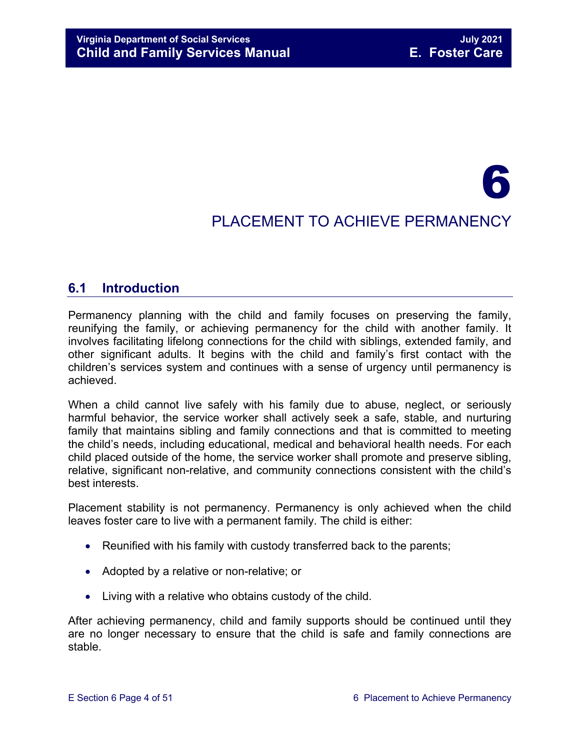# 6

# PLACEMENT TO ACHIEVE PERMANENCY

## 6.1 Introduction

Permanency planning with the child and family focuses on preserving the family, reunifying the family, or achieving permanency for the child with another family. It involves facilitating lifelong connections for the child with siblings, extended family, and other significant adults. It begins with the child and family's first contact with the children's services system and continues with a sense of urgency until permanency is achieved.

When a child cannot live safely with his family due to abuse, neglect, or seriously harmful behavior, the service worker shall actively seek a safe, stable, and nurturing family that maintains sibling and family connections and that is committed to meeting the child's needs, including educational, medical and behavioral health needs. For each child placed outside of the home, the service worker shall promote and preserve sibling, relative, significant non-relative, and community connections consistent with the child's best interests.

Placement stability is not permanency. Permanency is only achieved when the child leaves foster care to live with a permanent family. The child is either:

- Reunified with his family with custody transferred back to the parents;
- Adopted by a relative or non-relative; or
- Living with a relative who obtains custody of the child.

After achieving permanency, child and family supports should be continued until they are no longer necessary to ensure that the child is safe and family connections are stable.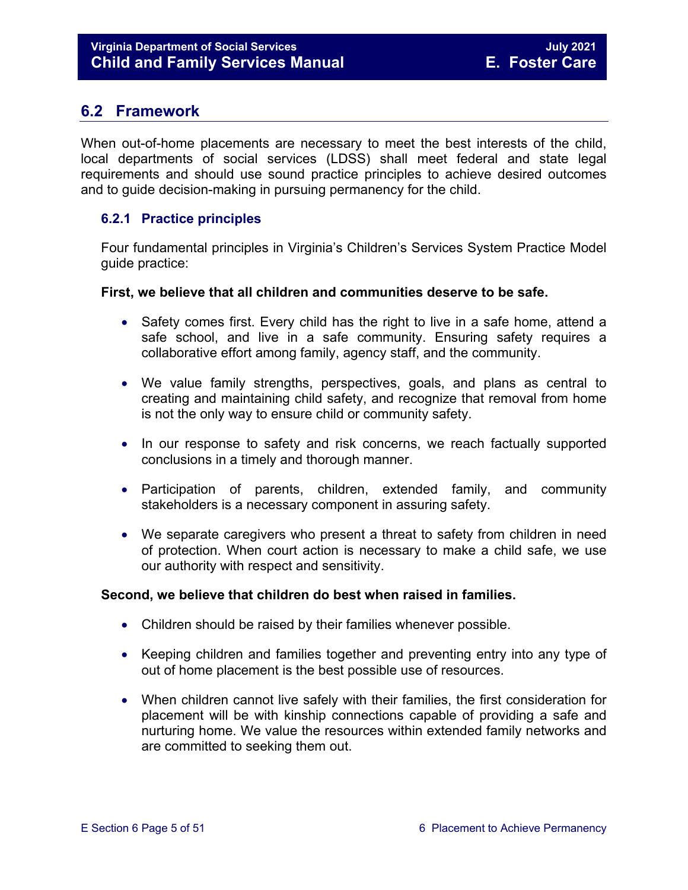## 6.2 Framework

When out-of-home placements are necessary to meet the best interests of the child, local departments of social services (LDSS) shall meet federal and state legal requirements and should use sound practice principles to achieve desired outcomes and to guide decision-making in pursuing permanency for the child.

### 6.2.1 Practice principles

Four fundamental principles in Virginia's Children's Services System Practice Model guide practice:

**First, we believe that all children and communities deserve to be safe.**

- Safety comes first. Every child has the right to live in a safe home, attend a safe school, and live in a safe community. Ensuring safety requires a collaborative effort among family, agency staff, and the community.
- We value family strengths, perspectives, goals, and plans as central to creating and maintaining child safety, and recognize that removal from home is not the only way to ensure child or community safety.
- In our response to safety and risk concerns, we reach factually supported conclusions in a timely and thorough manner.
- Participation of parents, children, extended family, and community stakeholders is a necessary component in assuring safety.
- We separate caregivers who present a threat to safety from children in need of protection. When court action is necessary to make a child safe, we use our authority with respect and sensitivity.

**Second, we believe that children do best when raised in families.**

- Children should be raised by their families whenever possible.
- Keeping children and families together and preventing entry into any type of out of home placement is the best possible use of resources.
- When children cannot live safely with their families, the first consideration for placement will be with kinship connections capable of providing a safe and nurturing home. We value the resources within extended family networks and are committed to seeking them out.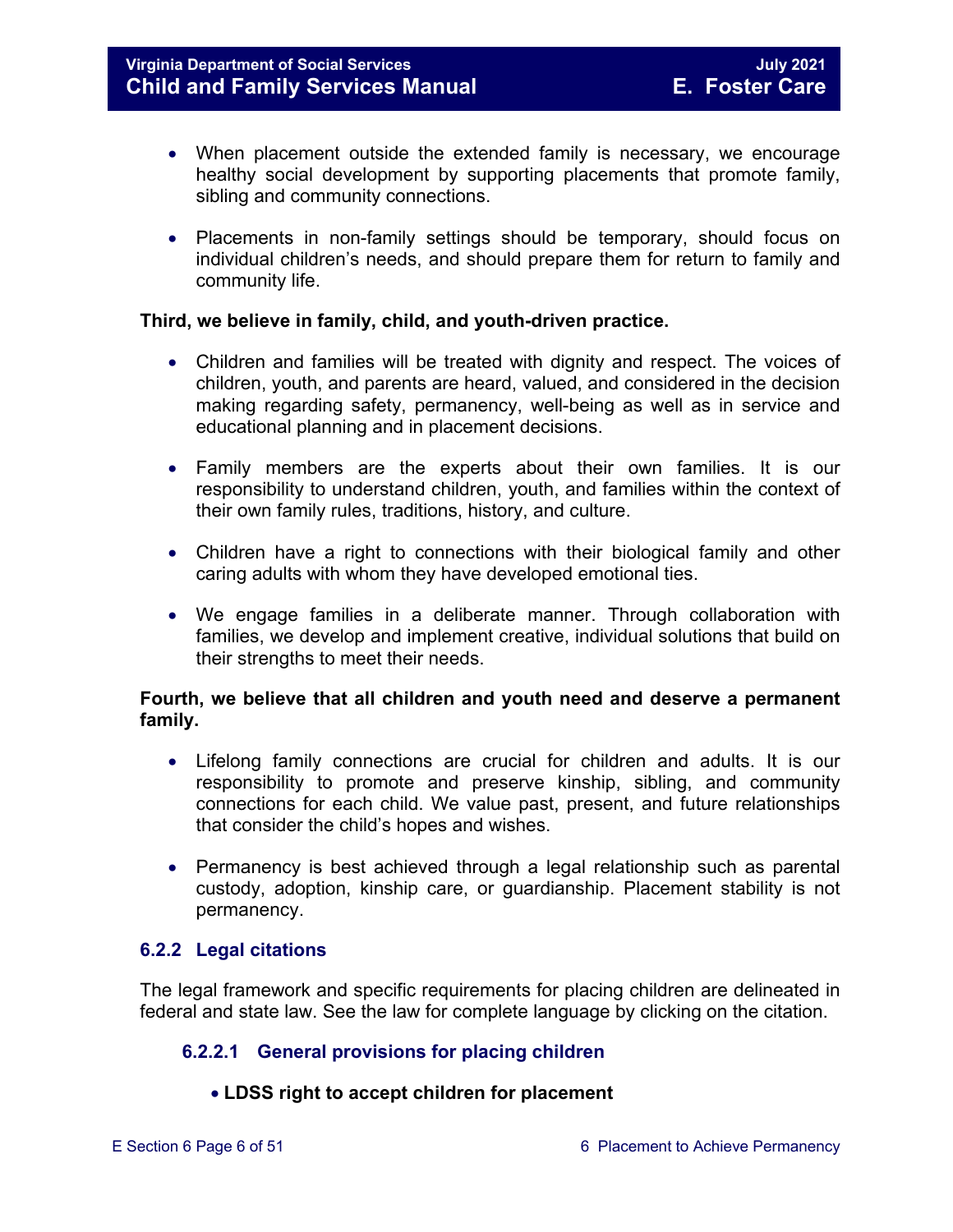- When placement outside the extended family is necessary, we encourage healthy social development by supporting placements that promote family, sibling and community connections.

- Placements in non-family settings should be temporary, should focus on individual children's needs, and should prepare them for return to family and community life.

**Third, we believe in family, child, and youth-driven practice.**

- Children and families will be treated with dignity and respect. The voices of children, youth, and parents are heard, valued, and considered in the decision making regarding safety, permanency, well-being as well as in service and educational planning and in placement decisions.

- Family members are the experts about their own families. It is our responsibility to understand children, youth, and families within the context of their own family rules, traditions, history, and culture.

- Children have a right to connections with their biological family and other caring adults with whom they have developed emotional ties.

- We engage families in a deliberate manner. Through collaboration with families, we develop and implement creative, individual solutions that build on their strengths to meet their needs.

**Fourth, we believe that all children and youth need and deserve a permanent family.**

- Lifelong family connections are crucial for children and adults. It is our responsibility to promote and preserve kinship, sibling, and community connections for each child. We value past, present, and future relationships that consider the child's hopes and wishes.

- Permanency is best achieved through a legal relationship such as parental custody, adoption, kinship care, or guardianship. Placement stability is not permanency.

### 6.2.2 Legal citations

The legal framework and specific requirements for placing children are delineated in federal and state law. See the law for complete language by clicking on the citation.

#### 6.2.2.1 General provisions for placing children

- **LDSS right to accept children for placement**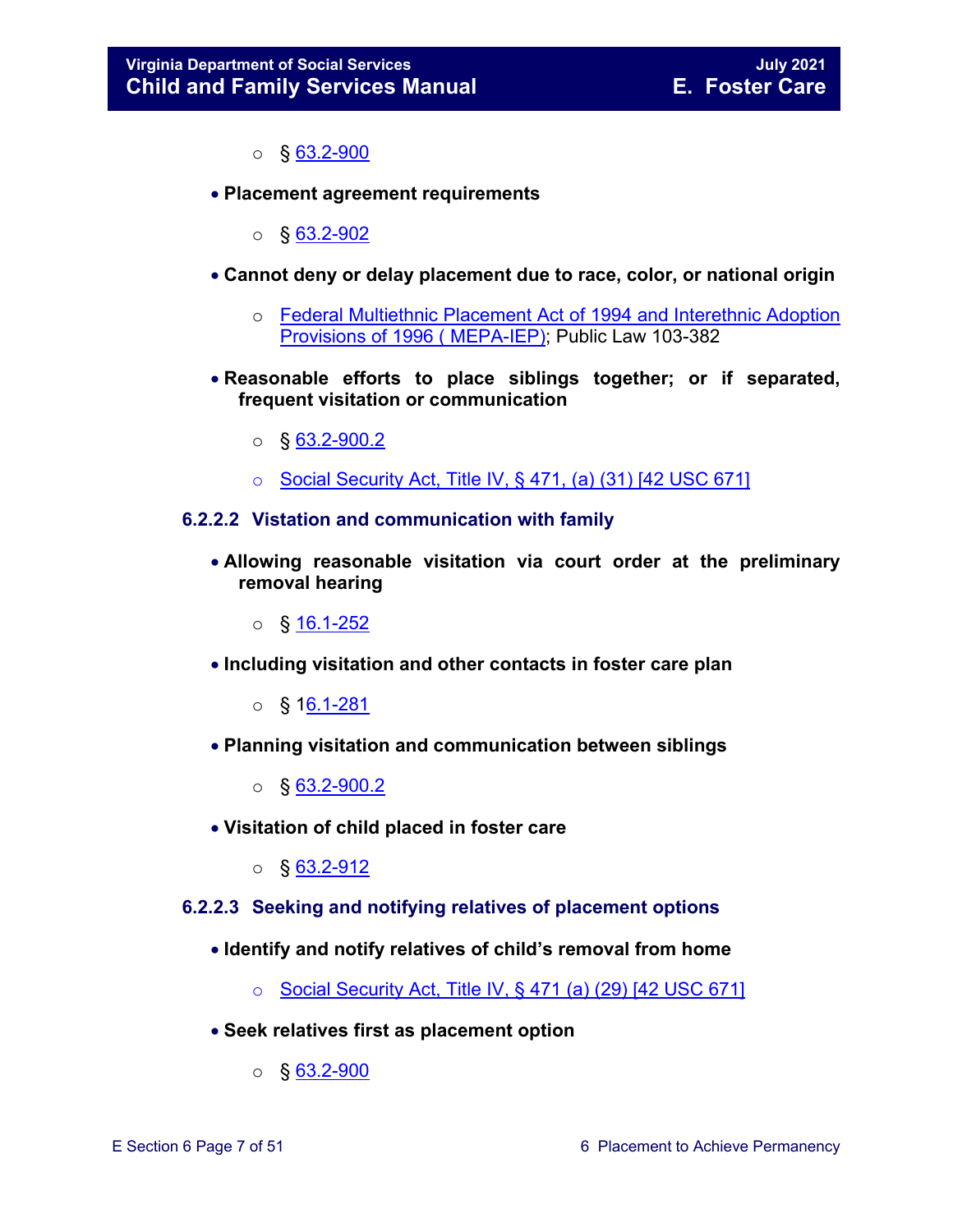- § 63.2-900

- **Placement agreement requirements**
  - § 63.2-902

- **Cannot deny or delay placement due to race, color, or national origin**
  - Federal Multiethnic Placement Act of 1994 and Interethnic Adoption Provisions of 1996 ( MEPA-IEP); Public Law 103-382

- **Reasonable efforts to place siblings together; or if separated, frequent visitation or communication**
  - § 63.2-900.2
  - Social Security Act, Title IV, § 471, (a) (31) [42 USC 671]

### 6.2.2.2 Vistation and communication with family

- **Allowing reasonable visitation via court order at the preliminary removal hearing**
  - § 16.1-252

- **Including visitation and other contacts in foster care plan**
  - § 16.1-281

- **Planning visitation and communication between siblings**
  - § 63.2-900.2

- **Visitation of child placed in foster care**
  - § 63.2-912

### 6.2.2.3 Seeking and notifying relatives of placement options

- **Identify and notify relatives of child's removal from home**
  - Social Security Act, Title IV, § 471 (a) (29) [42 USC 671]

- **Seek relatives first as placement option**
  - § 63.2-900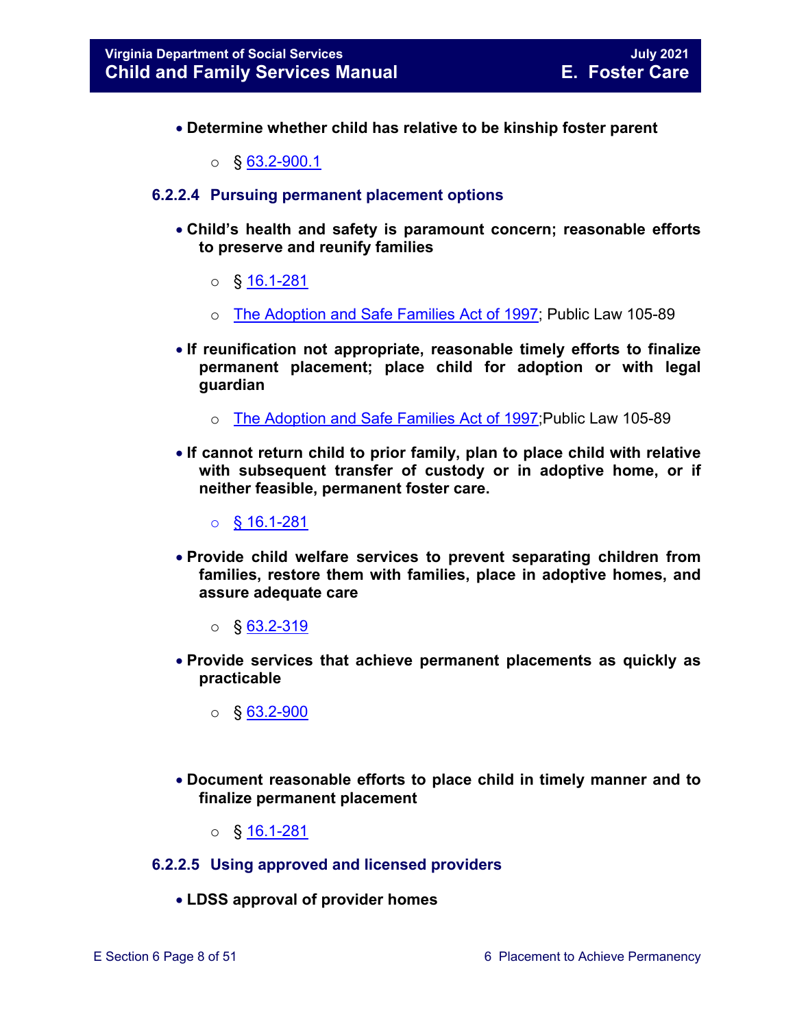- **Determine whether child has relative to be kinship foster parent**
    - § 63.2-900.1

#### 6.2.2.4 Pursuing permanent placement options

- **Child's health and safety is paramount concern; reasonable efforts to preserve and reunify families**
    - § 16.1-281
    - The Adoption and Safe Families Act of 1997; Public Law 105-89
- **If reunification not appropriate, reasonable timely efforts to finalize permanent placement; place child for adoption or with legal guardian**
    - The Adoption and Safe Families Act of 1997;Public Law 105-89
- **If cannot return child to prior family, plan to place child with relative with subsequent transfer of custody or in adoptive home, or if neither feasible, permanent foster care.**
    - § 16.1-281
- **Provide child welfare services to prevent separating children from families, restore them with families, place in adoptive homes, and assure adequate care**
    - § 63.2-319
- **Provide services that achieve permanent placements as quickly as practicable**
    - § 63.2-900
- **Document reasonable efforts to place child in timely manner and to finalize permanent placement**
    - § 16.1-281

#### 6.2.2.5 Using approved and licensed providers

- **LDSS approval of provider homes**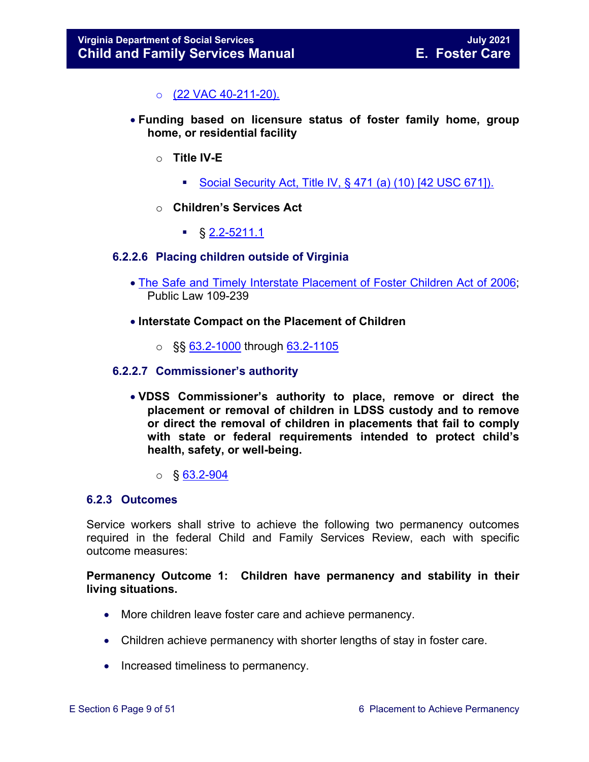- (22 VAC 40-211-20).

- **Funding based on licensure status of foster family home, group home, or residential facility**
  - **Title IV-E**
    - Social Security Act, Title IV, § 471 (a) (10) [42 USC 671]).
  - **Children's Services Act**
    - § 2.2-5211.1

### 6.2.2.6 Placing children outside of Virginia

- The Safe and Timely Interstate Placement of Foster Children Act of 2006; Public Law 109-239

- **Interstate Compact on the Placement of Children**
  - §§ 63.2-1000 through 63.2-1105

### 6.2.2.7 Commissioner's authority

- **VDSS Commissioner's authority to place, remove or direct the placement or removal of children in LDSS custody and to remove or direct the removal of children in placements that fail to comply with state or federal requirements intended to protect child's health, safety, or well-being.**
  - § 63.2-904

## 6.2.3 Outcomes

Service workers shall strive to achieve the following two permanency outcomes required in the federal Child and Family Services Review, each with specific outcome measures:

**Permanency Outcome 1: Children have permanency and stability in their living situations.**

- More children leave foster care and achieve permanency.
- Children achieve permanency with shorter lengths of stay in foster care.
- Increased timeliness to permanency.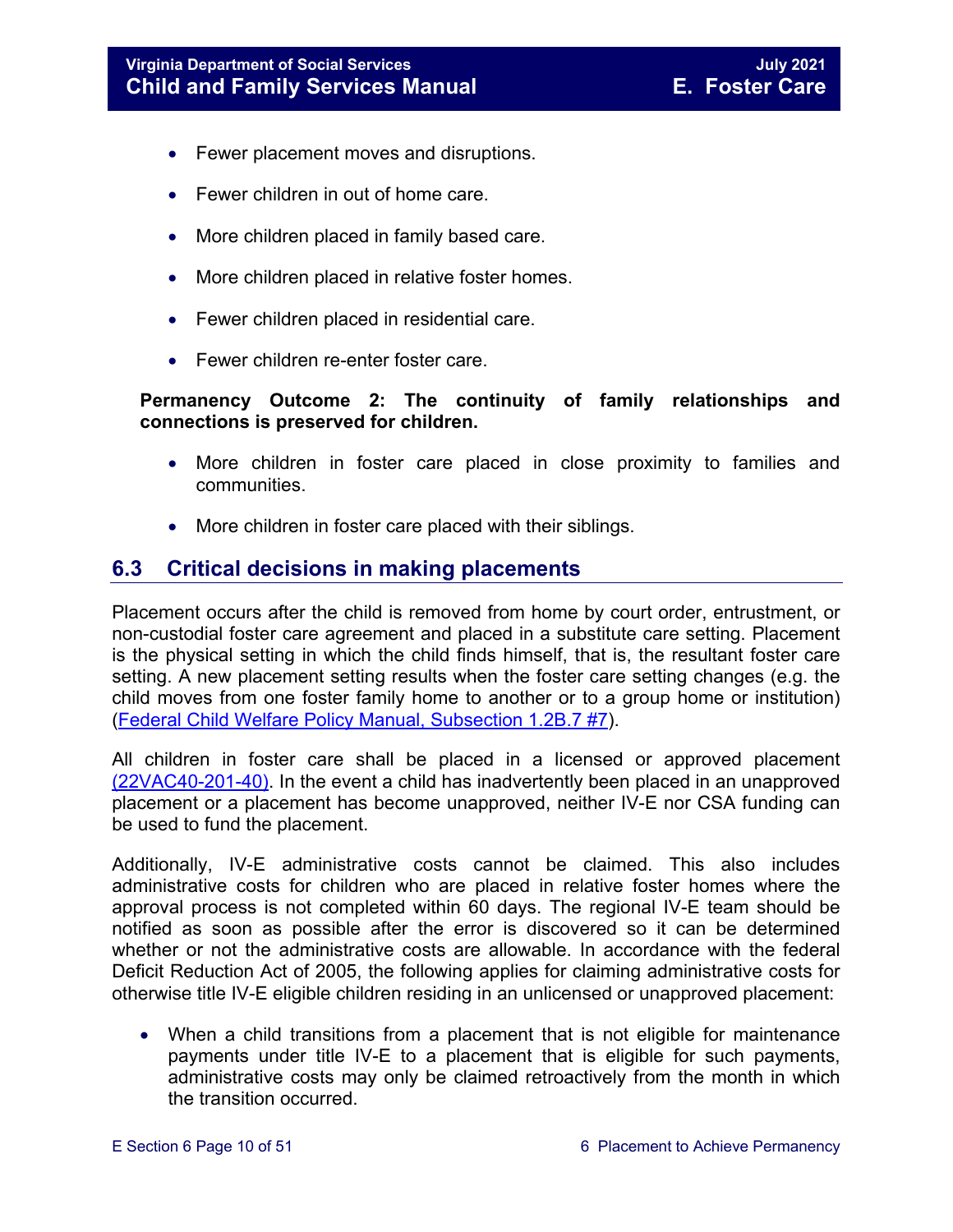- Fewer placement moves and disruptions.
- Fewer children in out of home care.
- More children placed in family based care.
- More children placed in relative foster homes.
- Fewer children placed in residential care.
- Fewer children re-enter foster care.

**Permanency Outcome 2: The continuity of family relationships and connections is preserved for children.**

- More children in foster care placed in close proximity to families and communities.
- More children in foster care placed with their siblings.

## 6.3 Critical decisions in making placements

Placement occurs after the child is removed from home by court order, entrustment, or non-custodial foster care agreement and placed in a substitute care setting. Placement is the physical setting in which the child finds himself, that is, the resultant foster care setting. A new placement setting results when the foster care setting changes (e.g. the child moves from one foster family home to another or to a group home or institution) (Federal Child Welfare Policy Manual, Subsection 1.2B.7 #7).

All children in foster care shall be placed in a licensed or approved placement (22VAC40-201-40). In the event a child has inadvertently been placed in an unapproved placement or a placement has become unapproved, neither IV-E nor CSA funding can be used to fund the placement.

Additionally, IV-E administrative costs cannot be claimed. This also includes administrative costs for children who are placed in relative foster homes where the approval process is not completed within 60 days. The regional IV-E team should be notified as soon as possible after the error is discovered so it can be determined whether or not the administrative costs are allowable. In accordance with the federal Deficit Reduction Act of 2005, the following applies for claiming administrative costs for otherwise title IV-E eligible children residing in an unlicensed or unapproved placement:

- When a child transitions from a placement that is not eligible for maintenance payments under title IV-E to a placement that is eligible for such payments, administrative costs may only be claimed retroactively from the month in which the transition occurred.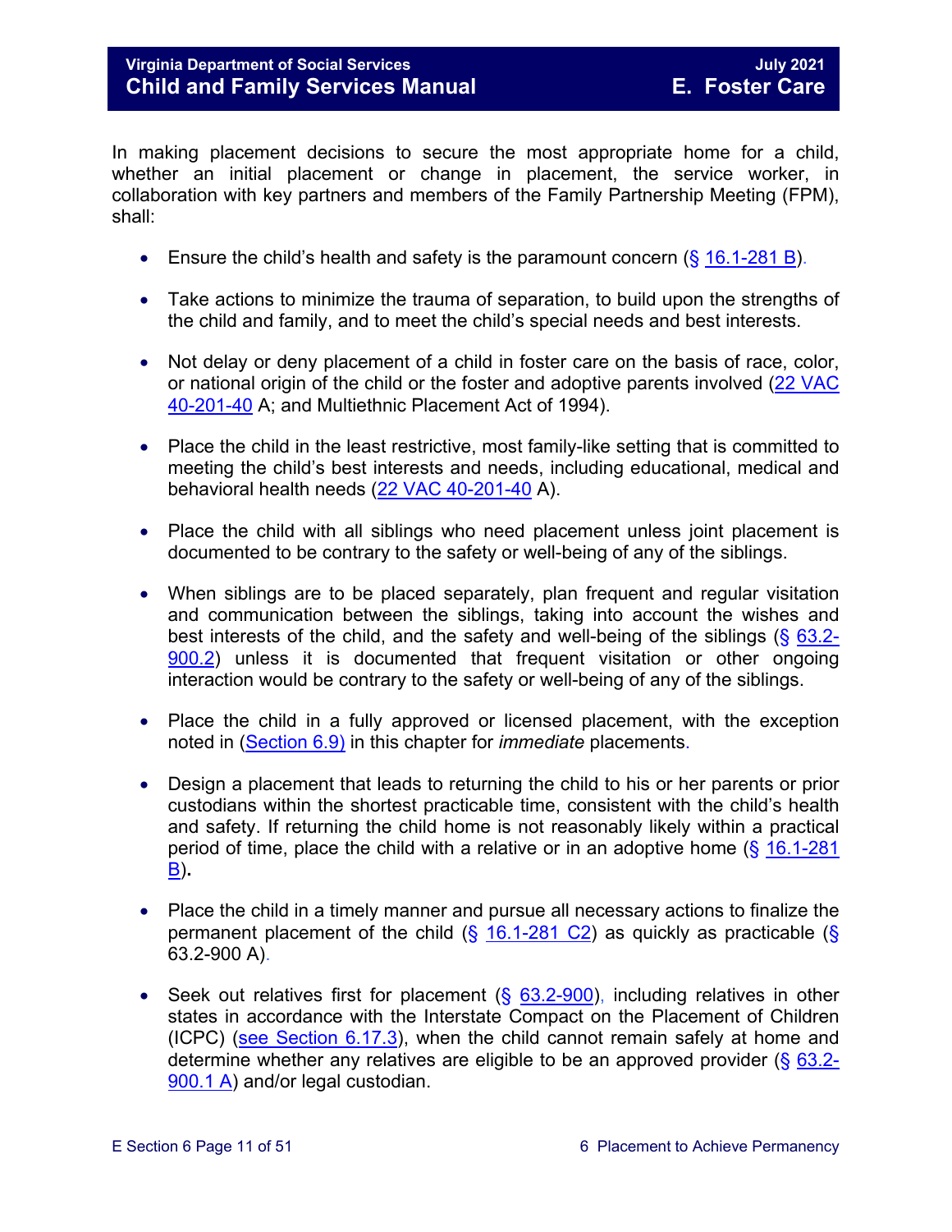In making placement decisions to secure the most appropriate home for a child, whether an initial placement or change in placement, the service worker, in collaboration with key partners and members of the Family Partnership Meeting (FPM), shall:

- Ensure the child's health and safety is the paramount concern (§ 16.1-281 B).
- Take actions to minimize the trauma of separation, to build upon the strengths of the child and family, and to meet the child's special needs and best interests.
- Not delay or deny placement of a child in foster care on the basis of race, color, or national origin of the child or the foster and adoptive parents involved (22 VAC 40-201-40 A; and Multiethnic Placement Act of 1994).
- Place the child in the least restrictive, most family-like setting that is committed to meeting the child's best interests and needs, including educational, medical and behavioral health needs (22 VAC 40-201-40 A).
- Place the child with all siblings who need placement unless joint placement is documented to be contrary to the safety or well-being of any of the siblings.
- When siblings are to be placed separately, plan frequent and regular visitation and communication between the siblings, taking into account the wishes and best interests of the child, and the safety and well-being of the siblings (§ 63.2-900.2) unless it is documented that frequent visitation or other ongoing interaction would be contrary to the safety or well-being of any of the siblings.
- Place the child in a fully approved or licensed placement, with the exception noted in (Section 6.9) in this chapter for *immediate* placements.
- Design a placement that leads to returning the child to his or her parents or prior custodians within the shortest practicable time, consistent with the child's health and safety. If returning the child home is not reasonably likely within a practical period of time, place the child with a relative or in an adoptive home (§ 16.1-281 B).
- Place the child in a timely manner and pursue all necessary actions to finalize the permanent placement of the child (§ 16.1-281 C2) as quickly as practicable (§ 63.2-900 A).
- Seek out relatives first for placement (§ 63.2-900), including relatives in other states in accordance with the Interstate Compact on the Placement of Children (ICPC) (see Section 6.17.3), when the child cannot remain safely at home and determine whether any relatives are eligible to be an approved provider (§ 63.2-900.1 A) and/or legal custodian.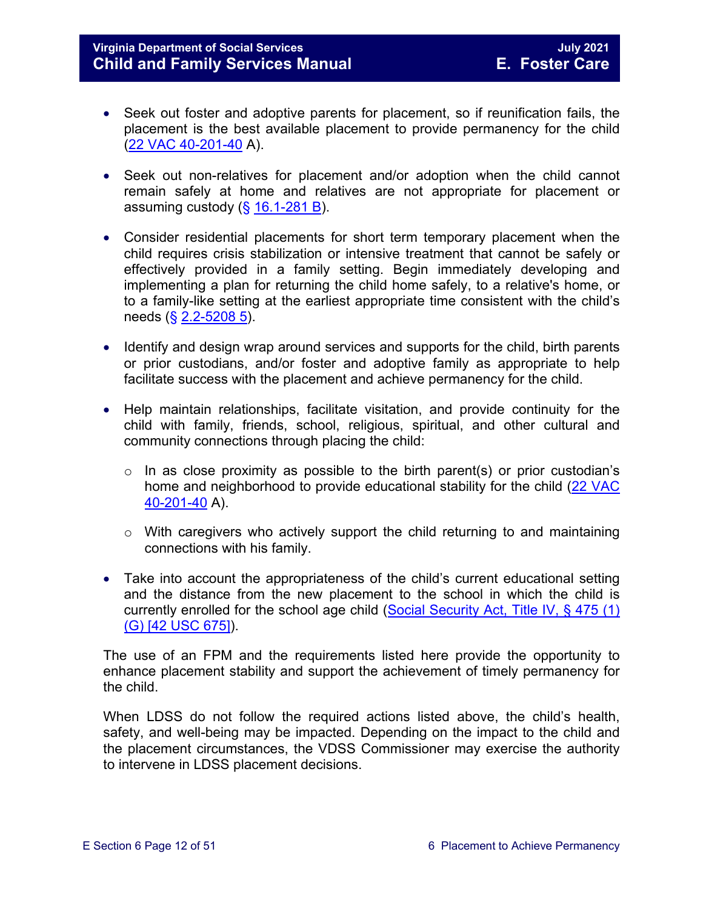- Seek out foster and adoptive parents for placement, so if reunification fails, the placement is the best available placement to provide permanency for the child (22 VAC 40-201-40 A).

- Seek out non-relatives for placement and/or adoption when the child cannot remain safely at home and relatives are not appropriate for placement or assuming custody (§ 16.1-281 B).

- Consider residential placements for short term temporary placement when the child requires crisis stabilization or intensive treatment that cannot be safely or effectively provided in a family setting. Begin immediately developing and implementing a plan for returning the child home safely, to a relative's home, or to a family-like setting at the earliest appropriate time consistent with the child's needs (§ 2.2-5208 5).

- Identify and design wrap around services and supports for the child, birth parents or prior custodians, and/or foster and adoptive family as appropriate to help facilitate success with the placement and achieve permanency for the child.

- Help maintain relationships, facilitate visitation, and provide continuity for the child with family, friends, school, religious, spiritual, and other cultural and community connections through placing the child:

  - In as close proximity as possible to the birth parent(s) or prior custodian's home and neighborhood to provide educational stability for the child (22 VAC 40-201-40 A).

  - With caregivers who actively support the child returning to and maintaining connections with his family.

- Take into account the appropriateness of the child's current educational setting and the distance from the new placement to the school in which the child is currently enrolled for the school age child (Social Security Act, Title IV, § 475 (1) (G) [42 USC 675]).

The use of an FPM and the requirements listed here provide the opportunity to enhance placement stability and support the achievement of timely permanency for the child.

When LDSS do not follow the required actions listed above, the child's health, safety, and well-being may be impacted. Depending on the impact to the child and the placement circumstances, the VDSS Commissioner may exercise the authority to intervene in LDSS placement decisions.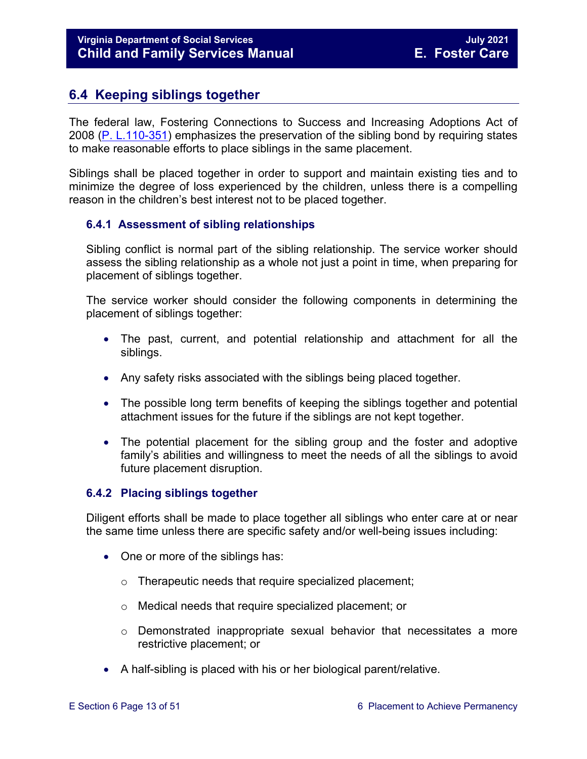## 6.4 Keeping siblings together

The federal law, Fostering Connections to Success and Increasing Adoptions Act of 2008 ([P. L.110-351](P. L.110-351)) emphasizes the preservation of the sibling bond by requiring states to make reasonable efforts to place siblings in the same placement.

Siblings shall be placed together in order to support and maintain existing ties and to minimize the degree of loss experienced by the children, unless there is a compelling reason in the children's best interest not to be placed together.

### 6.4.1 Assessment of sibling relationships

Sibling conflict is normal part of the sibling relationship. The service worker should assess the sibling relationship as a whole not just a point in time, when preparing for placement of siblings together.

The service worker should consider the following components in determining the placement of siblings together:

- The past, current, and potential relationship and attachment for all the siblings.
- Any safety risks associated with the siblings being placed together.
- The possible long term benefits of keeping the siblings together and potential attachment issues for the future if the siblings are not kept together.
- The potential placement for the sibling group and the foster and adoptive family's abilities and willingness to meet the needs of all the siblings to avoid future placement disruption.

### 6.4.2 Placing siblings together

Diligent efforts shall be made to place together all siblings who enter care at or near the same time unless there are specific safety and/or well-being issues including:

- One or more of the siblings has:
  - Therapeutic needs that require specialized placement;
  - Medical needs that require specialized placement; or
  - Demonstrated inappropriate sexual behavior that necessitates a more restrictive placement; or
- A half-sibling is placed with his or her biological parent/relative.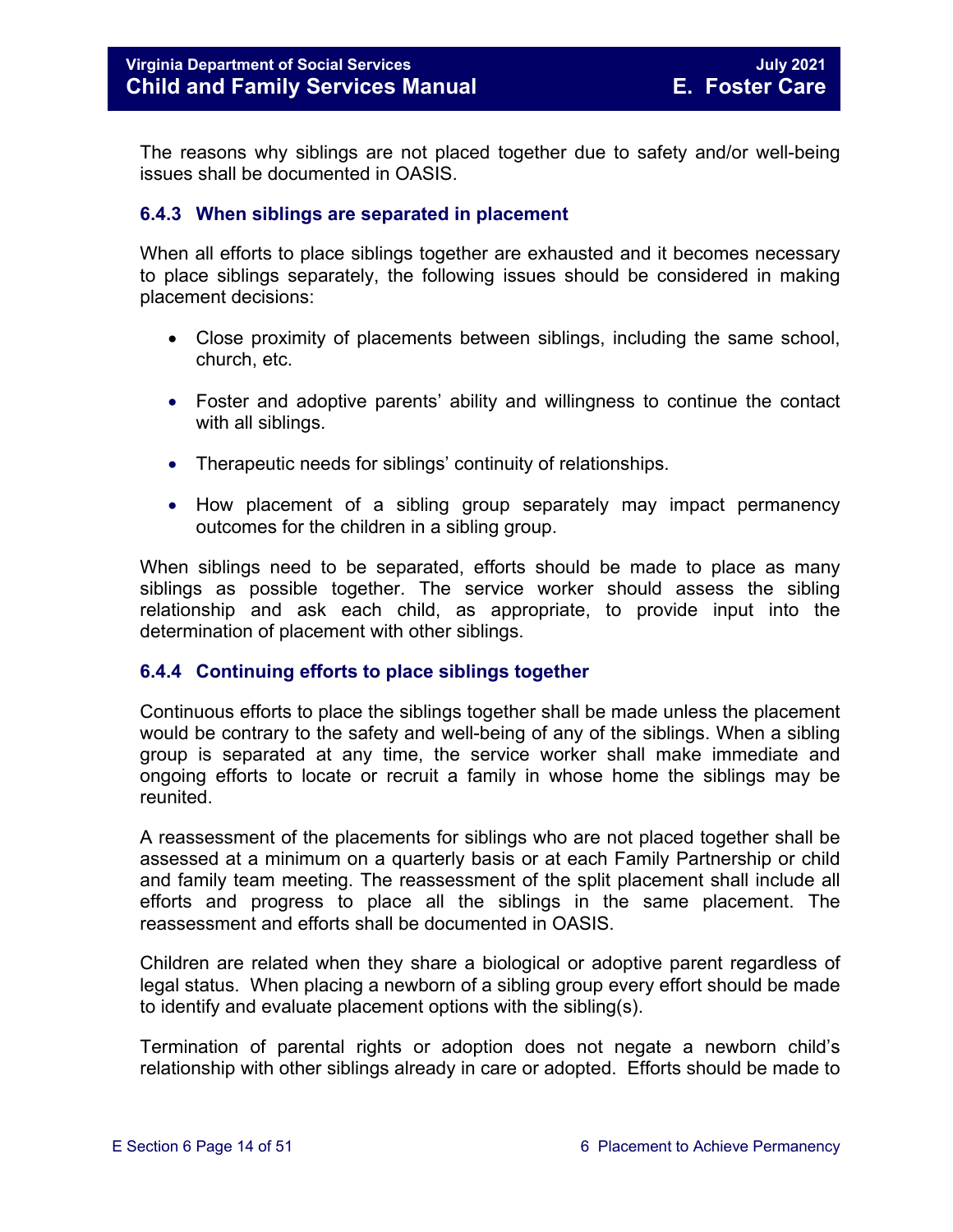The reasons why siblings are not placed together due to safety and/or well-being issues shall be documented in OASIS.

### 6.4.3 When siblings are separated in placement

When all efforts to place siblings together are exhausted and it becomes necessary to place siblings separately, the following issues should be considered in making placement decisions:

- Close proximity of placements between siblings, including the same school, church, etc.
- Foster and adoptive parents' ability and willingness to continue the contact with all siblings.
- Therapeutic needs for siblings' continuity of relationships.
- How placement of a sibling group separately may impact permanency outcomes for the children in a sibling group.

When siblings need to be separated, efforts should be made to place as many siblings as possible together. The service worker should assess the sibling relationship and ask each child, as appropriate, to provide input into the determination of placement with other siblings.

### 6.4.4 Continuing efforts to place siblings together

Continuous efforts to place the siblings together shall be made unless the placement would be contrary to the safety and well-being of any of the siblings. When a sibling group is separated at any time, the service worker shall make immediate and ongoing efforts to locate or recruit a family in whose home the siblings may be reunited.

A reassessment of the placements for siblings who are not placed together shall be assessed at a minimum on a quarterly basis or at each Family Partnership or child and family team meeting. The reassessment of the split placement shall include all efforts and progress to place all the siblings in the same placement. The reassessment and efforts shall be documented in OASIS.

Children are related when they share a biological or adoptive parent regardless of legal status. When placing a newborn of a sibling group every effort should be made to identify and evaluate placement options with the sibling(s).

Termination of parental rights or adoption does not negate a newborn child's relationship with other siblings already in care or adopted. Efforts should be made to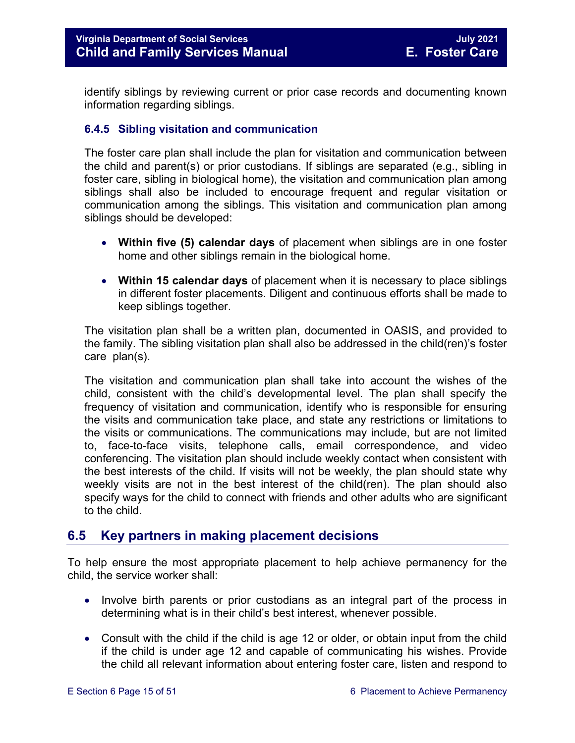identify siblings by reviewing current or prior case records and documenting known information regarding siblings.

### 6.4.5 Sibling visitation and communication

The foster care plan shall include the plan for visitation and communication between the child and parent(s) or prior custodians. If siblings are separated (e.g., sibling in foster care, sibling in biological home), the visitation and communication plan among siblings shall also be included to encourage frequent and regular visitation or communication among the siblings. This visitation and communication plan among siblings should be developed:

- **Within five (5) calendar days** of placement when siblings are in one foster home and other siblings remain in the biological home.
- **Within 15 calendar days** of placement when it is necessary to place siblings in different foster placements. Diligent and continuous efforts shall be made to keep siblings together.

The visitation plan shall be a written plan, documented in OASIS, and provided to the family. The sibling visitation plan shall also be addressed in the child(ren)'s foster care plan(s).

The visitation and communication plan shall take into account the wishes of the child, consistent with the child's developmental level. The plan shall specify the frequency of visitation and communication, identify who is responsible for ensuring the visits and communication take place, and state any restrictions or limitations to the visits or communications. The communications may include, but are not limited to, face-to-face visits, telephone calls, email correspondence, and video conferencing. The visitation plan should include weekly contact when consistent with the best interests of the child. If visits will not be weekly, the plan should state why weekly visits are not in the best interest of the child(ren). The plan should also specify ways for the child to connect with friends and other adults who are significant to the child.

## 6.5 Key partners in making placement decisions

To help ensure the most appropriate placement to help achieve permanency for the child, the service worker shall:

- Involve birth parents or prior custodians as an integral part of the process in determining what is in their child's best interest, whenever possible.
- Consult with the child if the child is age 12 or older, or obtain input from the child if the child is under age 12 and capable of communicating his wishes. Provide the child all relevant information about entering foster care, listen and respond to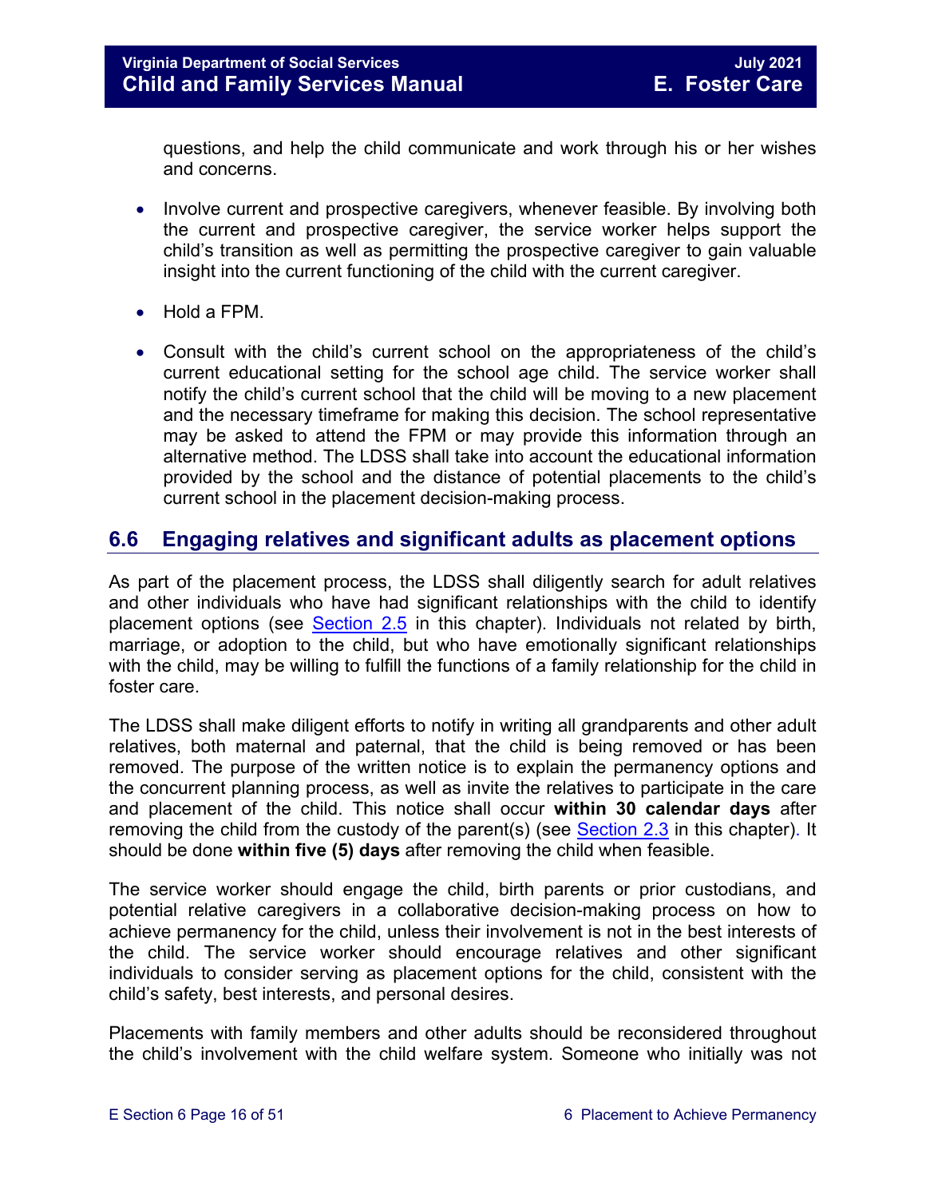questions, and help the child communicate and work through his or her wishes and concerns.

- Involve current and prospective caregivers, whenever feasible. By involving both the current and prospective caregiver, the service worker helps support the child's transition as well as permitting the prospective caregiver to gain valuable insight into the current functioning of the child with the current caregiver.
- Hold a FPM.
- Consult with the child's current school on the appropriateness of the child's current educational setting for the school age child. The service worker shall notify the child's current school that the child will be moving to a new placement and the necessary timeframe for making this decision. The school representative may be asked to attend the FPM or may provide this information through an alternative method. The LDSS shall take into account the educational information provided by the school and the distance of potential placements to the child's current school in the placement decision-making process.

## 6.6 Engaging relatives and significant adults as placement options

As part of the placement process, the LDSS shall diligently search for adult relatives and other individuals who have had significant relationships with the child to identify placement options (see Section 2.5 in this chapter). Individuals not related by birth, marriage, or adoption to the child, but who have emotionally significant relationships with the child, may be willing to fulfill the functions of a family relationship for the child in foster care.

The LDSS shall make diligent efforts to notify in writing all grandparents and other adult relatives, both maternal and paternal, that the child is being removed or has been removed. The purpose of the written notice is to explain the permanency options and the concurrent planning process, as well as invite the relatives to participate in the care and placement of the child. This notice shall occur **within 30 calendar days** after removing the child from the custody of the parent(s) (see Section 2.3 in this chapter). It should be done **within five (5) days** after removing the child when feasible.

The service worker should engage the child, birth parents or prior custodians, and potential relative caregivers in a collaborative decision-making process on how to achieve permanency for the child, unless their involvement is not in the best interests of the child. The service worker should encourage relatives and other significant individuals to consider serving as placement options for the child, consistent with the child's safety, best interests, and personal desires.

Placements with family members and other adults should be reconsidered throughout the child's involvement with the child welfare system. Someone who initially was not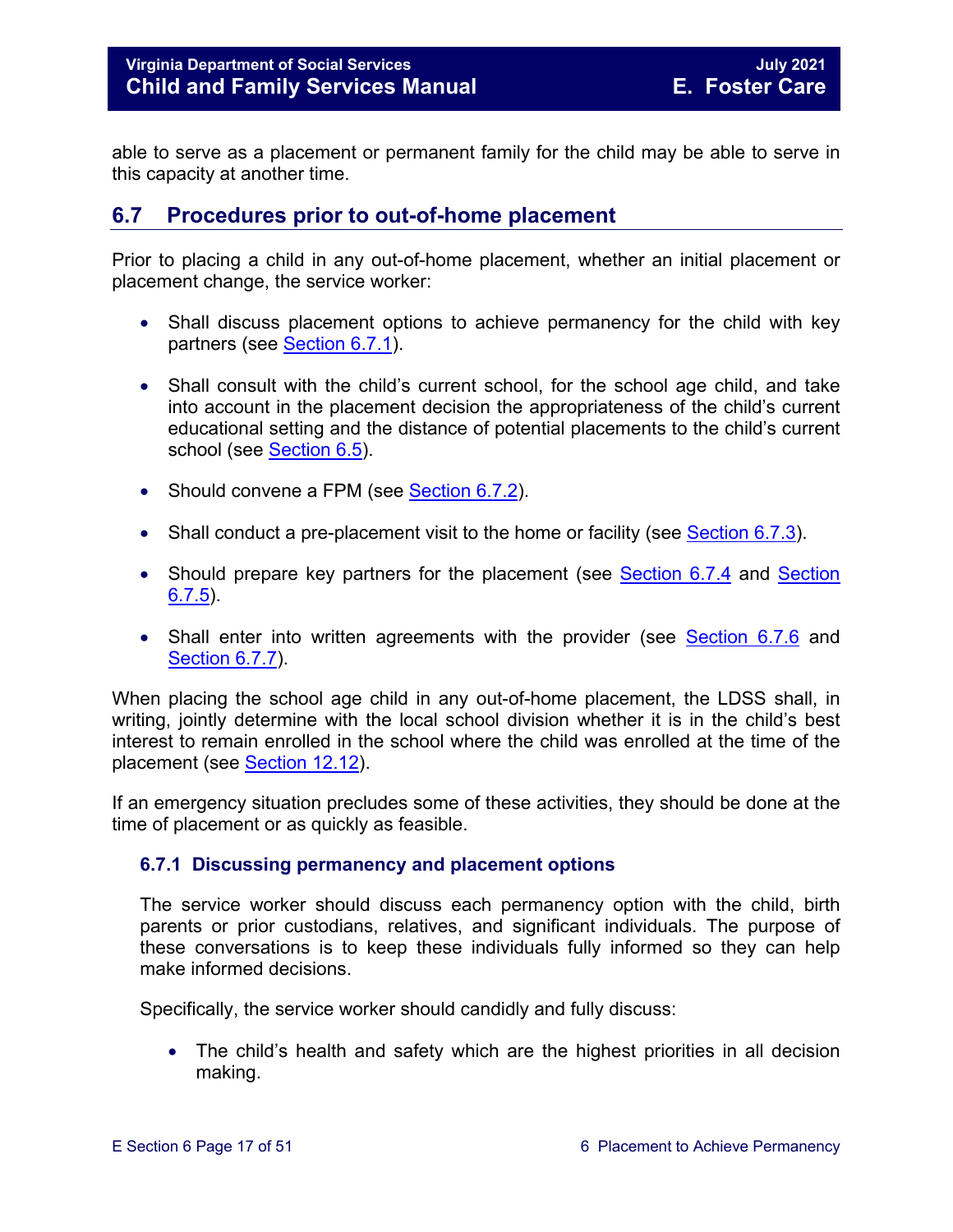able to serve as a placement or permanent family for the child may be able to serve in this capacity at another time.

## 6.7 Procedures prior to out-of-home placement

Prior to placing a child in any out-of-home placement, whether an initial placement or placement change, the service worker:

- Shall discuss placement options to achieve permanency for the child with key partners (see Section 6.7.1).
- Shall consult with the child's current school, for the school age child, and take into account in the placement decision the appropriateness of the child's current educational setting and the distance of potential placements to the child's current school (see Section 6.5).
- Should convene a FPM (see Section 6.7.2).
- Shall conduct a pre-placement visit to the home or facility (see Section 6.7.3).
- Should prepare key partners for the placement (see Section 6.7.4 and Section 6.7.5).
- Shall enter into written agreements with the provider (see Section 6.7.6 and Section 6.7.7).

When placing the school age child in any out-of-home placement, the LDSS shall, in writing, jointly determine with the local school division whether it is in the child's best interest to remain enrolled in the school where the child was enrolled at the time of the placement (see Section 12.12).

If an emergency situation precludes some of these activities, they should be done at the time of placement or as quickly as feasible.

### 6.7.1 Discussing permanency and placement options

The service worker should discuss each permanency option with the child, birth parents or prior custodians, relatives, and significant individuals. The purpose of these conversations is to keep these individuals fully informed so they can help make informed decisions.

Specifically, the service worker should candidly and fully discuss:

- The child's health and safety which are the highest priorities in all decision making.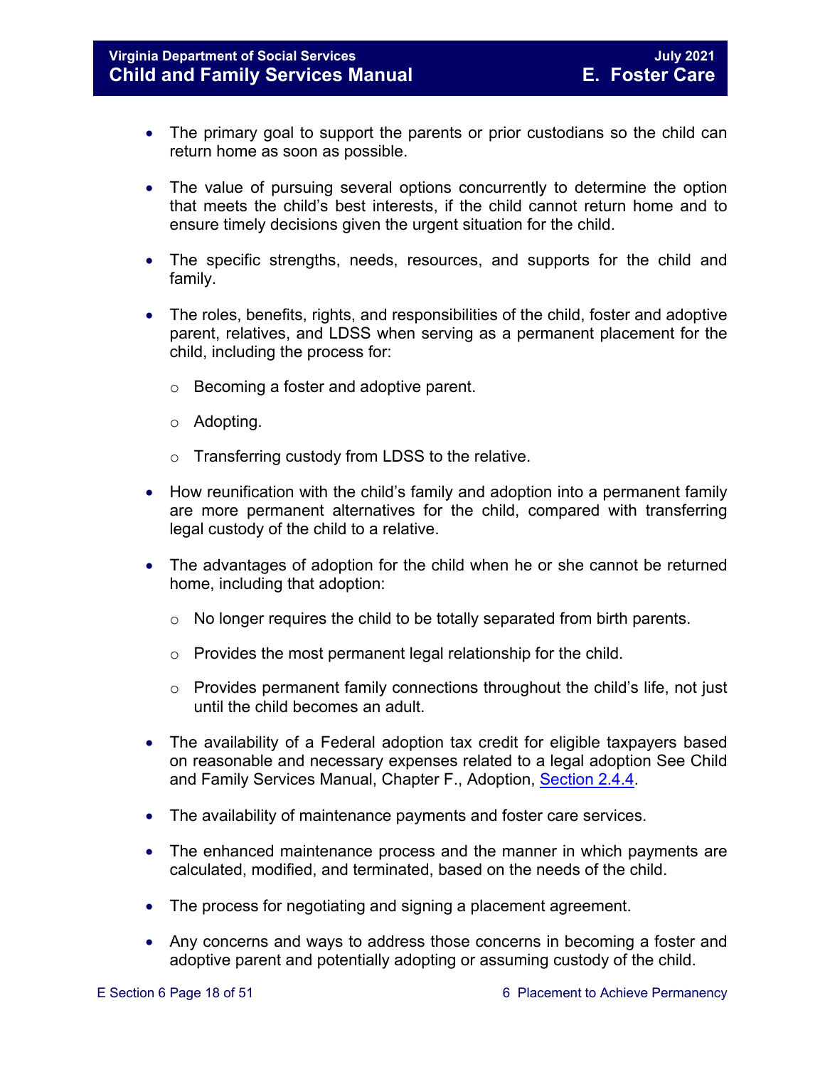- The primary goal to support the parents or prior custodians so the child can return home as soon as possible.

- The value of pursuing several options concurrently to determine the option that meets the child's best interests, if the child cannot return home and to ensure timely decisions given the urgent situation for the child.

- The specific strengths, needs, resources, and supports for the child and family.

- The roles, benefits, rights, and responsibilities of the child, foster and adoptive parent, relatives, and LDSS when serving as a permanent placement for the child, including the process for:

  - Becoming a foster and adoptive parent.

  - Adopting.

  - Transferring custody from LDSS to the relative.

- How reunification with the child's family and adoption into a permanent family are more permanent alternatives for the child, compared with transferring legal custody of the child to a relative.

- The advantages of adoption for the child when he or she cannot be returned home, including that adoption:

  - No longer requires the child to be totally separated from birth parents.

  - Provides the most permanent legal relationship for the child.

  - Provides permanent family connections throughout the child's life, not just until the child becomes an adult.

- The availability of a Federal adoption tax credit for eligible taxpayers based on reasonable and necessary expenses related to a legal adoption See Child and Family Services Manual, Chapter F., Adoption, Section 2.4.4.

- The availability of maintenance payments and foster care services.

- The enhanced maintenance process and the manner in which payments are calculated, modified, and terminated, based on the needs of the child.

- The process for negotiating and signing a placement agreement.

- Any concerns and ways to address those concerns in becoming a foster and adoptive parent and potentially adopting or assuming custody of the child.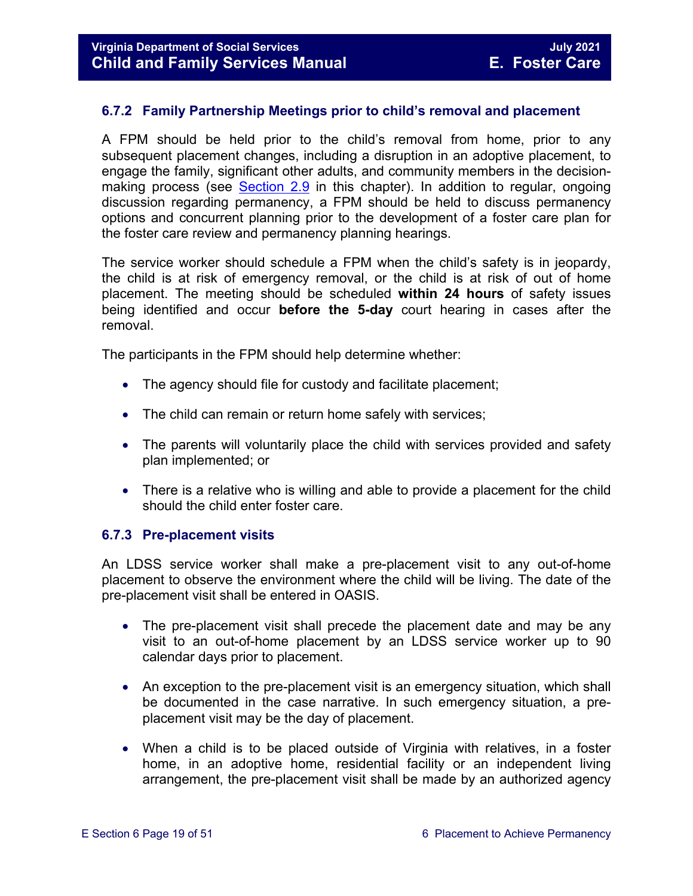### 6.7.2 Family Partnership Meetings prior to child's removal and placement

A FPM should be held prior to the child's removal from home, prior to any subsequent placement changes, including a disruption in an adoptive placement, to engage the family, significant other adults, and community members in the decision-making process (see Section 2.9 in this chapter). In addition to regular, ongoing discussion regarding permanency, a FPM should be held to discuss permanency options and concurrent planning prior to the development of a foster care plan for the foster care review and permanency planning hearings.

The service worker should schedule a FPM when the child's safety is in jeopardy, the child is at risk of emergency removal, or the child is at risk of out of home placement. The meeting should be scheduled **within 24 hours** of safety issues being identified and occur **before the 5-day** court hearing in cases after the removal.

The participants in the FPM should help determine whether:

- The agency should file for custody and facilitate placement;
- The child can remain or return home safely with services;
- The parents will voluntarily place the child with services provided and safety plan implemented; or
- There is a relative who is willing and able to provide a placement for the child should the child enter foster care.

### 6.7.3 Pre-placement visits

An LDSS service worker shall make a pre-placement visit to any out-of-home placement to observe the environment where the child will be living. The date of the pre-placement visit shall be entered in OASIS.

- The pre-placement visit shall precede the placement date and may be any visit to an out-of-home placement by an LDSS service worker up to 90 calendar days prior to placement.
- An exception to the pre-placement visit is an emergency situation, which shall be documented in the case narrative. In such emergency situation, a pre-placement visit may be the day of placement.
- When a child is to be placed outside of Virginia with relatives, in a foster home, in an adoptive home, residential facility or an independent living arrangement, the pre-placement visit shall be made by an authorized agency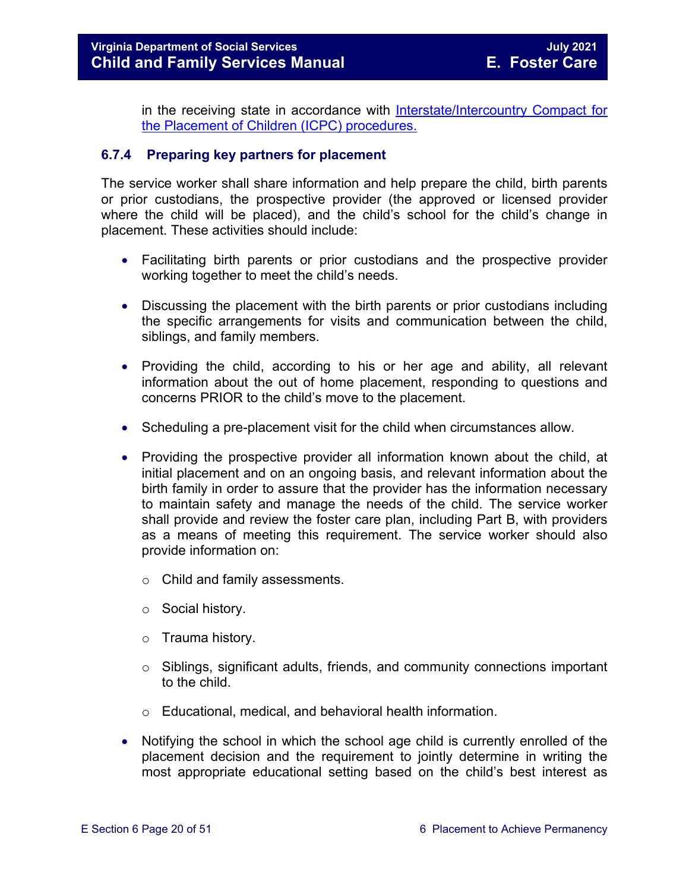in the receiving state in accordance with [Interstate/Intercountry Compact for the Placement of Children (ICPC) procedures.]

### 6.7.4 Preparing key partners for placement

The service worker shall share information and help prepare the child, birth parents or prior custodians, the prospective provider (the approved or licensed provider where the child will be placed), and the child's school for the child's change in placement. These activities should include:

- Facilitating birth parents or prior custodians and the prospective provider working together to meet the child's needs.
- Discussing the placement with the birth parents or prior custodians including the specific arrangements for visits and communication between the child, siblings, and family members.
- Providing the child, according to his or her age and ability, all relevant information about the out of home placement, responding to questions and concerns PRIOR to the child's move to the placement.
- Scheduling a pre-placement visit for the child when circumstances allow.
- Providing the prospective provider all information known about the child, at initial placement and on an ongoing basis, and relevant information about the birth family in order to assure that the provider has the information necessary to maintain safety and manage the needs of the child. The service worker shall provide and review the foster care plan, including Part B, with providers as a means of meeting this requirement. The service worker should also provide information on:
  - Child and family assessments.
  - Social history.
  - Trauma history.
  - Siblings, significant adults, friends, and community connections important to the child.
  - Educational, medical, and behavioral health information.
- Notifying the school in which the school age child is currently enrolled of the placement decision and the requirement to jointly determine in writing the most appropriate educational setting based on the child's best interest as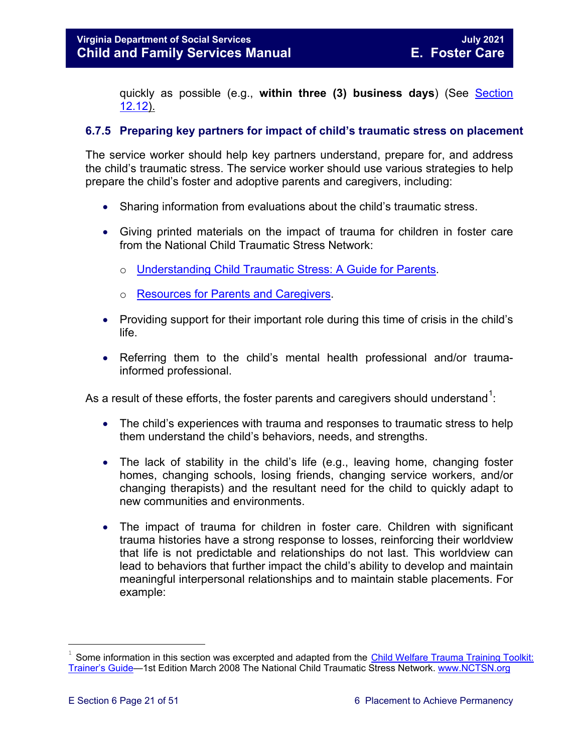quickly as possible (e.g., **within three (3) business days**) (See Section 12.12).

### 6.7.5 Preparing key partners for impact of child's traumatic stress on placement

The service worker should help key partners understand, prepare for, and address the child's traumatic stress. The service worker should use various strategies to help prepare the child's foster and adoptive parents and caregivers, including:

- Sharing information from evaluations about the child's traumatic stress.
- Giving printed materials on the impact of trauma for children in foster care from the National Child Traumatic Stress Network:
  - Understanding Child Traumatic Stress: A Guide for Parents.
  - Resources for Parents and Caregivers.
- Providing support for their important role during this time of crisis in the child's life.
- Referring them to the child's mental health professional and/or trauma-informed professional.

As a result of these efforts, the foster parents and caregivers should understand[1]:

- The child's experiences with trauma and responses to traumatic stress to help them understand the child's behaviors, needs, and strengths.
- The lack of stability in the child's life (e.g., leaving home, changing foster homes, changing schools, losing friends, changing service workers, and/or changing therapists) and the resultant need for the child to quickly adapt to new communities and environments.
- The impact of trauma for children in foster care. Children with significant trauma histories have a strong response to losses, reinforcing their worldview that life is not predictable and relationships do not last. This worldview can lead to behaviors that further impact the child's ability to develop and maintain meaningful interpersonal relationships and to maintain stable placements. For example:

[1] Some information in this section was excerpted and adapted from the Child Welfare Trauma Training Toolkit: Trainer's Guide—1st Edition March 2008 The National Child Traumatic Stress Network. www.NCTSN.org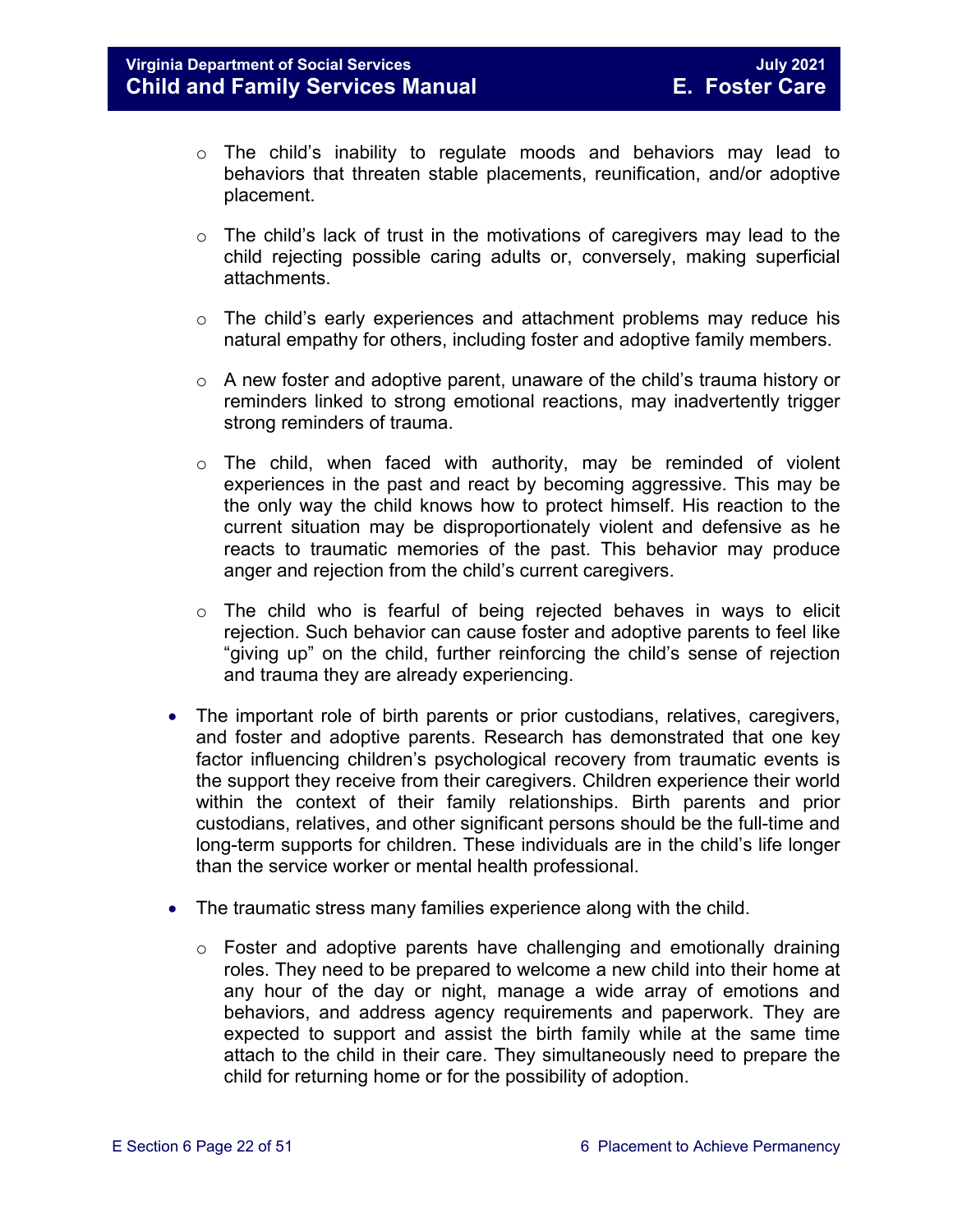- The child's inability to regulate moods and behaviors may lead to behaviors that threaten stable placements, reunification, and/or adoptive placement.

  - The child's lack of trust in the motivations of caregivers may lead to the child rejecting possible caring adults or, conversely, making superficial attachments.

  - The child's early experiences and attachment problems may reduce his natural empathy for others, including foster and adoptive family members.

  - A new foster and adoptive parent, unaware of the child's trauma history or reminders linked to strong emotional reactions, may inadvertently trigger strong reminders of trauma.

  - The child, when faced with authority, may be reminded of violent experiences in the past and react by becoming aggressive. This may be the only way the child knows how to protect himself. His reaction to the current situation may be disproportionately violent and defensive as he reacts to traumatic memories of the past. This behavior may produce anger and rejection from the child's current caregivers.

  - The child who is fearful of being rejected behaves in ways to elicit rejection. Such behavior can cause foster and adoptive parents to feel like "giving up" on the child, further reinforcing the child's sense of rejection and trauma they are already experiencing.

- The important role of birth parents or prior custodians, relatives, caregivers, and foster and adoptive parents. Research has demonstrated that one key factor influencing children's psychological recovery from traumatic events is the support they receive from their caregivers. Children experience their world within the context of their family relationships. Birth parents and prior custodians, relatives, and other significant persons should be the full-time and long-term supports for children. These individuals are in the child's life longer than the service worker or mental health professional.

- The traumatic stress many families experience along with the child.

  - Foster and adoptive parents have challenging and emotionally draining roles. They need to be prepared to welcome a new child into their home at any hour of the day or night, manage a wide array of emotions and behaviors, and address agency requirements and paperwork. They are expected to support and assist the birth family while at the same time attach to the child in their care. They simultaneously need to prepare the child for returning home or for the possibility of adoption.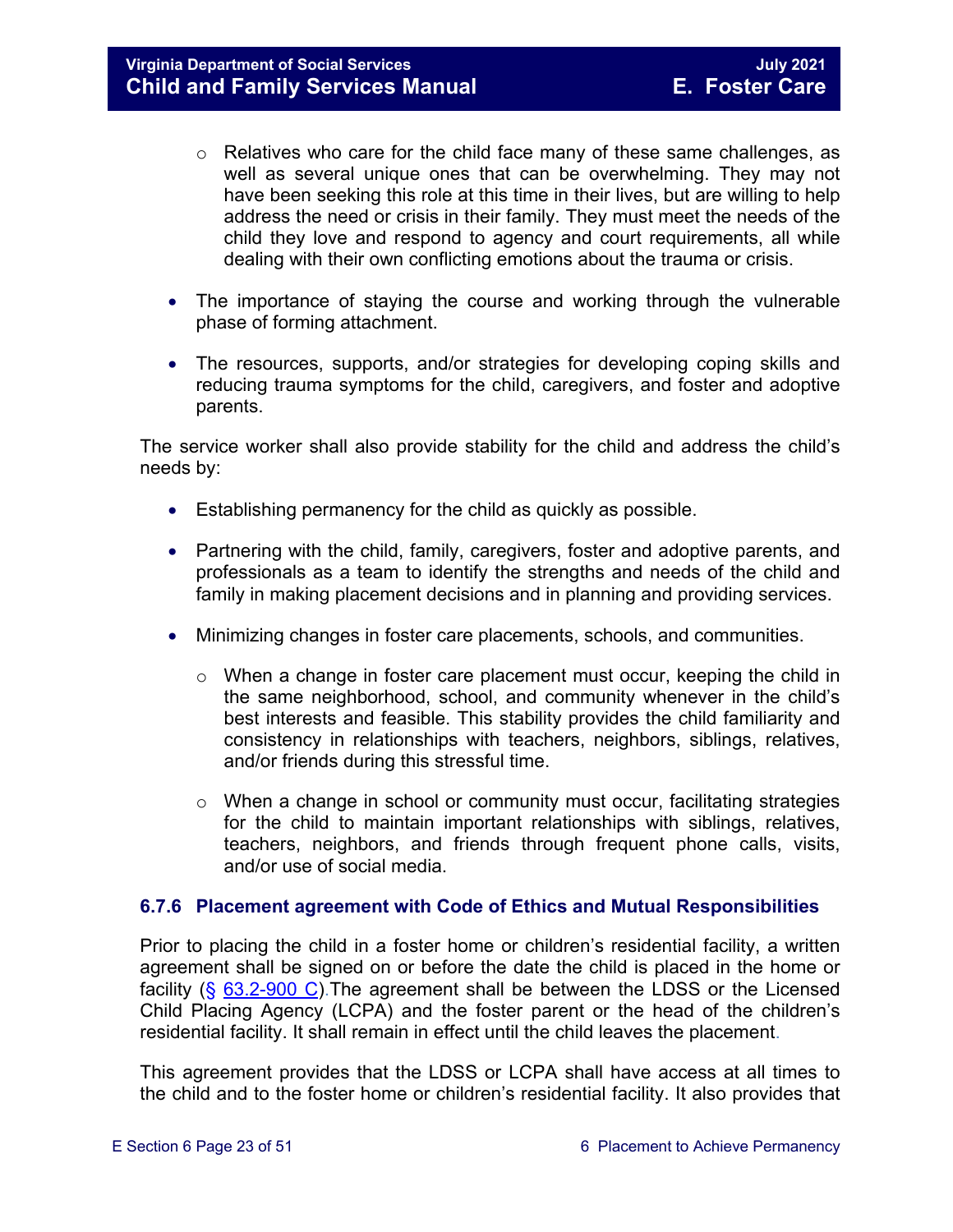- Relatives who care for the child face many of these same challenges, as well as several unique ones that can be overwhelming. They may not have been seeking this role at this time in their lives, but are willing to help address the need or crisis in their family. They must meet the needs of the child they love and respond to agency and court requirements, all while dealing with their own conflicting emotions about the trauma or crisis.

- The importance of staying the course and working through the vulnerable phase of forming attachment.

- The resources, supports, and/or strategies for developing coping skills and reducing trauma symptoms for the child, caregivers, and foster and adoptive parents.

The service worker shall also provide stability for the child and address the child's needs by:

- Establishing permanency for the child as quickly as possible.

- Partnering with the child, family, caregivers, foster and adoptive parents, and professionals as a team to identify the strengths and needs of the child and family in making placement decisions and in planning and providing services.

- Minimizing changes in foster care placements, schools, and communities.

    - When a change in foster care placement must occur, keeping the child in the same neighborhood, school, and community whenever in the child's best interests and feasible. This stability provides the child familiarity and consistency in relationships with teachers, neighbors, siblings, relatives, and/or friends during this stressful time.

    - When a change in school or community must occur, facilitating strategies for the child to maintain important relationships with siblings, relatives, teachers, neighbors, and friends through frequent phone calls, visits, and/or use of social media.

### 6.7.6 Placement agreement with Code of Ethics and Mutual Responsibilities

Prior to placing the child in a foster home or children's residential facility, a written agreement shall be signed on or before the date the child is placed in the home or facility (§ 63.2-900 C).The agreement shall be between the LDSS or the Licensed Child Placing Agency (LCPA) and the foster parent or the head of the children's residential facility. It shall remain in effect until the child leaves the placement.

This agreement provides that the LDSS or LCPA shall have access at all times to the child and to the foster home or children's residential facility. It also provides that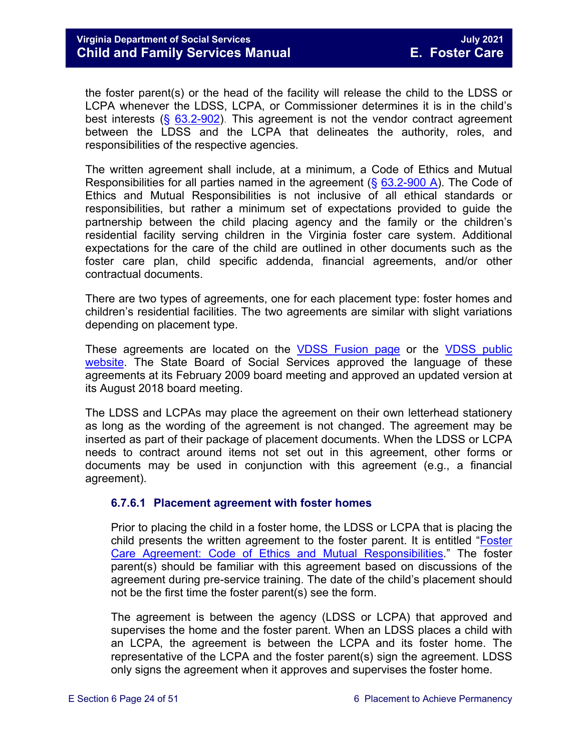the foster parent(s) or the head of the facility will release the child to the LDSS or LCPA whenever the LDSS, LCPA, or Commissioner determines it is in the child's best interests (§ 63.2-902). This agreement is not the vendor contract agreement between the LDSS and the LCPA that delineates the authority, roles, and responsibilities of the respective agencies.

The written agreement shall include, at a minimum, a Code of Ethics and Mutual Responsibilities for all parties named in the agreement (§ 63.2-900 A). The Code of Ethics and Mutual Responsibilities is not inclusive of all ethical standards or responsibilities, but rather a minimum set of expectations provided to guide the partnership between the child placing agency and the family or the children's residential facility serving children in the Virginia foster care system. Additional expectations for the care of the child are outlined in other documents such as the foster care plan, child specific addenda, financial agreements, and/or other contractual documents.

There are two types of agreements, one for each placement type: foster homes and children's residential facilities. The two agreements are similar with slight variations depending on placement type.

These agreements are located on the VDSS Fusion page or the VDSS public website. The State Board of Social Services approved the language of these agreements at its February 2009 board meeting and approved an updated version at its August 2018 board meeting.

The LDSS and LCPAs may place the agreement on their own letterhead stationery as long as the wording of the agreement is not changed. The agreement may be inserted as part of their package of placement documents. When the LDSS or LCPA needs to contract around items not set out in this agreement, other forms or documents may be used in conjunction with this agreement (e.g., a financial agreement).

#### 6.7.6.1 Placement agreement with foster homes

Prior to placing the child in a foster home, the LDSS or LCPA that is placing the child presents the written agreement to the foster parent. It is entitled "Foster Care Agreement: Code of Ethics and Mutual Responsibilities." The foster parent(s) should be familiar with this agreement based on discussions of the agreement during pre-service training. The date of the child's placement should not be the first time the foster parent(s) see the form.

The agreement is between the agency (LDSS or LCPA) that approved and supervises the home and the foster parent. When an LDSS places a child with an LCPA, the agreement is between the LCPA and its foster home. The representative of the LCPA and the foster parent(s) sign the agreement. LDSS only signs the agreement when it approves and supervises the foster home.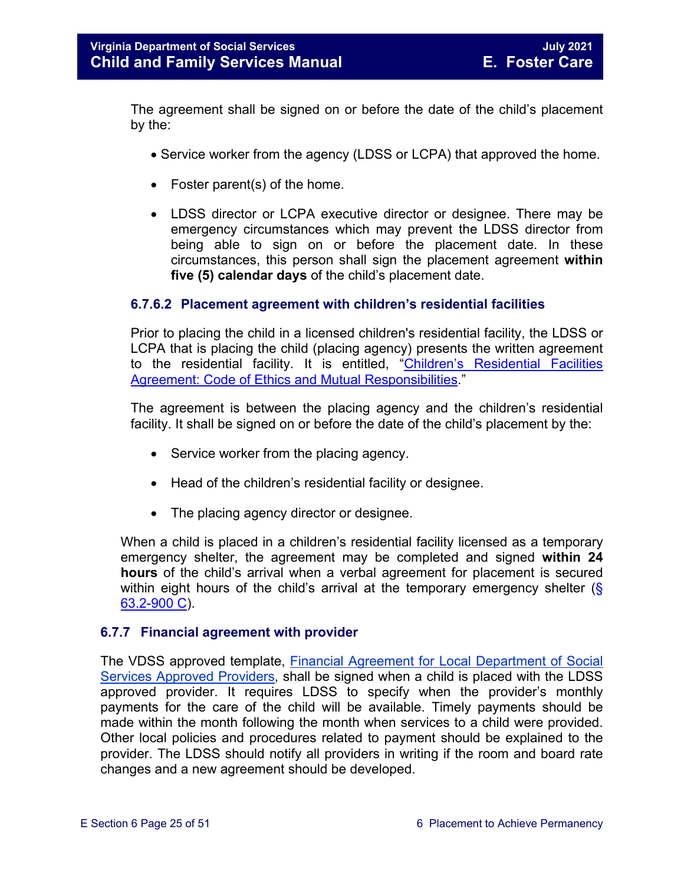The agreement shall be signed on or before the date of the child's placement by the:

- Service worker from the agency (LDSS or LCPA) that approved the home.
- Foster parent(s) of the home.
- LDSS director or LCPA executive director or designee. There may be emergency circumstances which may prevent the LDSS director from being able to sign on or before the placement date. In these circumstances, this person shall sign the placement agreement **within five (5) calendar days** of the child's placement date.

#### 6.7.6.2 Placement agreement with children's residential facilities

Prior to placing the child in a licensed children's residential facility, the LDSS or LCPA that is placing the child (placing agency) presents the written agreement to the residential facility. It is entitled, "Children's Residential Facilities Agreement: Code of Ethics and Mutual Responsibilities."

The agreement is between the placing agency and the children's residential facility. It shall be signed on or before the date of the child's placement by the:

- Service worker from the placing agency.
- Head of the children's residential facility or designee.
- The placing agency director or designee.

When a child is placed in a children's residential facility licensed as a temporary emergency shelter, the agreement may be completed and signed **within 24 hours** of the child's arrival when a verbal agreement for placement is secured within eight hours of the child's arrival at the temporary emergency shelter (§ 63.2-900 C).

### 6.7.7 Financial agreement with provider

The VDSS approved template, Financial Agreement for Local Department of Social Services Approved Providers, shall be signed when a child is placed with the LDSS approved provider. It requires LDSS to specify when the provider's monthly payments for the care of the child will be available. Timely payments should be made within the month following the month when services to a child were provided. Other local policies and procedures related to payment should be explained to the provider. The LDSS should notify all providers in writing if the room and board rate changes and a new agreement should be developed.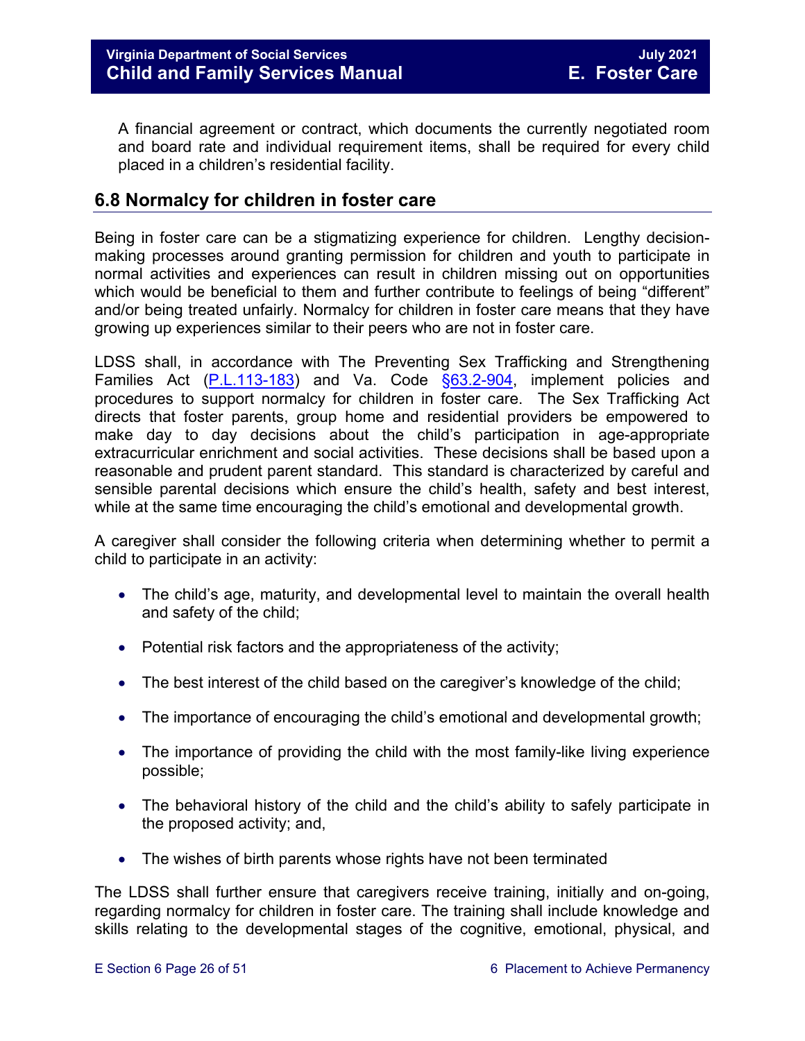A financial agreement or contract, which documents the currently negotiated room and board rate and individual requirement items, shall be required for every child placed in a children's residential facility.

## 6.8 Normalcy for children in foster care

Being in foster care can be a stigmatizing experience for children. Lengthy decision-making processes around granting permission for children and youth to participate in normal activities and experiences can result in children missing out on opportunities which would be beneficial to them and further contribute to feelings of being "different" and/or being treated unfairly. Normalcy for children in foster care means that they have growing up experiences similar to their peers who are not in foster care.

LDSS shall, in accordance with The Preventing Sex Trafficking and Strengthening Families Act (P.L.113-183) and Va. Code §63.2-904, implement policies and procedures to support normalcy for children in foster care. The Sex Trafficking Act directs that foster parents, group home and residential providers be empowered to make day to day decisions about the child's participation in age-appropriate extracurricular enrichment and social activities. These decisions shall be based upon a reasonable and prudent parent standard. This standard is characterized by careful and sensible parental decisions which ensure the child's health, safety and best interest, while at the same time encouraging the child's emotional and developmental growth.

A caregiver shall consider the following criteria when determining whether to permit a child to participate in an activity:

- The child's age, maturity, and developmental level to maintain the overall health and safety of the child;
- Potential risk factors and the appropriateness of the activity;
- The best interest of the child based on the caregiver's knowledge of the child;
- The importance of encouraging the child's emotional and developmental growth;
- The importance of providing the child with the most family-like living experience possible;
- The behavioral history of the child and the child's ability to safely participate in the proposed activity; and,
- The wishes of birth parents whose rights have not been terminated

The LDSS shall further ensure that caregivers receive training, initially and on-going, regarding normalcy for children in foster care. The training shall include knowledge and skills relating to the developmental stages of the cognitive, emotional, physical, and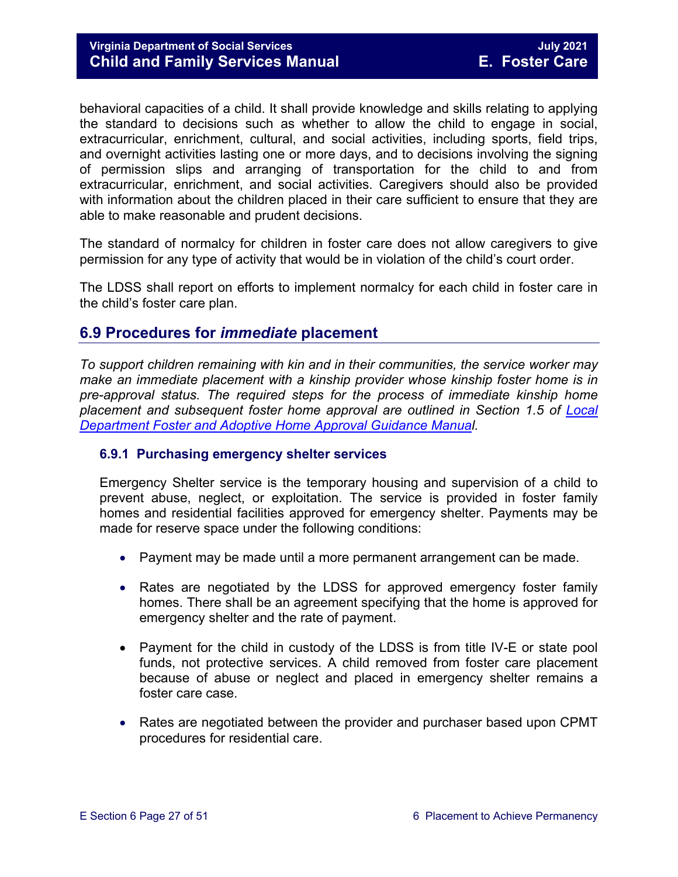behavioral capacities of a child. It shall provide knowledge and skills relating to applying the standard to decisions such as whether to allow the child to engage in social, extracurricular, enrichment, cultural, and social activities, including sports, field trips, and overnight activities lasting one or more days, and to decisions involving the signing of permission slips and arranging of transportation for the child to and from extracurricular, enrichment, and social activities. Caregivers should also be provided with information about the children placed in their care sufficient to ensure that they are able to make reasonable and prudent decisions.

The standard of normalcy for children in foster care does not allow caregivers to give permission for any type of activity that would be in violation of the child's court order.

The LDSS shall report on efforts to implement normalcy for each child in foster care in the child's foster care plan.

## 6.9 Procedures for *immediate* placement

*To support children remaining with kin and in their communities, the service worker may make an immediate placement with a kinship provider whose kinship foster home is in pre-approval status. The required steps for the process of immediate kinship home placement and subsequent foster home approval are outlined in Section 1.5 of [Local Department Foster and Adoptive Home Approval Guidance Manual](). *

### 6.9.1 Purchasing emergency shelter services

Emergency Shelter service is the temporary housing and supervision of a child to prevent abuse, neglect, or exploitation. The service is provided in foster family homes and residential facilities approved for emergency shelter. Payments may be made for reserve space under the following conditions:

- Payment may be made until a more permanent arrangement can be made.
- Rates are negotiated by the LDSS for approved emergency foster family homes. There shall be an agreement specifying that the home is approved for emergency shelter and the rate of payment.
- Payment for the child in custody of the LDSS is from title IV-E or state pool funds, not protective services. A child removed from foster care placement because of abuse or neglect and placed in emergency shelter remains a foster care case.
- Rates are negotiated between the provider and purchaser based upon CPMT procedures for residential care.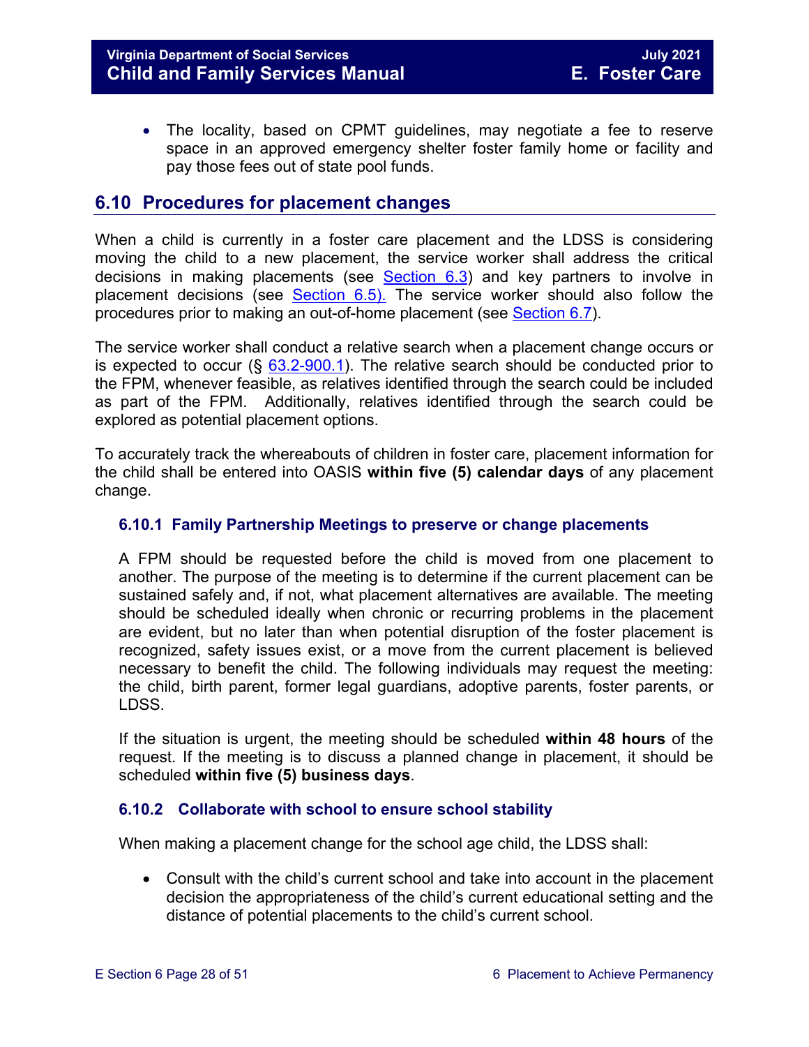- The locality, based on CPMT guidelines, may negotiate a fee to reserve space in an approved emergency shelter foster family home or facility and pay those fees out of state pool funds.

## 6.10 Procedures for placement changes

When a child is currently in a foster care placement and the LDSS is considering moving the child to a new placement, the service worker shall address the critical decisions in making placements (see Section 6.3) and key partners to involve in placement decisions (see Section 6.5). The service worker should also follow the procedures prior to making an out-of-home placement (see Section 6.7).

The service worker shall conduct a relative search when a placement change occurs or is expected to occur (§ 63.2-900.1). The relative search should be conducted prior to the FPM, whenever feasible, as relatives identified through the search could be included as part of the FPM. Additionally, relatives identified through the search could be explored as potential placement options.

To accurately track the whereabouts of children in foster care, placement information for the child shall be entered into OASIS **within five (5) calendar days** of any placement change.

### 6.10.1 Family Partnership Meetings to preserve or change placements

A FPM should be requested before the child is moved from one placement to another. The purpose of the meeting is to determine if the current placement can be sustained safely and, if not, what placement alternatives are available. The meeting should be scheduled ideally when chronic or recurring problems in the placement are evident, but no later than when potential disruption of the foster placement is recognized, safety issues exist, or a move from the current placement is believed necessary to benefit the child. The following individuals may request the meeting: the child, birth parent, former legal guardians, adoptive parents, foster parents, or LDSS.

If the situation is urgent, the meeting should be scheduled **within 48 hours** of the request. If the meeting is to discuss a planned change in placement, it should be scheduled **within five (5) business days**.

### 6.10.2 Collaborate with school to ensure school stability

When making a placement change for the school age child, the LDSS shall:

- Consult with the child's current school and take into account in the placement decision the appropriateness of the child's current educational setting and the distance of potential placements to the child's current school.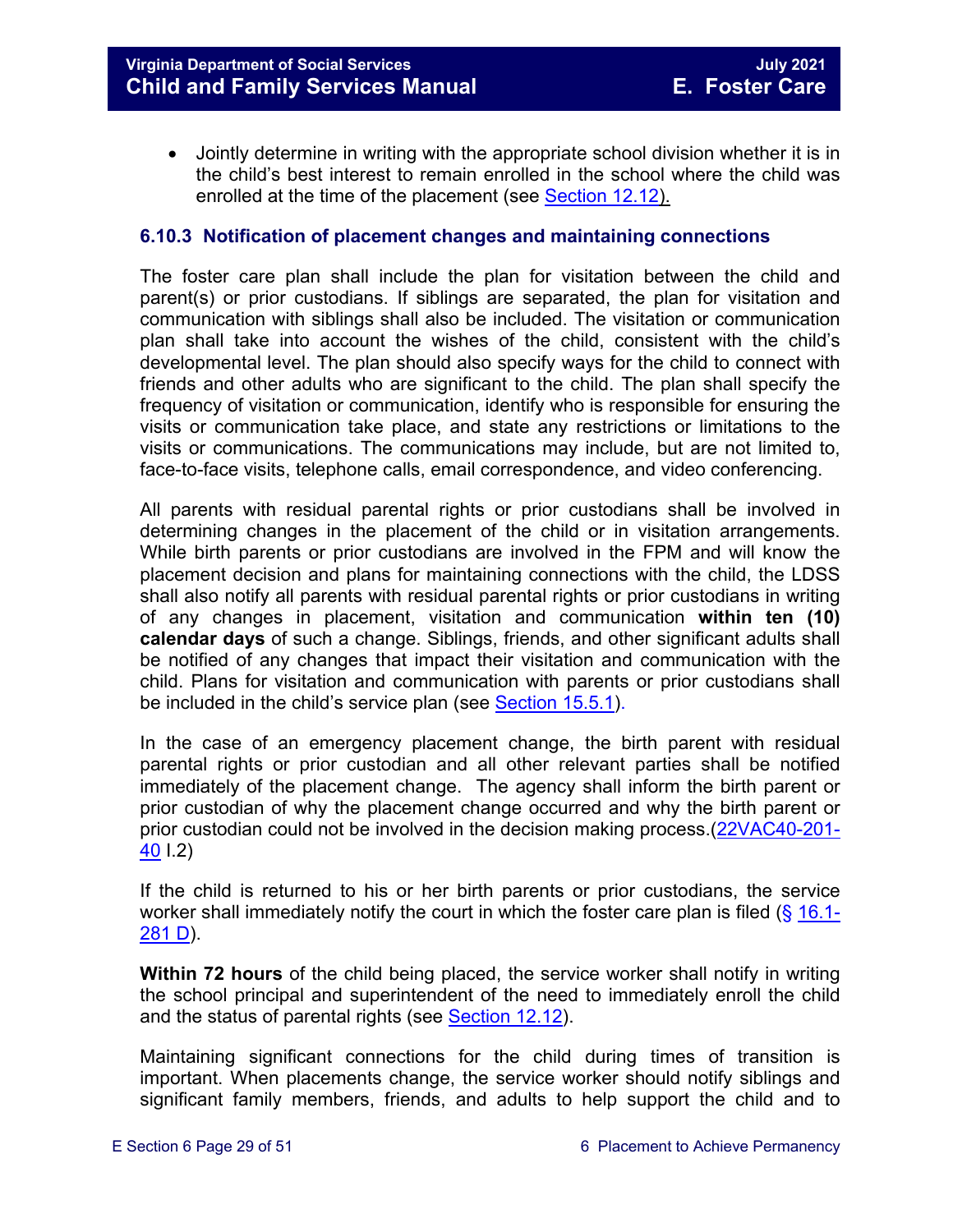- Jointly determine in writing with the appropriate school division whether it is in the child's best interest to remain enrolled in the school where the child was enrolled at the time of the placement (see Section 12.12).

### 6.10.3 Notification of placement changes and maintaining connections

The foster care plan shall include the plan for visitation between the child and parent(s) or prior custodians. If siblings are separated, the plan for visitation and communication with siblings shall also be included. The visitation or communication plan shall take into account the wishes of the child, consistent with the child's developmental level. The plan should also specify ways for the child to connect with friends and other adults who are significant to the child. The plan shall specify the frequency of visitation or communication, identify who is responsible for ensuring the visits or communication take place, and state any restrictions or limitations to the visits or communications. The communications may include, but are not limited to, face-to-face visits, telephone calls, email correspondence, and video conferencing.

All parents with residual parental rights or prior custodians shall be involved in determining changes in the placement of the child or in visitation arrangements. While birth parents or prior custodians are involved in the FPM and will know the placement decision and plans for maintaining connections with the child, the LDSS shall also notify all parents with residual parental rights or prior custodians in writing of any changes in placement, visitation and communication **within ten (10) calendar days** of such a change. Siblings, friends, and other significant adults shall be notified of any changes that impact their visitation and communication with the child. Plans for visitation and communication with parents or prior custodians shall be included in the child's service plan (see Section 15.5.1).

In the case of an emergency placement change, the birth parent with residual parental rights or prior custodian and all other relevant parties shall be notified immediately of the placement change. The agency shall inform the birth parent or prior custodian of why the placement change occurred and why the birth parent or prior custodian could not be involved in the decision making process.(22VAC40-201-40 I.2)

If the child is returned to his or her birth parents or prior custodians, the service worker shall immediately notify the court in which the foster care plan is filed (§ 16.1-281 D).

**Within 72 hours** of the child being placed, the service worker shall notify in writing the school principal and superintendent of the need to immediately enroll the child and the status of parental rights (see Section 12.12).

Maintaining significant connections for the child during times of transition is important. When placements change, the service worker should notify siblings and significant family members, friends, and adults to help support the child and to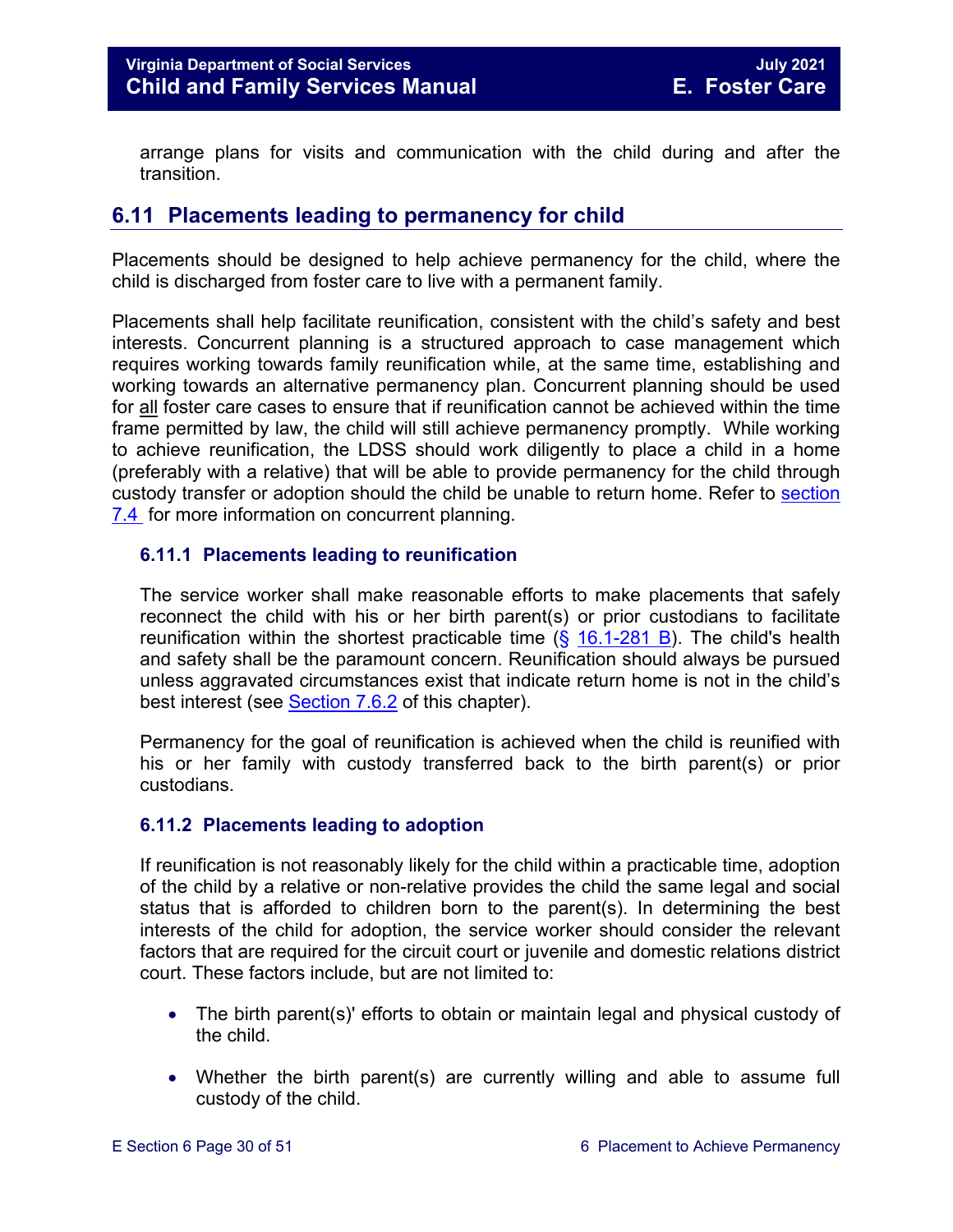arrange plans for visits and communication with the child during and after the transition.

## 6.11 Placements leading to permanency for child

Placements should be designed to help achieve permanency for the child, where the child is discharged from foster care to live with a permanent family.

Placements shall help facilitate reunification, consistent with the child's safety and best interests. Concurrent planning is a structured approach to case management which requires working towards family reunification while, at the same time, establishing and working towards an alternative permanency plan. Concurrent planning should be used for all foster care cases to ensure that if reunification cannot be achieved within the time frame permitted by law, the child will still achieve permanency promptly. While working to achieve reunification, the LDSS should work diligently to place a child in a home (preferably with a relative) that will be able to provide permanency for the child through custody transfer or adoption should the child be unable to return home. Refer to section 7.4 for more information on concurrent planning.

### 6.11.1 Placements leading to reunification

The service worker shall make reasonable efforts to make placements that safely reconnect the child with his or her birth parent(s) or prior custodians to facilitate reunification within the shortest practicable time (§ 16.1-281 B). The child's health and safety shall be the paramount concern. Reunification should always be pursued unless aggravated circumstances exist that indicate return home is not in the child's best interest (see Section 7.6.2 of this chapter).

Permanency for the goal of reunification is achieved when the child is reunified with his or her family with custody transferred back to the birth parent(s) or prior custodians.

### 6.11.2 Placements leading to adoption

If reunification is not reasonably likely for the child within a practicable time, adoption of the child by a relative or non-relative provides the child the same legal and social status that is afforded to children born to the parent(s). In determining the best interests of the child for adoption, the service worker should consider the relevant factors that are required for the circuit court or juvenile and domestic relations district court. These factors include, but are not limited to:

- The birth parent(s)' efforts to obtain or maintain legal and physical custody of the child.
- Whether the birth parent(s) are currently willing and able to assume full custody of the child.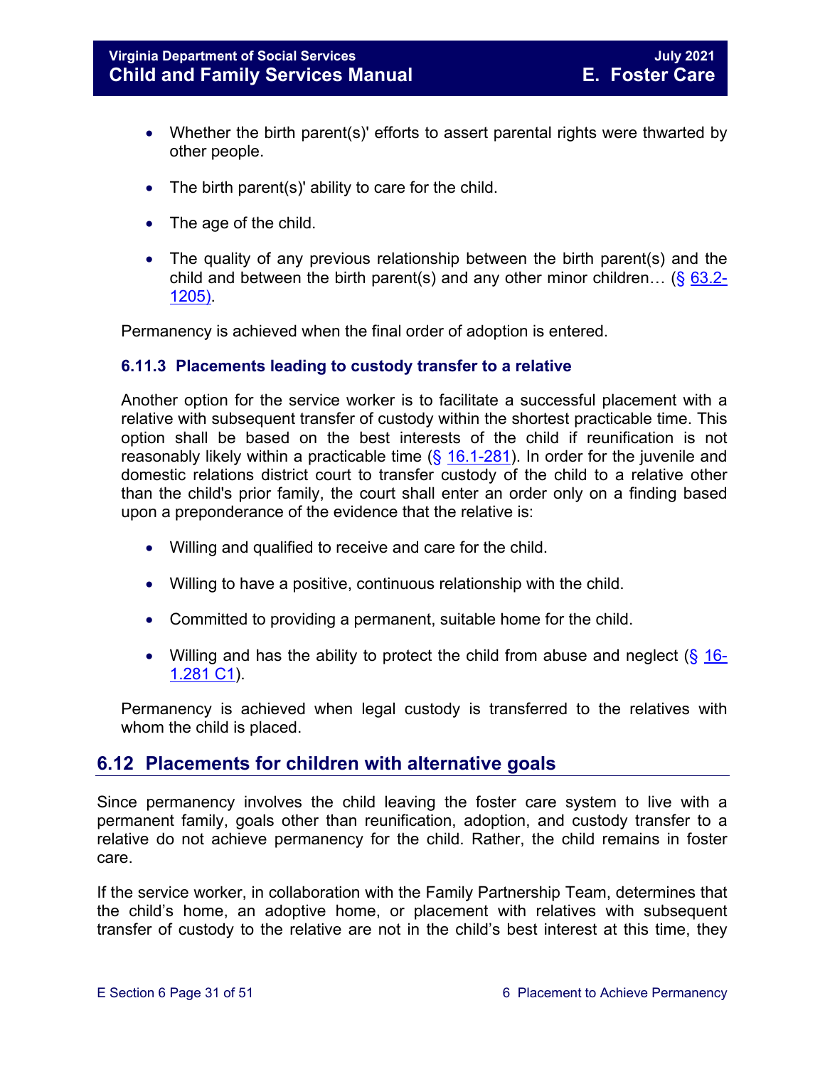- Whether the birth parent(s)' efforts to assert parental rights were thwarted by other people.
- The birth parent(s)' ability to care for the child.
- The age of the child.
- The quality of any previous relationship between the birth parent(s) and the child and between the birth parent(s) and any other minor children… (§ 63.2-1205).

Permanency is achieved when the final order of adoption is entered.

### 6.11.3 Placements leading to custody transfer to a relative

Another option for the service worker is to facilitate a successful placement with a relative with subsequent transfer of custody within the shortest practicable time. This option shall be based on the best interests of the child if reunification is not reasonably likely within a practicable time (§ 16.1-281). In order for the juvenile and domestic relations district court to transfer custody of the child to a relative other than the child's prior family, the court shall enter an order only on a finding based upon a preponderance of the evidence that the relative is:

- Willing and qualified to receive and care for the child.
- Willing to have a positive, continuous relationship with the child.
- Committed to providing a permanent, suitable home for the child.
- Willing and has the ability to protect the child from abuse and neglect (§ 16-1.281 C1).

Permanency is achieved when legal custody is transferred to the relatives with whom the child is placed.

## 6.12 Placements for children with alternative goals

Since permanency involves the child leaving the foster care system to live with a permanent family, goals other than reunification, adoption, and custody transfer to a relative do not achieve permanency for the child. Rather, the child remains in foster care.

If the service worker, in collaboration with the Family Partnership Team, determines that the child's home, an adoptive home, or placement with relatives with subsequent transfer of custody to the relative are not in the child's best interest at this time, they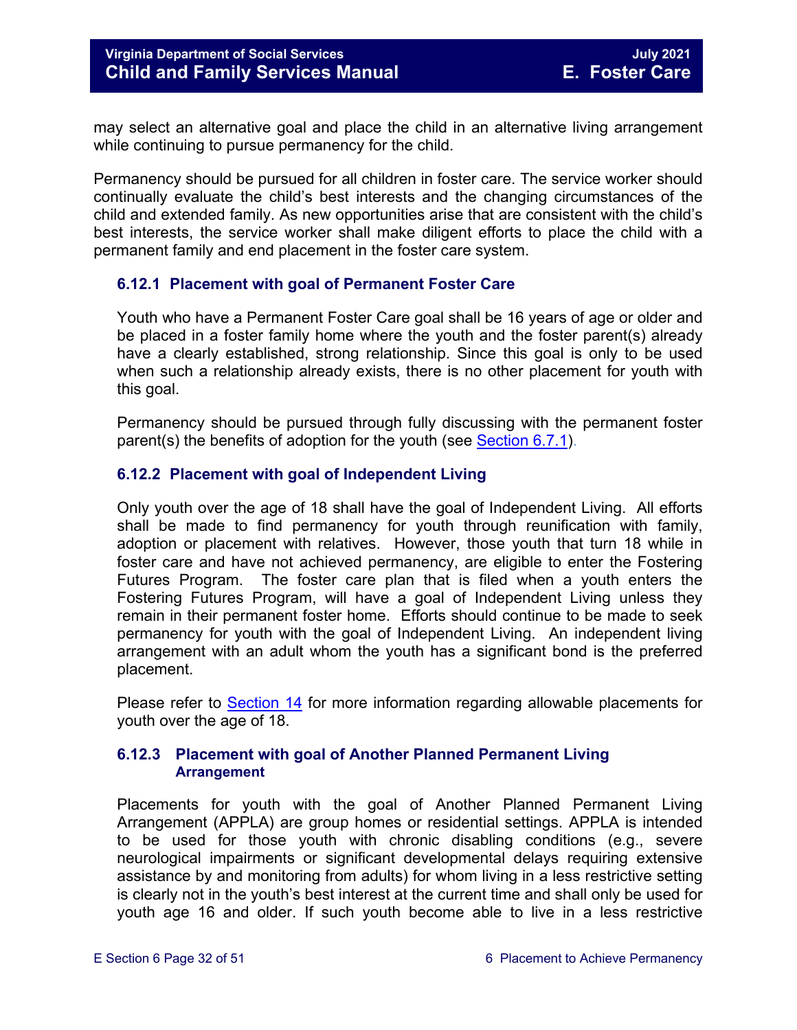may select an alternative goal and place the child in an alternative living arrangement while continuing to pursue permanency for the child.

Permanency should be pursued for all children in foster care. The service worker should continually evaluate the child's best interests and the changing circumstances of the child and extended family. As new opportunities arise that are consistent with the child's best interests, the service worker shall make diligent efforts to place the child with a permanent family and end placement in the foster care system.

### 6.12.1 Placement with goal of Permanent Foster Care

Youth who have a Permanent Foster Care goal shall be 16 years of age or older and be placed in a foster family home where the youth and the foster parent(s) already have a clearly established, strong relationship. Since this goal is only to be used when such a relationship already exists, there is no other placement for youth with this goal.

Permanency should be pursued through fully discussing with the permanent foster parent(s) the benefits of adoption for the youth (see Section 6.7.1).

### 6.12.2 Placement with goal of Independent Living

Only youth over the age of 18 shall have the goal of Independent Living. All efforts shall be made to find permanency for youth through reunification with family, adoption or placement with relatives. However, those youth that turn 18 while in foster care and have not achieved permanency, are eligible to enter the Fostering Futures Program. The foster care plan that is filed when a youth enters the Fostering Futures Program, will have a goal of Independent Living unless they remain in their permanent foster home. Efforts should continue to be made to seek permanency for youth with the goal of Independent Living. An independent living arrangement with an adult whom the youth has a significant bond is the preferred placement.

Please refer to Section 14 for more information regarding allowable placements for youth over the age of 18.

### 6.12.3 Placement with goal of Another Planned Permanent Living Arrangement

Placements for youth with the goal of Another Planned Permanent Living Arrangement (APPLA) are group homes or residential settings. APPLA is intended to be used for those youth with chronic disabling conditions (e.g., severe neurological impairments or significant developmental delays requiring extensive assistance by and monitoring from adults) for whom living in a less restrictive setting is clearly not in the youth's best interest at the current time and shall only be used for youth age 16 and older. If such youth become able to live in a less restrictive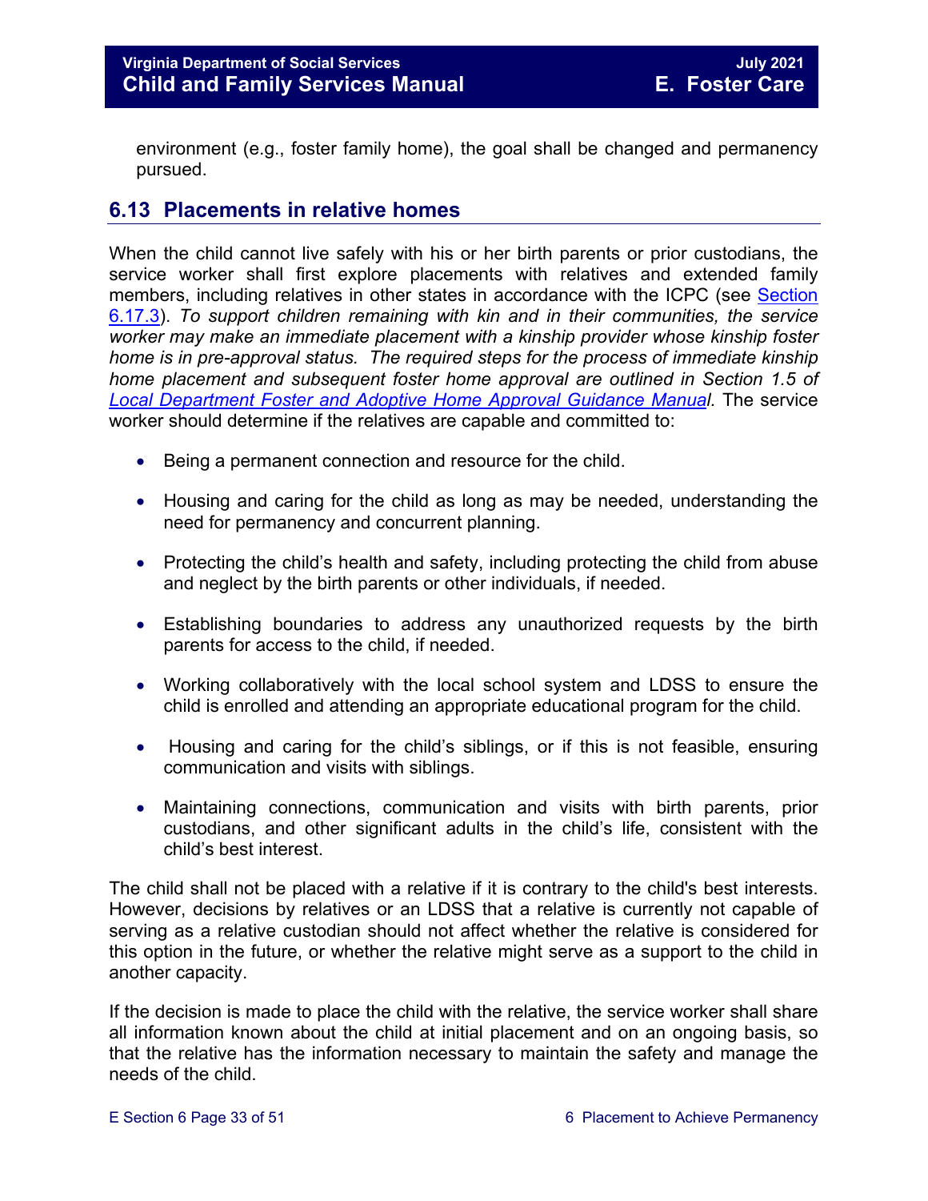environment (e.g., foster family home), the goal shall be changed and permanency pursued.

## 6.13 Placements in relative homes

When the child cannot live safely with his or her birth parents or prior custodians, the service worker shall first explore placements with relatives and extended family members, including relatives in other states in accordance with the ICPC (see Section 6.17.3). *To support children remaining with kin and in their communities, the service worker may make an immediate placement with a kinship provider whose kinship foster home is in pre-approval status. The required steps for the process of immediate kinship home placement and subsequent foster home approval are outlined in Section 1.5 of Local Department Foster and Adoptive Home Approval Guidance Manual.* The service worker should determine if the relatives are capable and committed to:

- Being a permanent connection and resource for the child.
- Housing and caring for the child as long as may be needed, understanding the need for permanency and concurrent planning.
- Protecting the child's health and safety, including protecting the child from abuse and neglect by the birth parents or other individuals, if needed.
- Establishing boundaries to address any unauthorized requests by the birth parents for access to the child, if needed.
- Working collaboratively with the local school system and LDSS to ensure the child is enrolled and attending an appropriate educational program for the child.
- Housing and caring for the child's siblings, or if this is not feasible, ensuring communication and visits with siblings.
- Maintaining connections, communication and visits with birth parents, prior custodians, and other significant adults in the child's life, consistent with the child's best interest.

The child shall not be placed with a relative if it is contrary to the child's best interests. However, decisions by relatives or an LDSS that a relative is currently not capable of serving as a relative custodian should not affect whether the relative is considered for this option in the future, or whether the relative might serve as a support to the child in another capacity.

If the decision is made to place the child with the relative, the service worker shall share all information known about the child at initial placement and on an ongoing basis, so that the relative has the information necessary to maintain the safety and manage the needs of the child.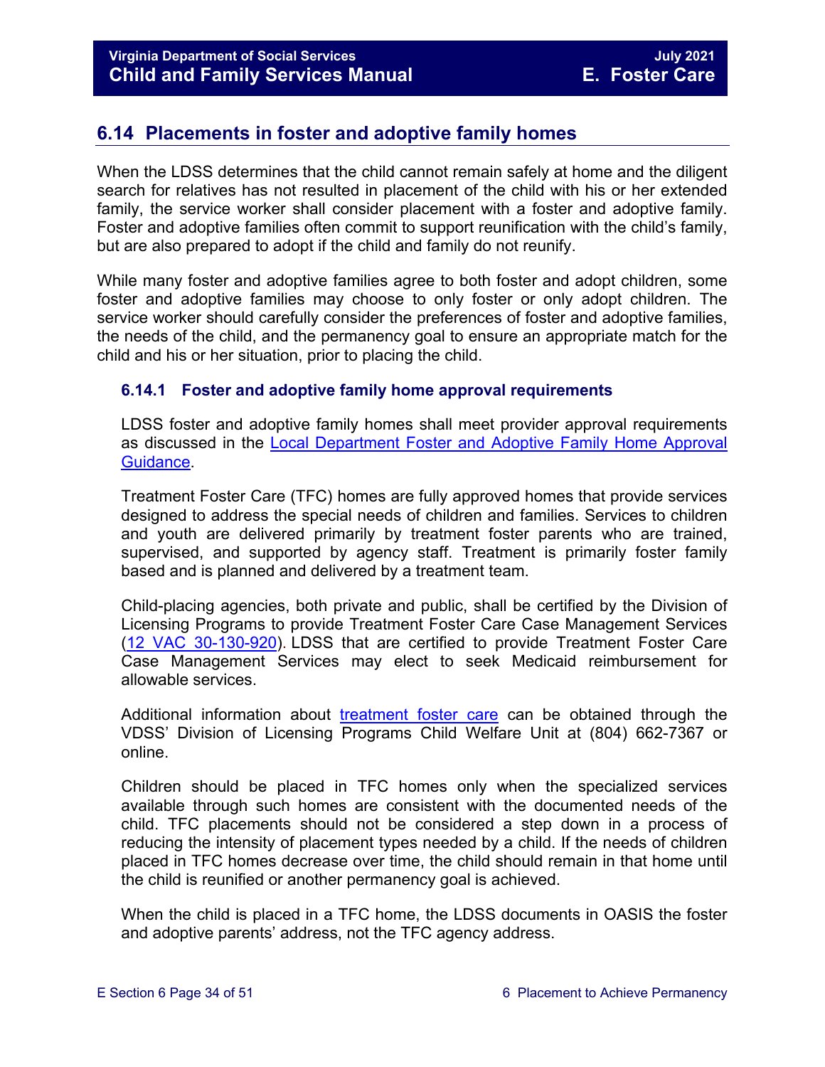## 6.14 Placements in foster and adoptive family homes

When the LDSS determines that the child cannot remain safely at home and the diligent search for relatives has not resulted in placement of the child with his or her extended family, the service worker shall consider placement with a foster and adoptive family. Foster and adoptive families often commit to support reunification with the child's family, but are also prepared to adopt if the child and family do not reunify.

While many foster and adoptive families agree to both foster and adopt children, some foster and adoptive families may choose to only foster or only adopt children. The service worker should carefully consider the preferences of foster and adoptive families, the needs of the child, and the permanency goal to ensure an appropriate match for the child and his or her situation, prior to placing the child.

### 6.14.1 Foster and adoptive family home approval requirements

LDSS foster and adoptive family homes shall meet provider approval requirements as discussed in the Local Department Foster and Adoptive Family Home Approval Guidance.

Treatment Foster Care (TFC) homes are fully approved homes that provide services designed to address the special needs of children and families. Services to children and youth are delivered primarily by treatment foster parents who are trained, supervised, and supported by agency staff. Treatment is primarily foster family based and is planned and delivered by a treatment team.

Child-placing agencies, both private and public, shall be certified by the Division of Licensing Programs to provide Treatment Foster Care Case Management Services (12 VAC 30-130-920). LDSS that are certified to provide Treatment Foster Care Case Management Services may elect to seek Medicaid reimbursement for allowable services.

Additional information about treatment foster care can be obtained through the VDSS' Division of Licensing Programs Child Welfare Unit at (804) 662-7367 or online.

Children should be placed in TFC homes only when the specialized services available through such homes are consistent with the documented needs of the child. TFC placements should not be considered a step down in a process of reducing the intensity of placement types needed by a child. If the needs of children placed in TFC homes decrease over time, the child should remain in that home until the child is reunified or another permanency goal is achieved.

When the child is placed in a TFC home, the LDSS documents in OASIS the foster and adoptive parents' address, not the TFC agency address.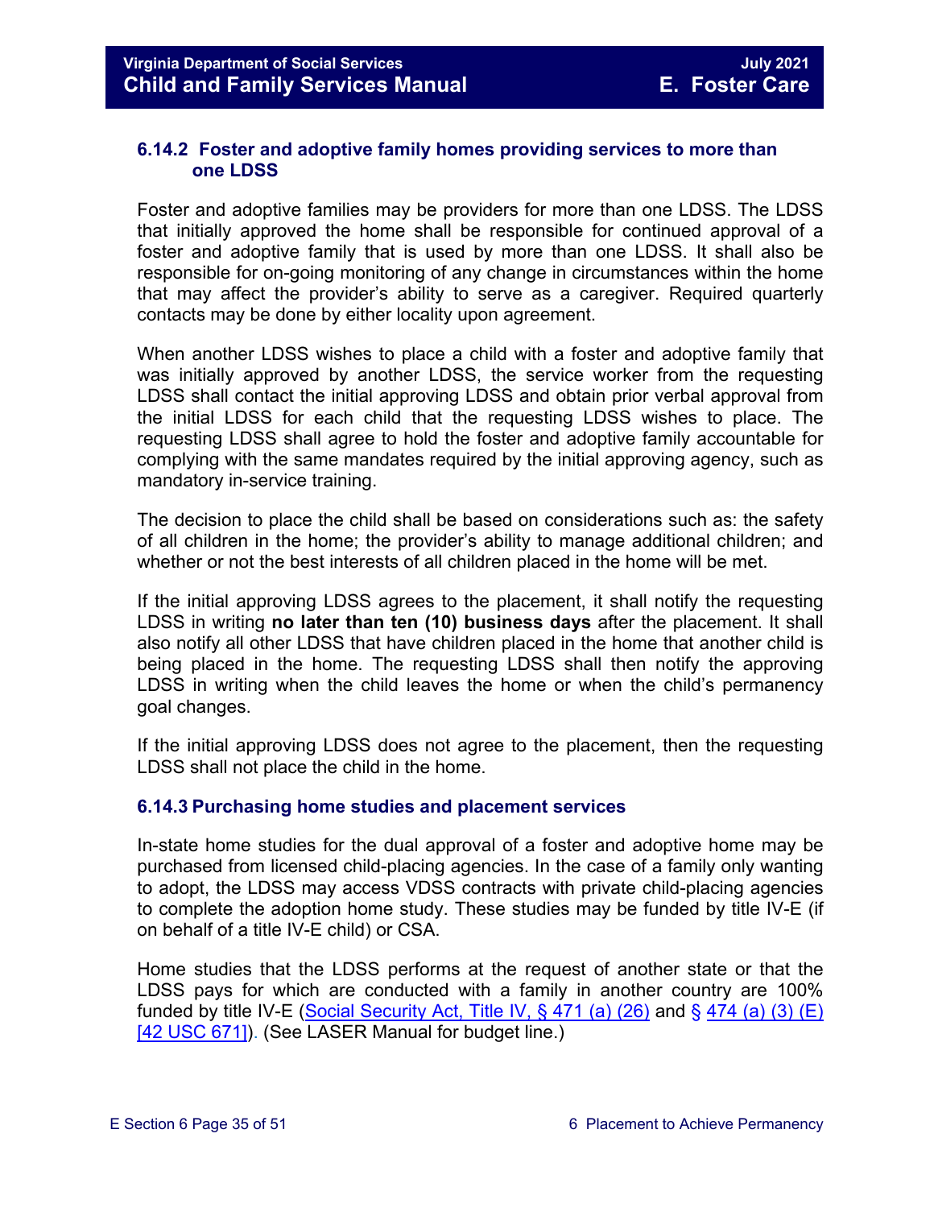### 6.14.2 Foster and adoptive family homes providing services to more than one LDSS

Foster and adoptive families may be providers for more than one LDSS. The LDSS that initially approved the home shall be responsible for continued approval of a foster and adoptive family that is used by more than one LDSS. It shall also be responsible for on-going monitoring of any change in circumstances within the home that may affect the provider's ability to serve as a caregiver. Required quarterly contacts may be done by either locality upon agreement.

When another LDSS wishes to place a child with a foster and adoptive family that was initially approved by another LDSS, the service worker from the requesting LDSS shall contact the initial approving LDSS and obtain prior verbal approval from the initial LDSS for each child that the requesting LDSS wishes to place. The requesting LDSS shall agree to hold the foster and adoptive family accountable for complying with the same mandates required by the initial approving agency, such as mandatory in-service training.

The decision to place the child shall be based on considerations such as: the safety of all children in the home; the provider's ability to manage additional children; and whether or not the best interests of all children placed in the home will be met.

If the initial approving LDSS agrees to the placement, it shall notify the requesting LDSS in writing **no later than ten (10) business days** after the placement. It shall also notify all other LDSS that have children placed in the home that another child is being placed in the home. The requesting LDSS shall then notify the approving LDSS in writing when the child leaves the home or when the child's permanency goal changes.

If the initial approving LDSS does not agree to the placement, then the requesting LDSS shall not place the child in the home.

### 6.14.3 Purchasing home studies and placement services

In-state home studies for the dual approval of a foster and adoptive home may be purchased from licensed child-placing agencies. In the case of a family only wanting to adopt, the LDSS may access VDSS contracts with private child-placing agencies to complete the adoption home study. These studies may be funded by title IV-E (if on behalf of a title IV-E child) or CSA.

Home studies that the LDSS performs at the request of another state or that the LDSS pays for which are conducted with a family in another country are 100% funded by title IV-E (Social Security Act, Title IV, § 471 (a) (26) and § 474 (a) (3) (E) [42 USC 671]). (See LASER Manual for budget line.)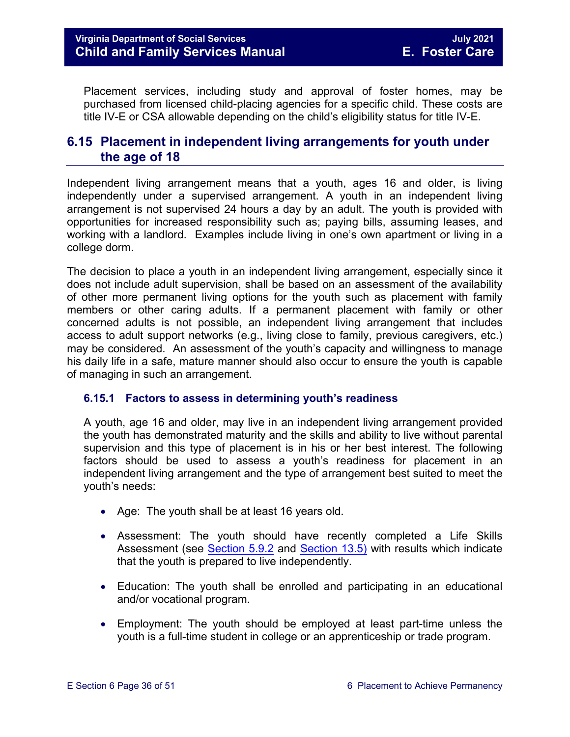Placement services, including study and approval of foster homes, may be purchased from licensed child-placing agencies for a specific child. These costs are title IV-E or CSA allowable depending on the child's eligibility status for title IV-E.

## 6.15 Placement in independent living arrangements for youth under the age of 18

Independent living arrangement means that a youth, ages 16 and older, is living independently under a supervised arrangement. A youth in an independent living arrangement is not supervised 24 hours a day by an adult. The youth is provided with opportunities for increased responsibility such as; paying bills, assuming leases, and working with a landlord. Examples include living in one's own apartment or living in a college dorm.

The decision to place a youth in an independent living arrangement, especially since it does not include adult supervision, shall be based on an assessment of the availability of other more permanent living options for the youth such as placement with family members or other caring adults. If a permanent placement with family or other concerned adults is not possible, an independent living arrangement that includes access to adult support networks (e.g., living close to family, previous caregivers, etc.) may be considered. An assessment of the youth's capacity and willingness to manage his daily life in a safe, mature manner should also occur to ensure the youth is capable of managing in such an arrangement.

### 6.15.1 Factors to assess in determining youth's readiness

A youth, age 16 and older, may live in an independent living arrangement provided the youth has demonstrated maturity and the skills and ability to live without parental supervision and this type of placement is in his or her best interest. The following factors should be used to assess a youth's readiness for placement in an independent living arrangement and the type of arrangement best suited to meet the youth's needs:

- Age: The youth shall be at least 16 years old.
- Assessment: The youth should have recently completed a Life Skills Assessment (see Section 5.9.2 and Section 13.5) with results which indicate that the youth is prepared to live independently.
- Education: The youth shall be enrolled and participating in an educational and/or vocational program.
- Employment: The youth should be employed at least part-time unless the youth is a full-time student in college or an apprenticeship or trade program.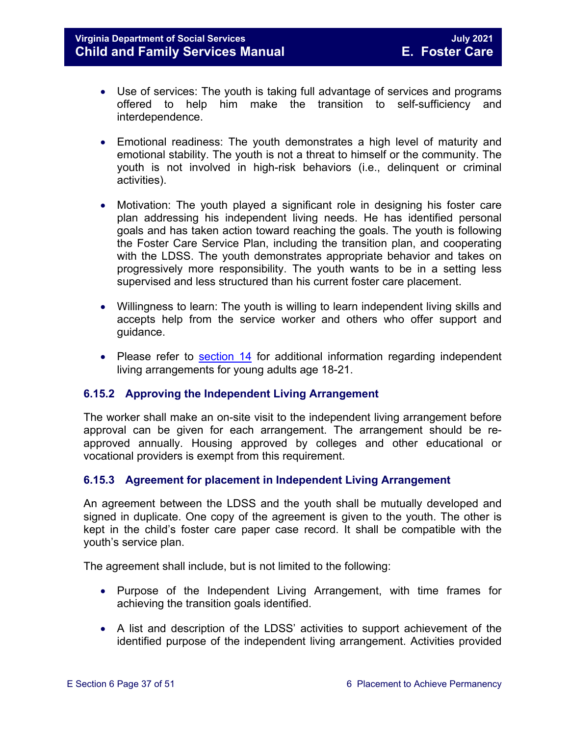- Use of services: The youth is taking full advantage of services and programs offered to help him make the transition to self-sufficiency and interdependence.

- Emotional readiness: The youth demonstrates a high level of maturity and emotional stability. The youth is not a threat to himself or the community. The youth is not involved in high-risk behaviors (i.e., delinquent or criminal activities).

- Motivation: The youth played a significant role in designing his foster care plan addressing his independent living needs. He has identified personal goals and has taken action toward reaching the goals. The youth is following the Foster Care Service Plan, including the transition plan, and cooperating with the LDSS. The youth demonstrates appropriate behavior and takes on progressively more responsibility. The youth wants to be in a setting less supervised and less structured than his current foster care placement.

- Willingness to learn: The youth is willing to learn independent living skills and accepts help from the service worker and others who offer support and guidance.

- Please refer to section 14 for additional information regarding independent living arrangements for young adults age 18-21.

### 6.15.2 Approving the Independent Living Arrangement

The worker shall make an on-site visit to the independent living arrangement before approval can be given for each arrangement. The arrangement should be re-approved annually. Housing approved by colleges and other educational or vocational providers is exempt from this requirement.

### 6.15.3 Agreement for placement in Independent Living Arrangement

An agreement between the LDSS and the youth shall be mutually developed and signed in duplicate. One copy of the agreement is given to the youth. The other is kept in the child's foster care paper case record. It shall be compatible with the youth's service plan.

The agreement shall include, but is not limited to the following:

- Purpose of the Independent Living Arrangement, with time frames for achieving the transition goals identified.

- A list and description of the LDSS' activities to support achievement of the identified purpose of the independent living arrangement. Activities provided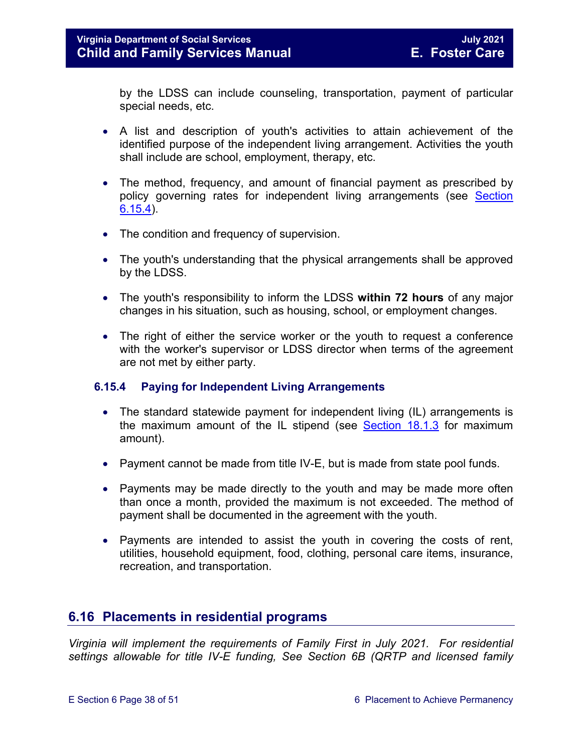by the LDSS can include counseling, transportation, payment of particular special needs, etc.

- A list and description of youth's activities to attain achievement of the identified purpose of the independent living arrangement. Activities the youth shall include are school, employment, therapy, etc.

- The method, frequency, and amount of financial payment as prescribed by policy governing rates for independent living arrangements (see Section 6.15.4).

- The condition and frequency of supervision.

- The youth's understanding that the physical arrangements shall be approved by the LDSS.

- The youth's responsibility to inform the LDSS **within 72 hours** of any major changes in his situation, such as housing, school, or employment changes.

- The right of either the service worker or the youth to request a conference with the worker's supervisor or LDSS director when terms of the agreement are not met by either party.

### 6.15.4 Paying for Independent Living Arrangements

- The standard statewide payment for independent living (IL) arrangements is the maximum amount of the IL stipend (see Section 18.1.3 for maximum amount).

- Payment cannot be made from title IV-E, but is made from state pool funds.

- Payments may be made directly to the youth and may be made more often than once a month, provided the maximum is not exceeded. The method of payment shall be documented in the agreement with the youth.

- Payments are intended to assist the youth in covering the costs of rent, utilities, household equipment, food, clothing, personal care items, insurance, recreation, and transportation.

## 6.16 Placements in residential programs

*Virginia will implement the requirements of Family First in July 2021. For residential settings allowable for title IV-E funding, See Section 6B (QRTP and licensed family*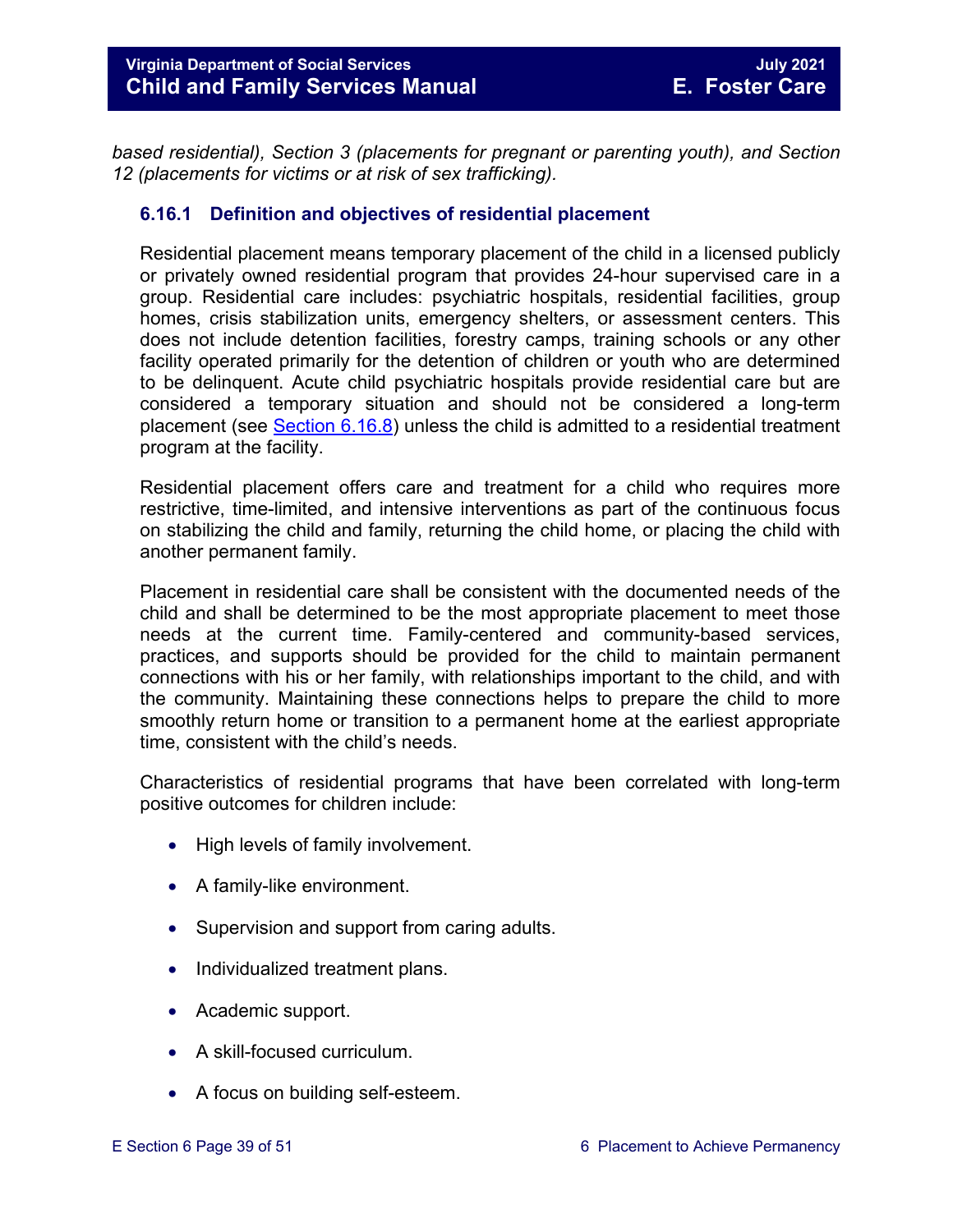*based residential), Section 3 (placements for pregnant or parenting youth), and Section 12 (placements for victims or at risk of sex trafficking).*

### 6.16.1 Definition and objectives of residential placement

Residential placement means temporary placement of the child in a licensed publicly or privately owned residential program that provides 24-hour supervised care in a group. Residential care includes: psychiatric hospitals, residential facilities, group homes, crisis stabilization units, emergency shelters, or assessment centers. This does not include detention facilities, forestry camps, training schools or any other facility operated primarily for the detention of children or youth who are determined to be delinquent. Acute child psychiatric hospitals provide residential care but are considered a temporary situation and should not be considered a long-term placement (see Section 6.16.8) unless the child is admitted to a residential treatment program at the facility.

Residential placement offers care and treatment for a child who requires more restrictive, time-limited, and intensive interventions as part of the continuous focus on stabilizing the child and family, returning the child home, or placing the child with another permanent family.

Placement in residential care shall be consistent with the documented needs of the child and shall be determined to be the most appropriate placement to meet those needs at the current time. Family-centered and community-based services, practices, and supports should be provided for the child to maintain permanent connections with his or her family, with relationships important to the child, and with the community. Maintaining these connections helps to prepare the child to more smoothly return home or transition to a permanent home at the earliest appropriate time, consistent with the child's needs.

Characteristics of residential programs that have been correlated with long-term positive outcomes for children include:

- High levels of family involvement.
- A family-like environment.
- Supervision and support from caring adults.
- Individualized treatment plans.
- Academic support.
- A skill-focused curriculum.
- A focus on building self-esteem.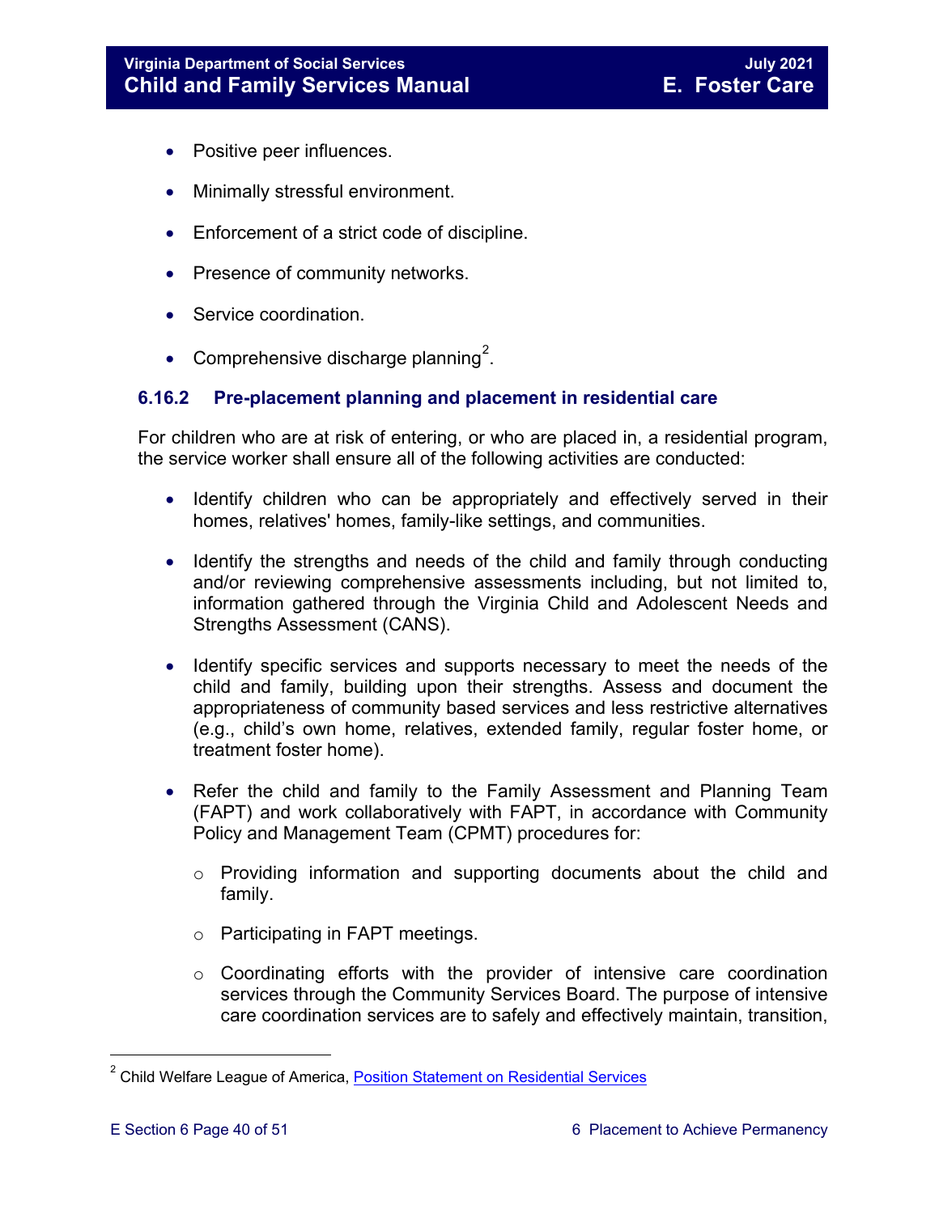- Positive peer influences.
- Minimally stressful environment.
- Enforcement of a strict code of discipline.
- Presence of community networks.
- Service coordination.
- Comprehensive discharge planning[2].

### 6.16.2 Pre-placement planning and placement in residential care

For children who are at risk of entering, or who are placed in, a residential program, the service worker shall ensure all of the following activities are conducted:

- Identify children who can be appropriately and effectively served in their homes, relatives' homes, family-like settings, and communities.
- Identify the strengths and needs of the child and family through conducting and/or reviewing comprehensive assessments including, but not limited to, information gathered through the Virginia Child and Adolescent Needs and Strengths Assessment (CANS).
- Identify specific services and supports necessary to meet the needs of the child and family, building upon their strengths. Assess and document the appropriateness of community based services and less restrictive alternatives (e.g., child's own home, relatives, extended family, regular foster home, or treatment foster home).
- Refer the child and family to the Family Assessment and Planning Team (FAPT) and work collaboratively with FAPT, in accordance with Community Policy and Management Team (CPMT) procedures for:
  - Providing information and supporting documents about the child and family.
  - Participating in FAPT meetings.
  - Coordinating efforts with the provider of intensive care coordination services through the Community Services Board. The purpose of intensive care coordination services are to safely and effectively maintain, transition,

---

[2] Child Welfare League of America, Position Statement on Residential Services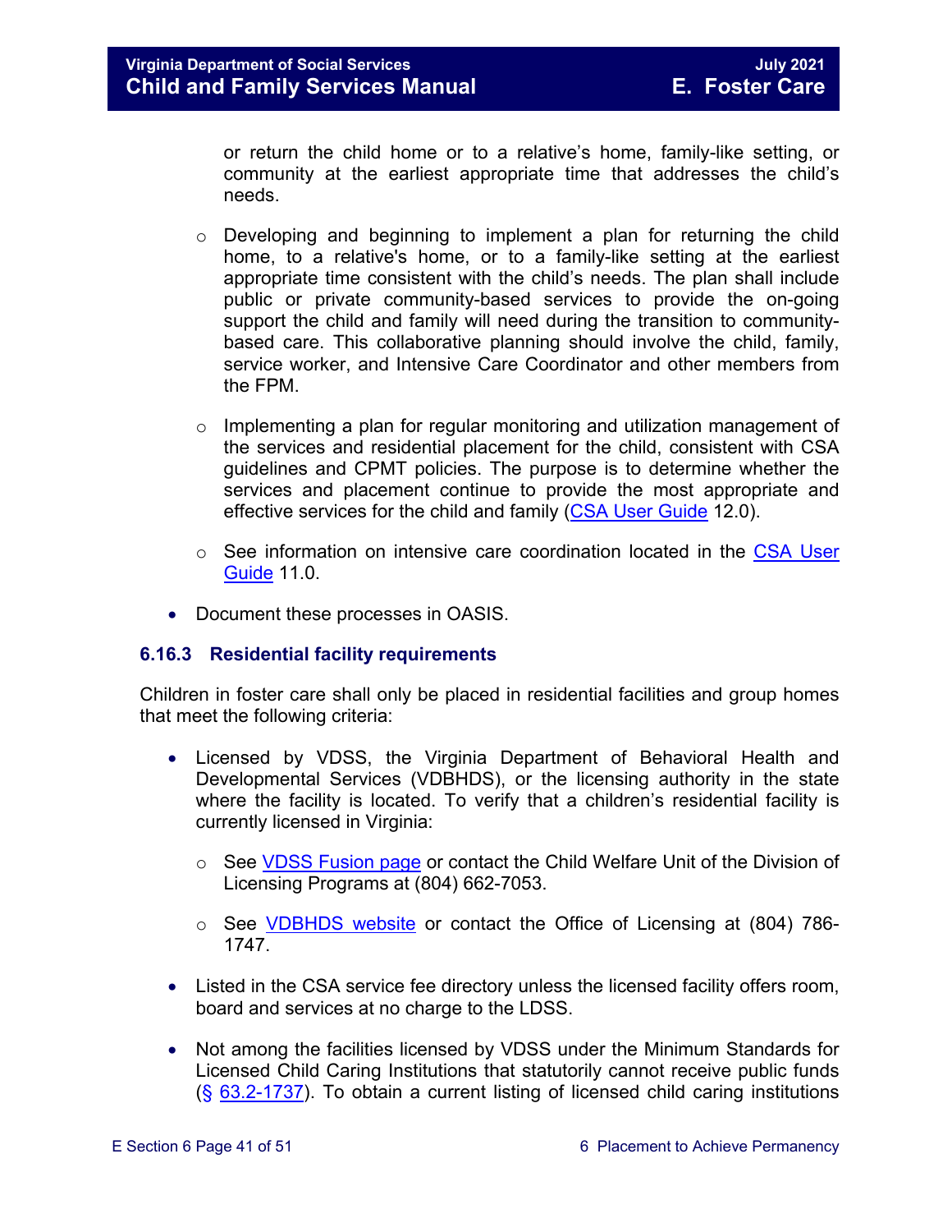or return the child home or to a relative's home, family-like setting, or community at the earliest appropriate time that addresses the child's needs.

  - Developing and beginning to implement a plan for returning the child home, to a relative's home, or to a family-like setting at the earliest appropriate time consistent with the child's needs. The plan shall include public or private community-based services to provide the on-going support the child and family will need during the transition to community-based care. This collaborative planning should involve the child, family, service worker, and Intensive Care Coordinator and other members from the FPM.
  - Implementing a plan for regular monitoring and utilization management of the services and residential placement for the child, consistent with CSA guidelines and CPMT policies. The purpose is to determine whether the services and placement continue to provide the most appropriate and effective services for the child and family (CSA User Guide 12.0).
  - See information on intensive care coordination located in the CSA User Guide 11.0.
- Document these processes in OASIS.

### 6.16.3 Residential facility requirements

Children in foster care shall only be placed in residential facilities and group homes that meet the following criteria:

- Licensed by VDSS, the Virginia Department of Behavioral Health and Developmental Services (VDBHDS), or the licensing authority in the state where the facility is located. To verify that a children's residential facility is currently licensed in Virginia:
  - See VDSS Fusion page or contact the Child Welfare Unit of the Division of Licensing Programs at (804) 662-7053.
  - See VDBHDS website or contact the Office of Licensing at (804) 786-1747.
- Listed in the CSA service fee directory unless the licensed facility offers room, board and services at no charge to the LDSS.
- Not among the facilities licensed by VDSS under the Minimum Standards for Licensed Child Caring Institutions that statutorily cannot receive public funds (§ 63.2-1737). To obtain a current listing of licensed child caring institutions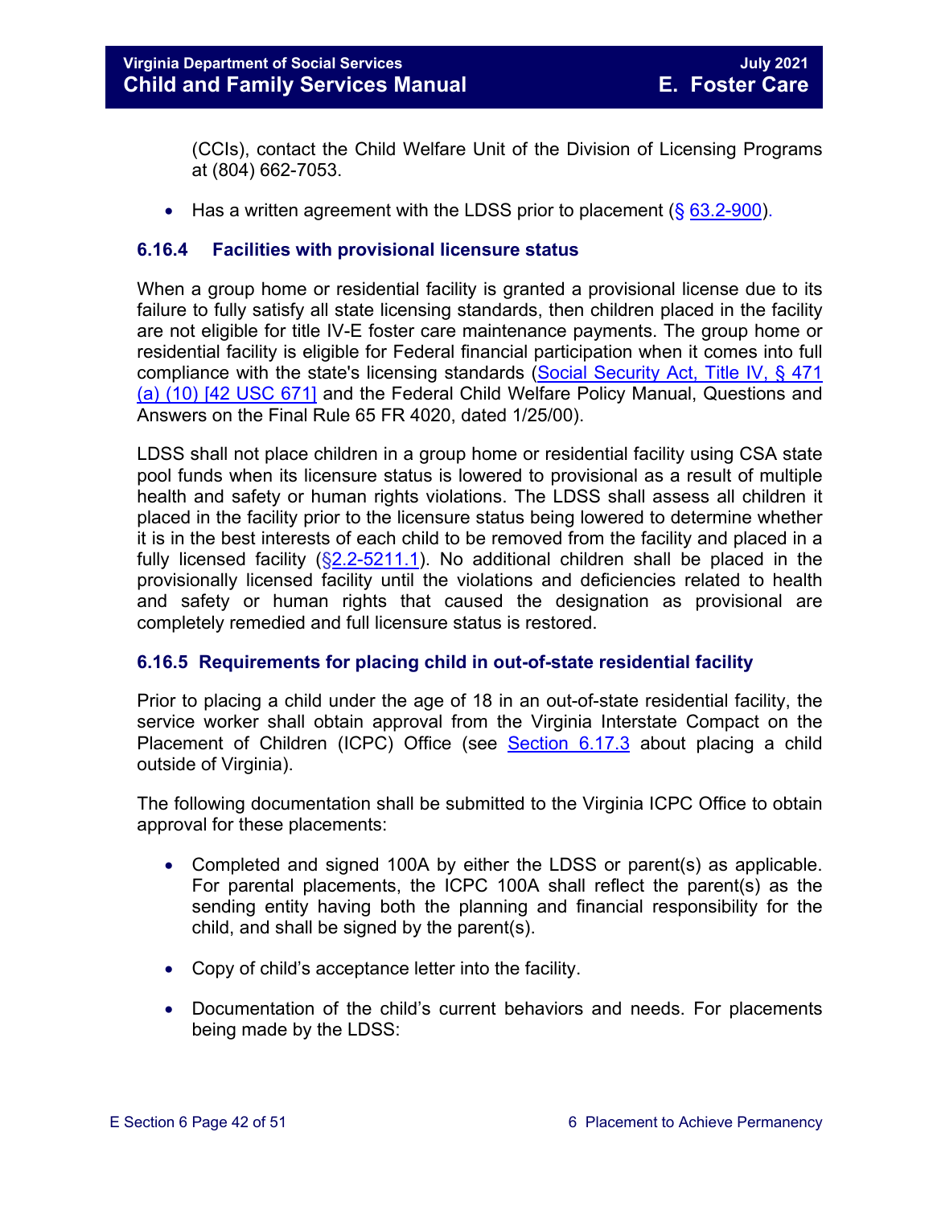(CCIs), contact the Child Welfare Unit of the Division of Licensing Programs at (804) 662-7053.

- Has a written agreement with the LDSS prior to placement (§ 63.2-900).

### 6.16.4 Facilities with provisional licensure status

When a group home or residential facility is granted a provisional license due to its failure to fully satisfy all state licensing standards, then children placed in the facility are not eligible for title IV-E foster care maintenance payments. The group home or residential facility is eligible for Federal financial participation when it comes into full compliance with the state's licensing standards (Social Security Act, Title IV, § 471 (a) (10) [42 USC 671] and the Federal Child Welfare Policy Manual, Questions and Answers on the Final Rule 65 FR 4020, dated 1/25/00).

LDSS shall not place children in a group home or residential facility using CSA state pool funds when its licensure status is lowered to provisional as a result of multiple health and safety or human rights violations. The LDSS shall assess all children it placed in the facility prior to the licensure status being lowered to determine whether it is in the best interests of each child to be removed from the facility and placed in a fully licensed facility (§2.2-5211.1). No additional children shall be placed in the provisionally licensed facility until the violations and deficiencies related to health and safety or human rights that caused the designation as provisional are completely remedied and full licensure status is restored.

### 6.16.5 Requirements for placing child in out-of-state residential facility

Prior to placing a child under the age of 18 in an out-of-state residential facility, the service worker shall obtain approval from the Virginia Interstate Compact on the Placement of Children (ICPC) Office (see Section 6.17.3 about placing a child outside of Virginia).

The following documentation shall be submitted to the Virginia ICPC Office to obtain approval for these placements:

- Completed and signed 100A by either the LDSS or parent(s) as applicable. For parental placements, the ICPC 100A shall reflect the parent(s) as the sending entity having both the planning and financial responsibility for the child, and shall be signed by the parent(s).

- Copy of child's acceptance letter into the facility.

- Documentation of the child's current behaviors and needs. For placements being made by the LDSS: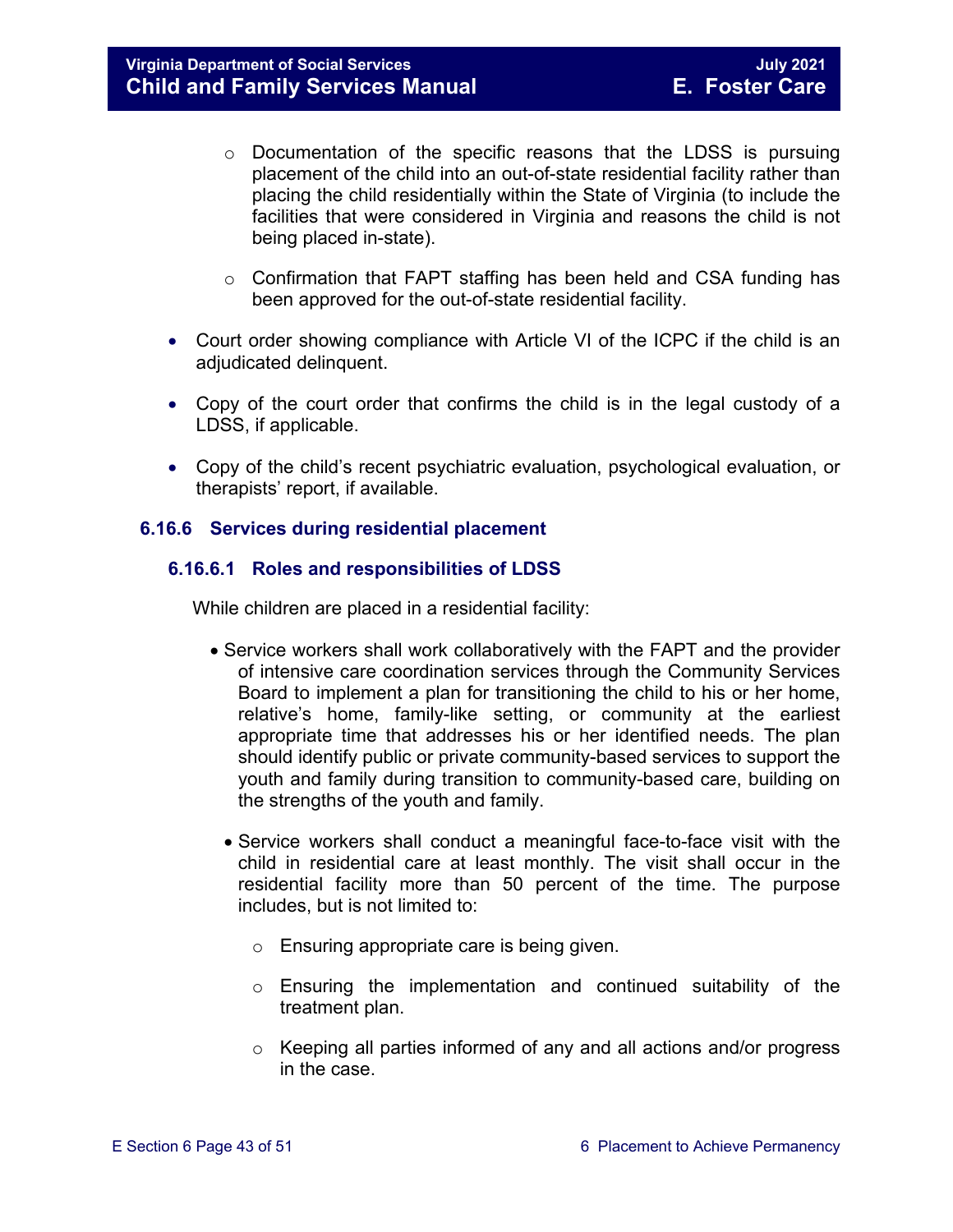- Documentation of the specific reasons that the LDSS is pursuing placement of the child into an out-of-state residential facility rather than placing the child residentially within the State of Virginia (to include the facilities that were considered in Virginia and reasons the child is not being placed in-state).

  - Confirmation that FAPT staffing has been held and CSA funding has been approved for the out-of-state residential facility.

- Court order showing compliance with Article VI of the ICPC if the child is an adjudicated delinquent.

- Copy of the court order that confirms the child is in the legal custody of a LDSS, if applicable.

- Copy of the child's recent psychiatric evaluation, psychological evaluation, or therapists' report, if available.

### 6.16.6 Services during residential placement

#### 6.16.6.1 Roles and responsibilities of LDSS

While children are placed in a residential facility:

- Service workers shall work collaboratively with the FAPT and the provider of intensive care coordination services through the Community Services Board to implement a plan for transitioning the child to his or her home, relative's home, family-like setting, or community at the earliest appropriate time that addresses his or her identified needs. The plan should identify public or private community-based services to support the youth and family during transition to community-based care, building on the strengths of the youth and family.

- Service workers shall conduct a meaningful face-to-face visit with the child in residential care at least monthly. The visit shall occur in the residential facility more than 50 percent of the time. The purpose includes, but is not limited to:

  - Ensuring appropriate care is being given.

  - Ensuring the implementation and continued suitability of the treatment plan.

  - Keeping all parties informed of any and all actions and/or progress in the case.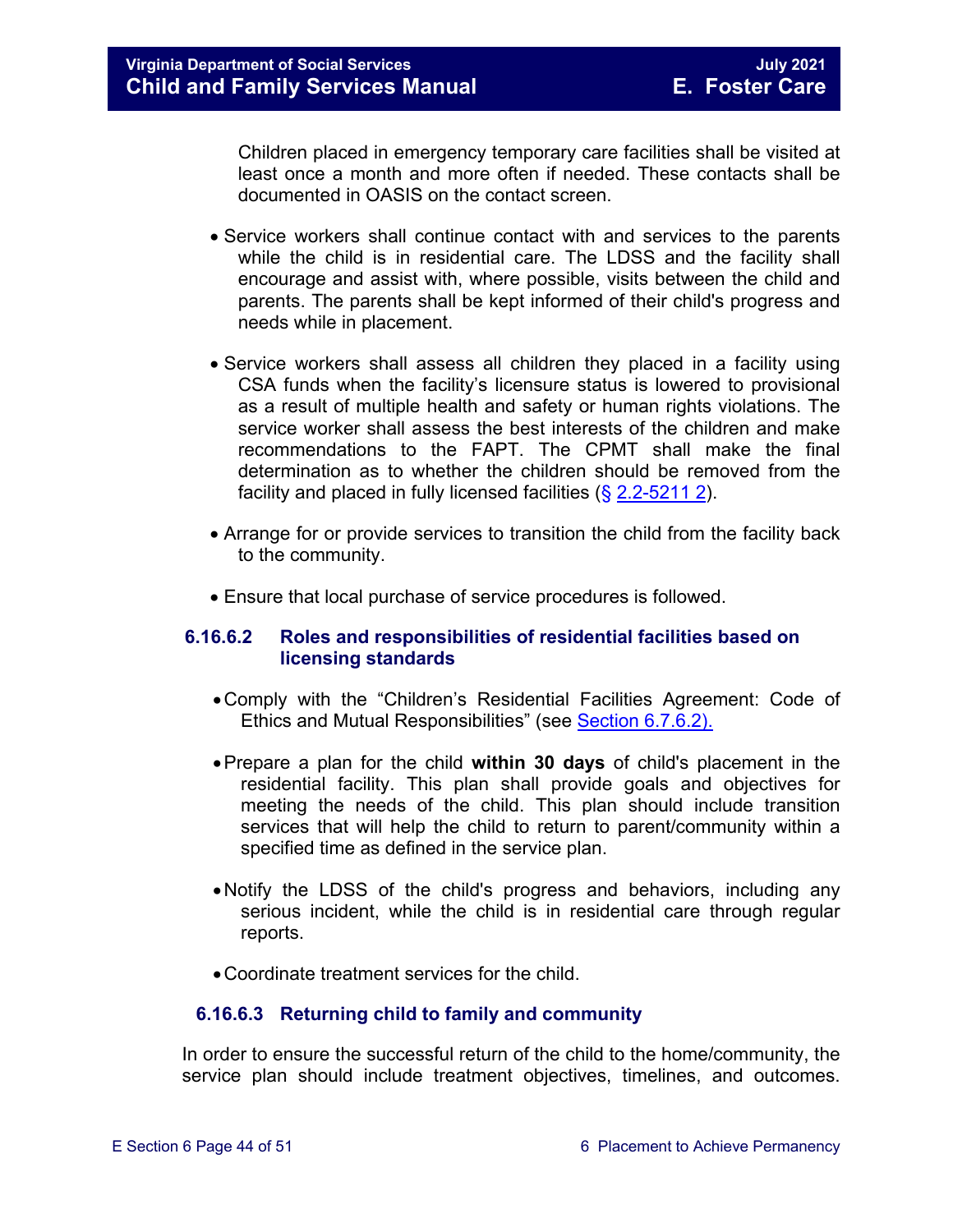Children placed in emergency temporary care facilities shall be visited at least once a month and more often if needed. These contacts shall be documented in OASIS on the contact screen.

- Service workers shall continue contact with and services to the parents while the child is in residential care. The LDSS and the facility shall encourage and assist with, where possible, visits between the child and parents. The parents shall be kept informed of their child's progress and needs while in placement.

- Service workers shall assess all children they placed in a facility using CSA funds when the facility's licensure status is lowered to provisional as a result of multiple health and safety or human rights violations. The service worker shall assess the best interests of the children and make recommendations to the FAPT. The CPMT shall make the final determination as to whether the children should be removed from the facility and placed in fully licensed facilities (§ 2.2-5211 2).

- Arrange for or provide services to transition the child from the facility back to the community.

- Ensure that local purchase of service procedures is followed.

#### 6.16.6.2 Roles and responsibilities of residential facilities based on licensing standards

- Comply with the "Children's Residential Facilities Agreement: Code of Ethics and Mutual Responsibilities" (see Section 6.7.6.2).

- Prepare a plan for the child **within 30 days** of child's placement in the residential facility. This plan shall provide goals and objectives for meeting the needs of the child. This plan should include transition services that will help the child to return to parent/community within a specified time as defined in the service plan.

- Notify the LDSS of the child's progress and behaviors, including any serious incident, while the child is in residential care through regular reports.

- Coordinate treatment services for the child.

#### 6.16.6.3 Returning child to family and community

In order to ensure the successful return of the child to the home/community, the service plan should include treatment objectives, timelines, and outcomes.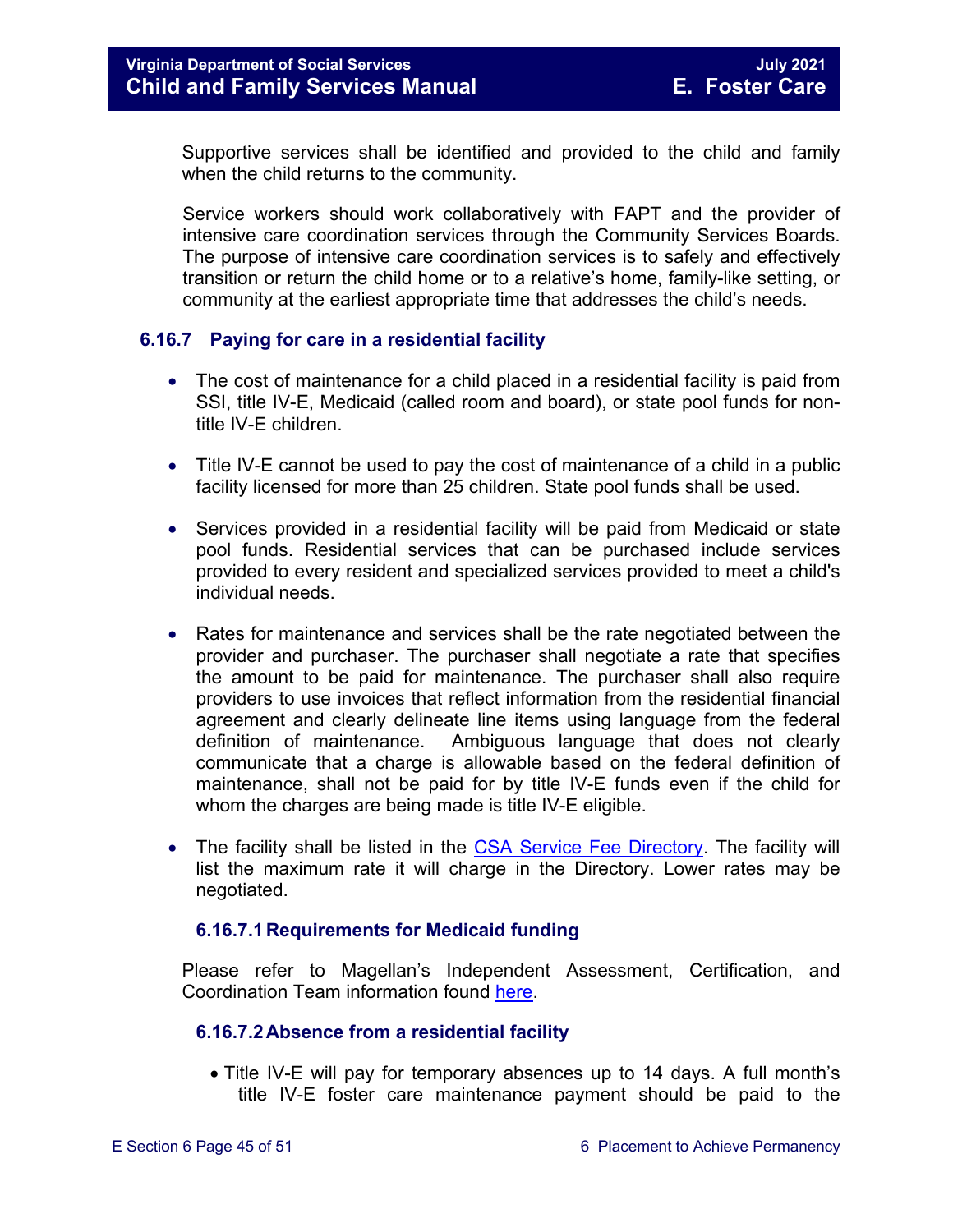Supportive services shall be identified and provided to the child and family when the child returns to the community.

Service workers should work collaboratively with FAPT and the provider of intensive care coordination services through the Community Services Boards. The purpose of intensive care coordination services is to safely and effectively transition or return the child home or to a relative's home, family-like setting, or community at the earliest appropriate time that addresses the child's needs.

### 6.16.7 Paying for care in a residential facility

- The cost of maintenance for a child placed in a residential facility is paid from SSI, title IV-E, Medicaid (called room and board), or state pool funds for non-title IV-E children.
- Title IV-E cannot be used to pay the cost of maintenance of a child in a public facility licensed for more than 25 children. State pool funds shall be used.
- Services provided in a residential facility will be paid from Medicaid or state pool funds. Residential services that can be purchased include services provided to every resident and specialized services provided to meet a child's individual needs.
- Rates for maintenance and services shall be the rate negotiated between the provider and purchaser. The purchaser shall negotiate a rate that specifies the amount to be paid for maintenance. The purchaser shall also require providers to use invoices that reflect information from the residential financial agreement and clearly delineate line items using language from the federal definition of maintenance. Ambiguous language that does not clearly communicate that a charge is allowable based on the federal definition of maintenance, shall not be paid for by title IV-E funds even if the child for whom the charges are being made is title IV-E eligible.
- The facility shall be listed in the CSA Service Fee Directory. The facility will list the maximum rate it will charge in the Directory. Lower rates may be negotiated.

#### 6.16.7.1 Requirements for Medicaid funding

Please refer to Magellan's Independent Assessment, Certification, and Coordination Team information found here.

#### 6.16.7.2 Absence from a residential facility

- Title IV-E will pay for temporary absences up to 14 days. A full month's title IV-E foster care maintenance payment should be paid to the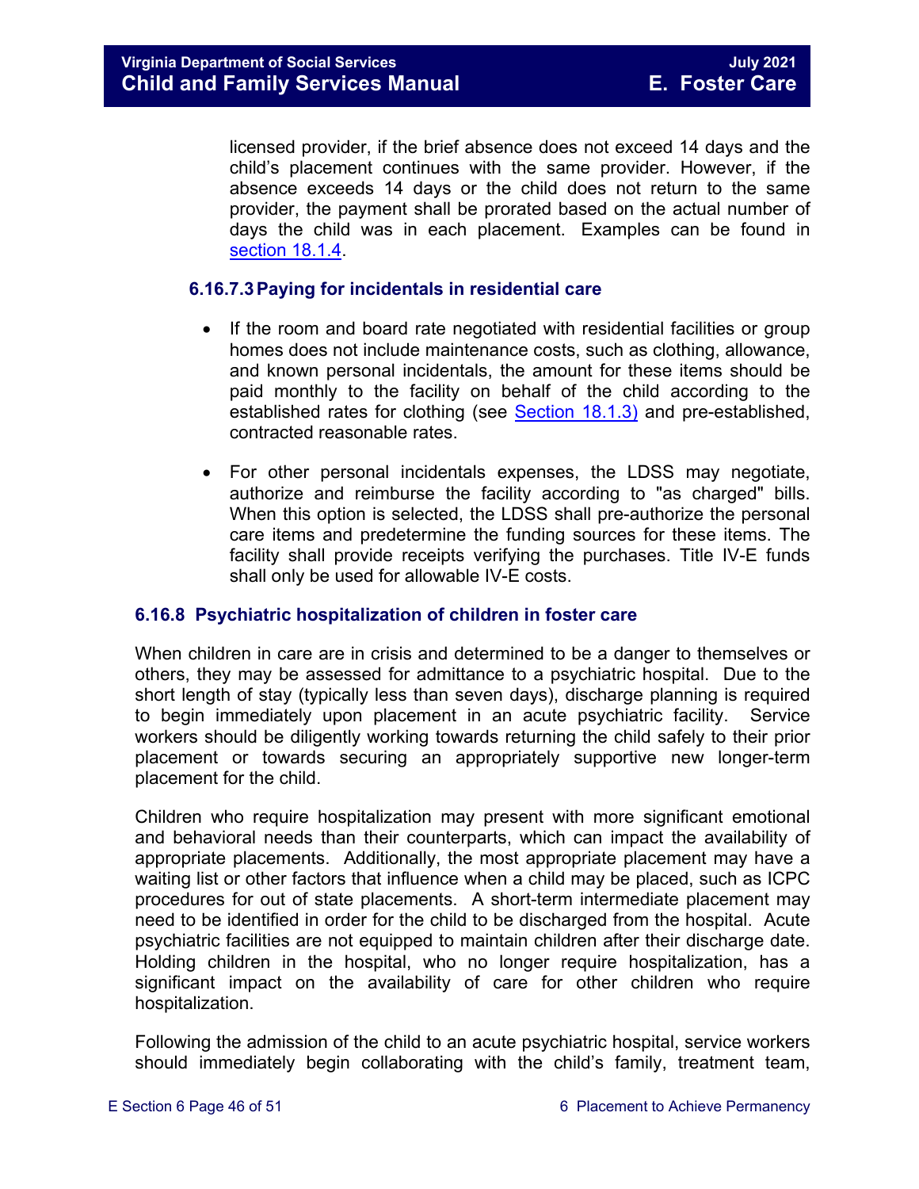licensed provider, if the brief absence does not exceed 14 days and the child's placement continues with the same provider. However, if the absence exceeds 14 days or the child does not return to the same provider, the payment shall be prorated based on the actual number of days the child was in each placement. Examples can be found in section 18.1.4.

#### 6.16.7.3 Paying for incidentals in residential care

- If the room and board rate negotiated with residential facilities or group homes does not include maintenance costs, such as clothing, allowance, and known personal incidentals, the amount for these items should be paid monthly to the facility on behalf of the child according to the established rates for clothing (see Section 18.1.3) and pre-established, contracted reasonable rates.

- For other personal incidentals expenses, the LDSS may negotiate, authorize and reimburse the facility according to "as charged" bills. When this option is selected, the LDSS shall pre-authorize the personal care items and predetermine the funding sources for these items. The facility shall provide receipts verifying the purchases. Title IV-E funds shall only be used for allowable IV-E costs.

### 6.16.8 Psychiatric hospitalization of children in foster care

When children in care are in crisis and determined to be a danger to themselves or others, they may be assessed for admittance to a psychiatric hospital. Due to the short length of stay (typically less than seven days), discharge planning is required to begin immediately upon placement in an acute psychiatric facility. Service workers should be diligently working towards returning the child safely to their prior placement or towards securing an appropriately supportive new longer-term placement for the child.

Children who require hospitalization may present with more significant emotional and behavioral needs than their counterparts, which can impact the availability of appropriate placements. Additionally, the most appropriate placement may have a waiting list or other factors that influence when a child may be placed, such as ICPC procedures for out of state placements. A short-term intermediate placement may need to be identified in order for the child to be discharged from the hospital. Acute psychiatric facilities are not equipped to maintain children after their discharge date. Holding children in the hospital, who no longer require hospitalization, has a significant impact on the availability of care for other children who require hospitalization.

Following the admission of the child to an acute psychiatric hospital, service workers should immediately begin collaborating with the child's family, treatment team,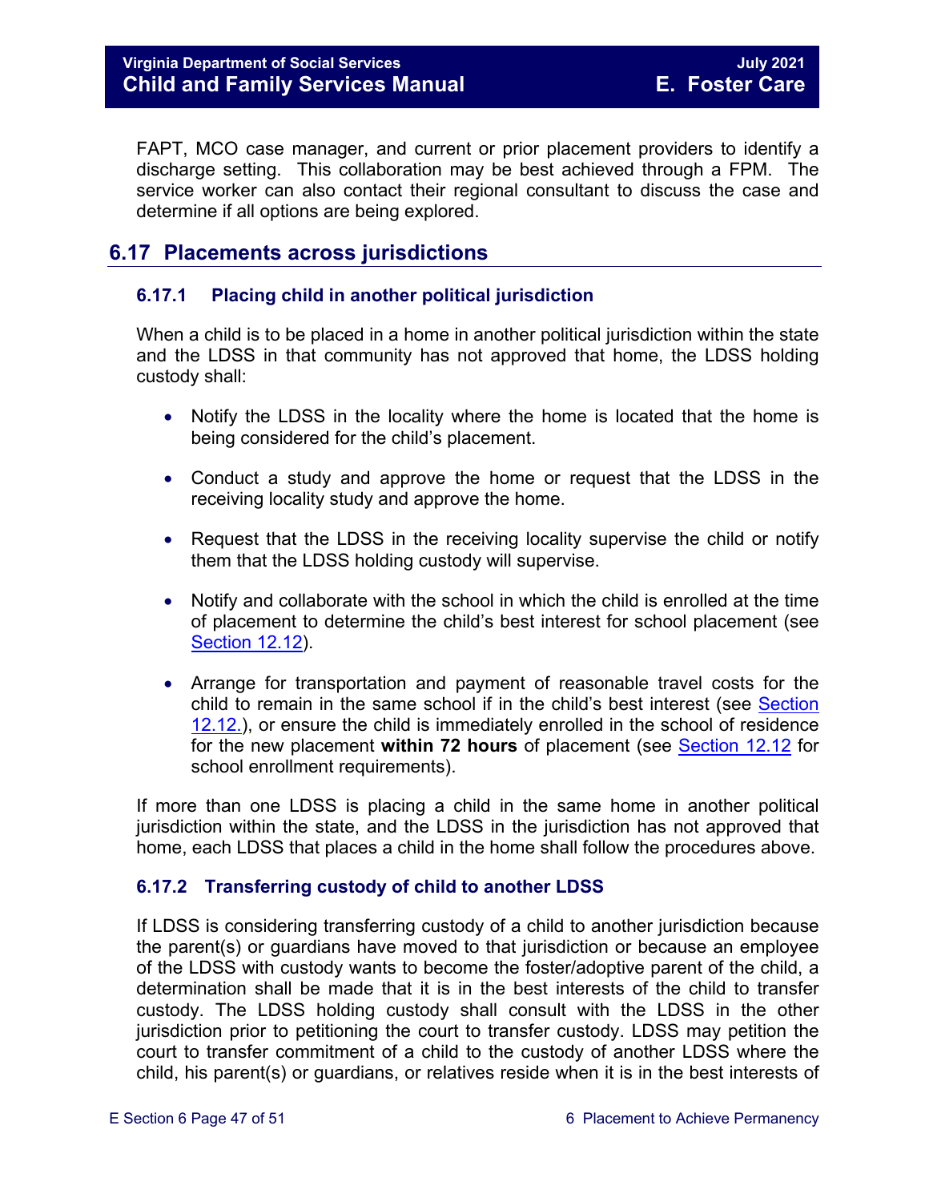FAPT, MCO case manager, and current or prior placement providers to identify a discharge setting. This collaboration may be best achieved through a FPM. The service worker can also contact their regional consultant to discuss the case and determine if all options are being explored.

## 6.17 Placements across jurisdictions

### 6.17.1 Placing child in another political jurisdiction

When a child is to be placed in a home in another political jurisdiction within the state and the LDSS in that community has not approved that home, the LDSS holding custody shall:

- Notify the LDSS in the locality where the home is located that the home is being considered for the child's placement.
- Conduct a study and approve the home or request that the LDSS in the receiving locality study and approve the home.
- Request that the LDSS in the receiving locality supervise the child or notify them that the LDSS holding custody will supervise.
- Notify and collaborate with the school in which the child is enrolled at the time of placement to determine the child's best interest for school placement (see Section 12.12).
- Arrange for transportation and payment of reasonable travel costs for the child to remain in the same school if in the child's best interest (see Section 12.12.), or ensure the child is immediately enrolled in the school of residence for the new placement **within 72 hours** of placement (see Section 12.12 for school enrollment requirements).

If more than one LDSS is placing a child in the same home in another political jurisdiction within the state, and the LDSS in the jurisdiction has not approved that home, each LDSS that places a child in the home shall follow the procedures above.

### 6.17.2 Transferring custody of child to another LDSS

If LDSS is considering transferring custody of a child to another jurisdiction because the parent(s) or guardians have moved to that jurisdiction or because an employee of the LDSS with custody wants to become the foster/adoptive parent of the child, a determination shall be made that it is in the best interests of the child to transfer custody. The LDSS holding custody shall consult with the LDSS in the other jurisdiction prior to petitioning the court to transfer custody. LDSS may petition the court to transfer commitment of a child to the custody of another LDSS where the child, his parent(s) or guardians, or relatives reside when it is in the best interests of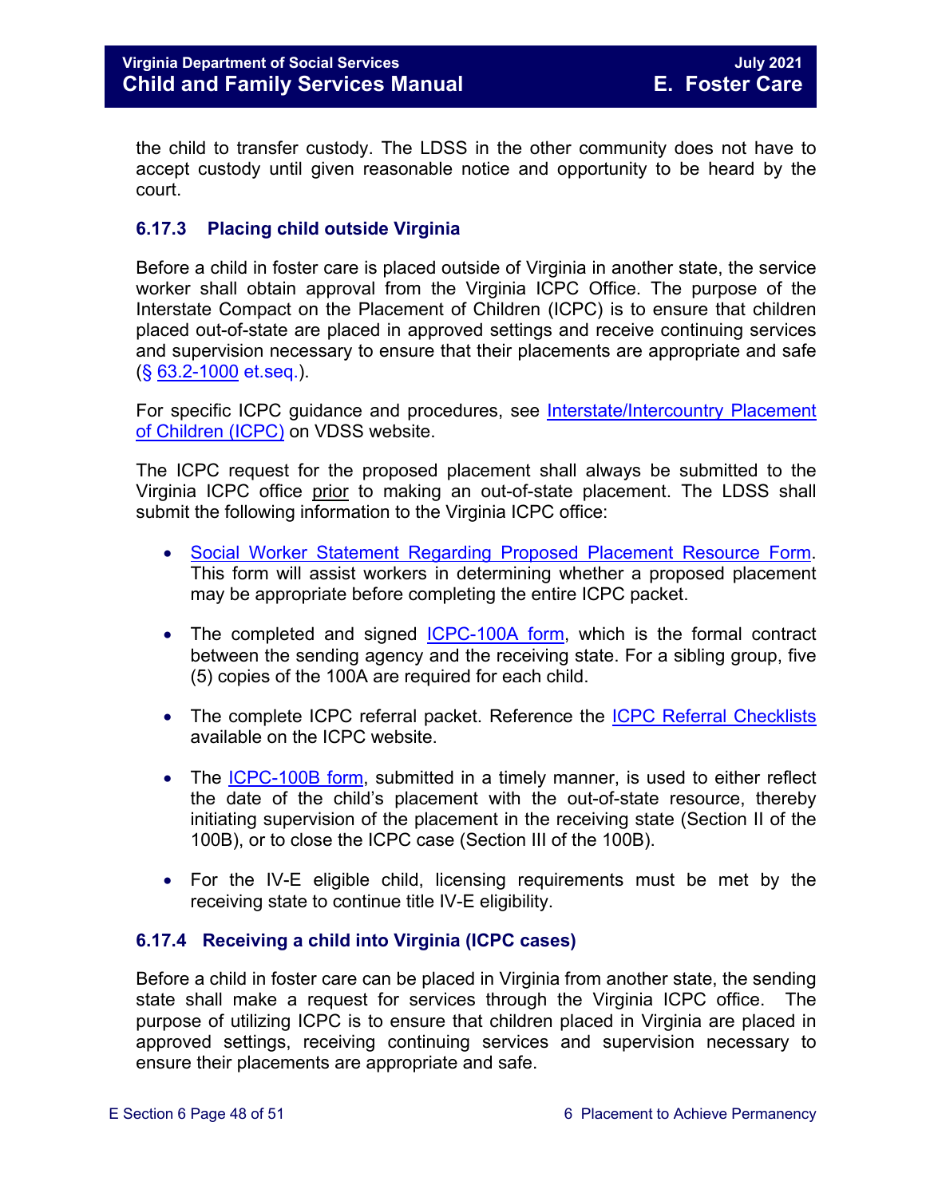the child to transfer custody. The LDSS in the other community does not have to accept custody until given reasonable notice and opportunity to be heard by the court.

### 6.17.3 Placing child outside Virginia

Before a child in foster care is placed outside of Virginia in another state, the service worker shall obtain approval from the Virginia ICPC Office. The purpose of the Interstate Compact on the Placement of Children (ICPC) is to ensure that children placed out-of-state are placed in approved settings and receive continuing services and supervision necessary to ensure that their placements are appropriate and safe (§ 63.2-1000 et.seq.).

For specific ICPC guidance and procedures, see Interstate/Intercountry Placement of Children (ICPC) on VDSS website.

The ICPC request for the proposed placement shall always be submitted to the Virginia ICPC office prior to making an out-of-state placement. The LDSS shall submit the following information to the Virginia ICPC office:

- Social Worker Statement Regarding Proposed Placement Resource Form. This form will assist workers in determining whether a proposed placement may be appropriate before completing the entire ICPC packet.
- The completed and signed ICPC-100A form, which is the formal contract between the sending agency and the receiving state. For a sibling group, five (5) copies of the 100A are required for each child.
- The complete ICPC referral packet. Reference the ICPC Referral Checklists available on the ICPC website.
- The ICPC-100B form, submitted in a timely manner, is used to either reflect the date of the child's placement with the out-of-state resource, thereby initiating supervision of the placement in the receiving state (Section II of the 100B), or to close the ICPC case (Section III of the 100B).
- For the IV-E eligible child, licensing requirements must be met by the receiving state to continue title IV-E eligibility.

### 6.17.4 Receiving a child into Virginia (ICPC cases)

Before a child in foster care can be placed in Virginia from another state, the sending state shall make a request for services through the Virginia ICPC office. The purpose of utilizing ICPC is to ensure that children placed in Virginia are placed in approved settings, receiving continuing services and supervision necessary to ensure their placements are appropriate and safe.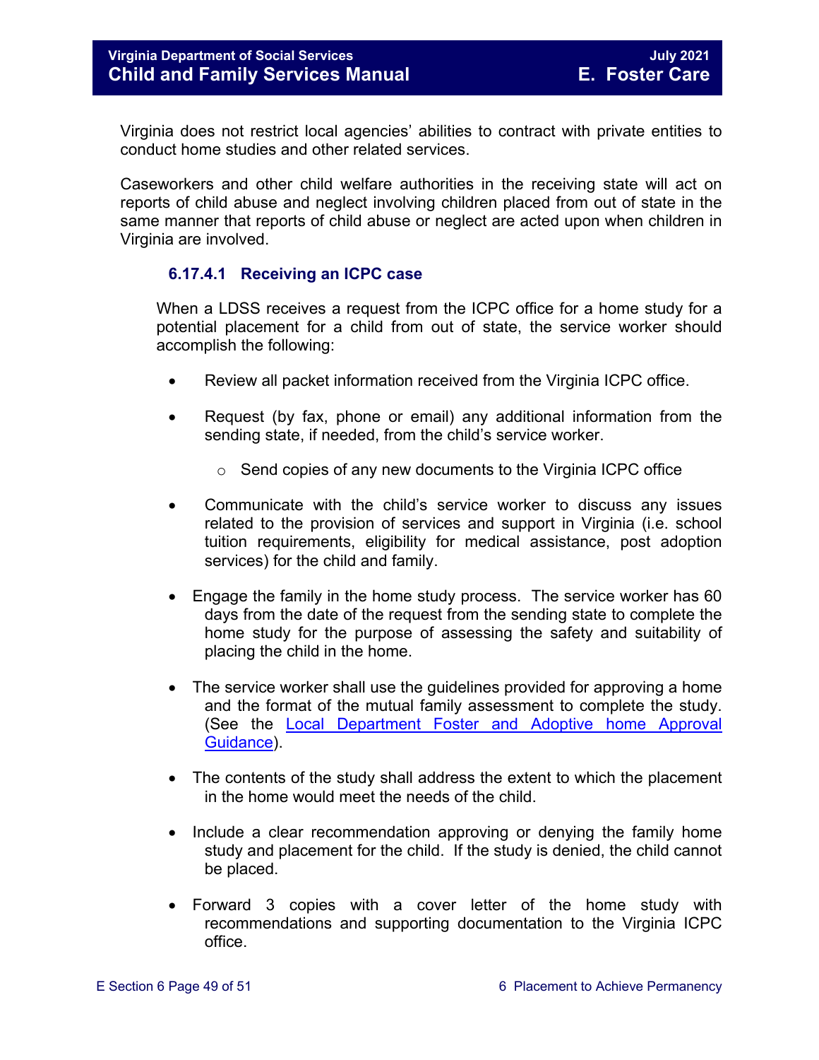Virginia does not restrict local agencies' abilities to contract with private entities to conduct home studies and other related services.

Caseworkers and other child welfare authorities in the receiving state will act on reports of child abuse and neglect involving children placed from out of state in the same manner that reports of child abuse or neglect are acted upon when children in Virginia are involved.

#### 6.17.4.1 Receiving an ICPC case

When a LDSS receives a request from the ICPC office for a home study for a potential placement for a child from out of state, the service worker should accomplish the following:

- Review all packet information received from the Virginia ICPC office.
- Request (by fax, phone or email) any additional information from the sending state, if needed, from the child's service worker.
  - Send copies of any new documents to the Virginia ICPC office
- Communicate with the child's service worker to discuss any issues related to the provision of services and support in Virginia (i.e. school tuition requirements, eligibility for medical assistance, post adoption services) for the child and family.
- Engage the family in the home study process. The service worker has 60 days from the date of the request from the sending state to complete the home study for the purpose of assessing the safety and suitability of placing the child in the home.
- The service worker shall use the guidelines provided for approving a home and the format of the mutual family assessment to complete the study. (See the [Local Department Foster and Adoptive home Approval Guidance](#)).
- The contents of the study shall address the extent to which the placement in the home would meet the needs of the child.
- Include a clear recommendation approving or denying the family home study and placement for the child. If the study is denied, the child cannot be placed.
- Forward 3 copies with a cover letter of the home study with recommendations and supporting documentation to the Virginia ICPC office.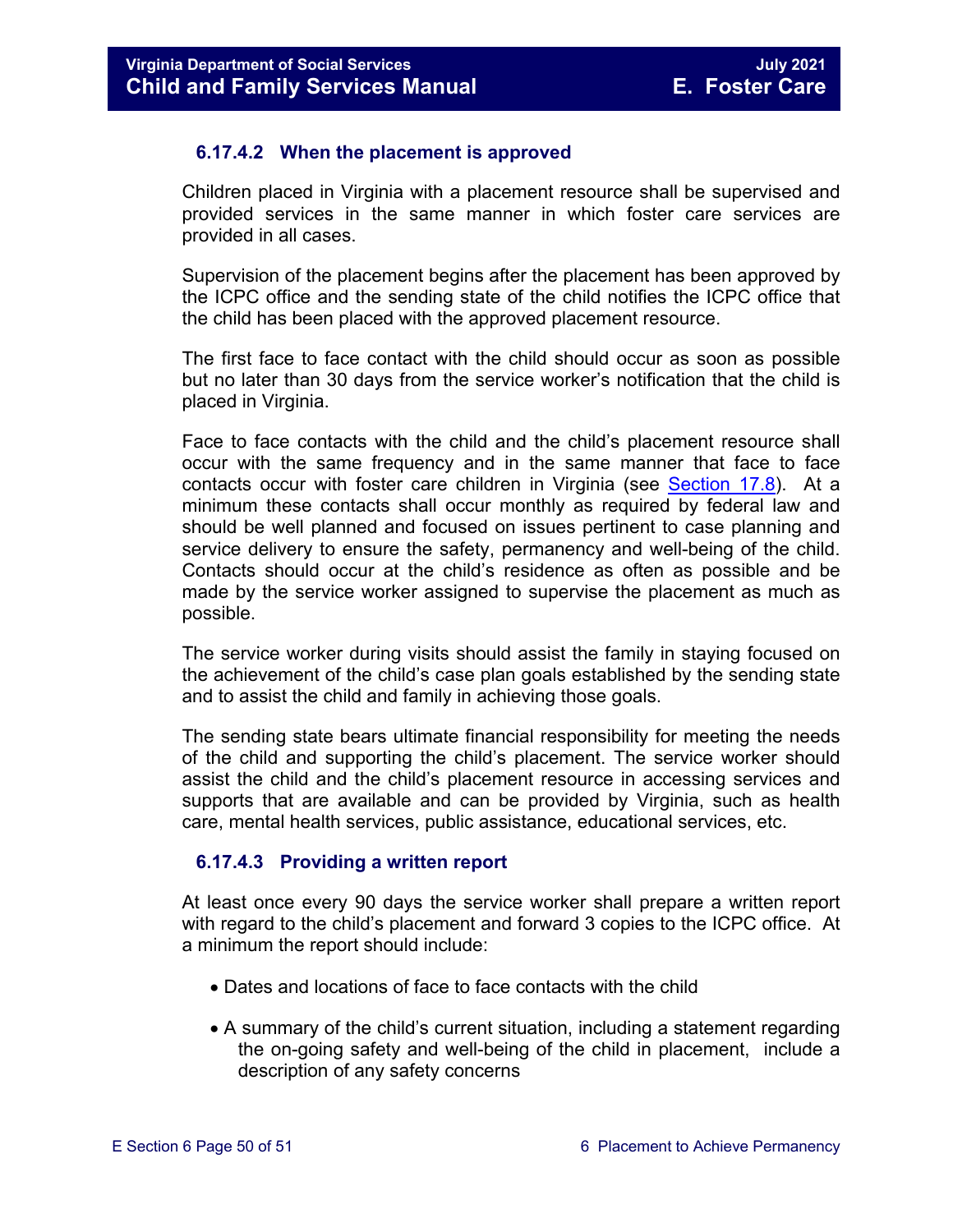### 6.17.4.2 When the placement is approved

Children placed in Virginia with a placement resource shall be supervised and provided services in the same manner in which foster care services are provided in all cases.

Supervision of the placement begins after the placement has been approved by the ICPC office and the sending state of the child notifies the ICPC office that the child has been placed with the approved placement resource.

The first face to face contact with the child should occur as soon as possible but no later than 30 days from the service worker's notification that the child is placed in Virginia.

Face to face contacts with the child and the child's placement resource shall occur with the same frequency and in the same manner that face to face contacts occur with foster care children in Virginia (see Section 17.8). At a minimum these contacts shall occur monthly as required by federal law and should be well planned and focused on issues pertinent to case planning and service delivery to ensure the safety, permanency and well-being of the child. Contacts should occur at the child's residence as often as possible and be made by the service worker assigned to supervise the placement as much as possible.

The service worker during visits should assist the family in staying focused on the achievement of the child's case plan goals established by the sending state and to assist the child and family in achieving those goals.

The sending state bears ultimate financial responsibility for meeting the needs of the child and supporting the child's placement. The service worker should assist the child and the child's placement resource in accessing services and supports that are available and can be provided by Virginia, such as health care, mental health services, public assistance, educational services, etc.

### 6.17.4.3 Providing a written report

At least once every 90 days the service worker shall prepare a written report with regard to the child's placement and forward 3 copies to the ICPC office. At a minimum the report should include:

- Dates and locations of face to face contacts with the child
- A summary of the child's current situation, including a statement regarding the on-going safety and well-being of the child in placement, include a description of any safety concerns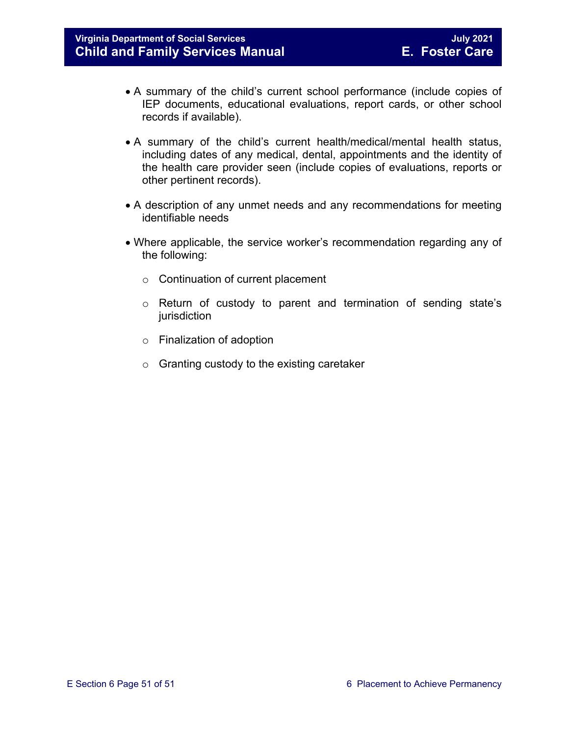- A summary of the child's current school performance (include copies of IEP documents, educational evaluations, report cards, or other school records if available).

- A summary of the child's current health/medical/mental health status, including dates of any medical, dental, appointments and the identity of the health care provider seen (include copies of evaluations, reports or other pertinent records).

- A description of any unmet needs and any recommendations for meeting identifiable needs

- Where applicable, the service worker's recommendation regarding any of the following:

  - Continuation of current placement

  - Return of custody to parent and termination of sending state's jurisdiction

  - Finalization of adoption

  - Granting custody to the existing caretaker